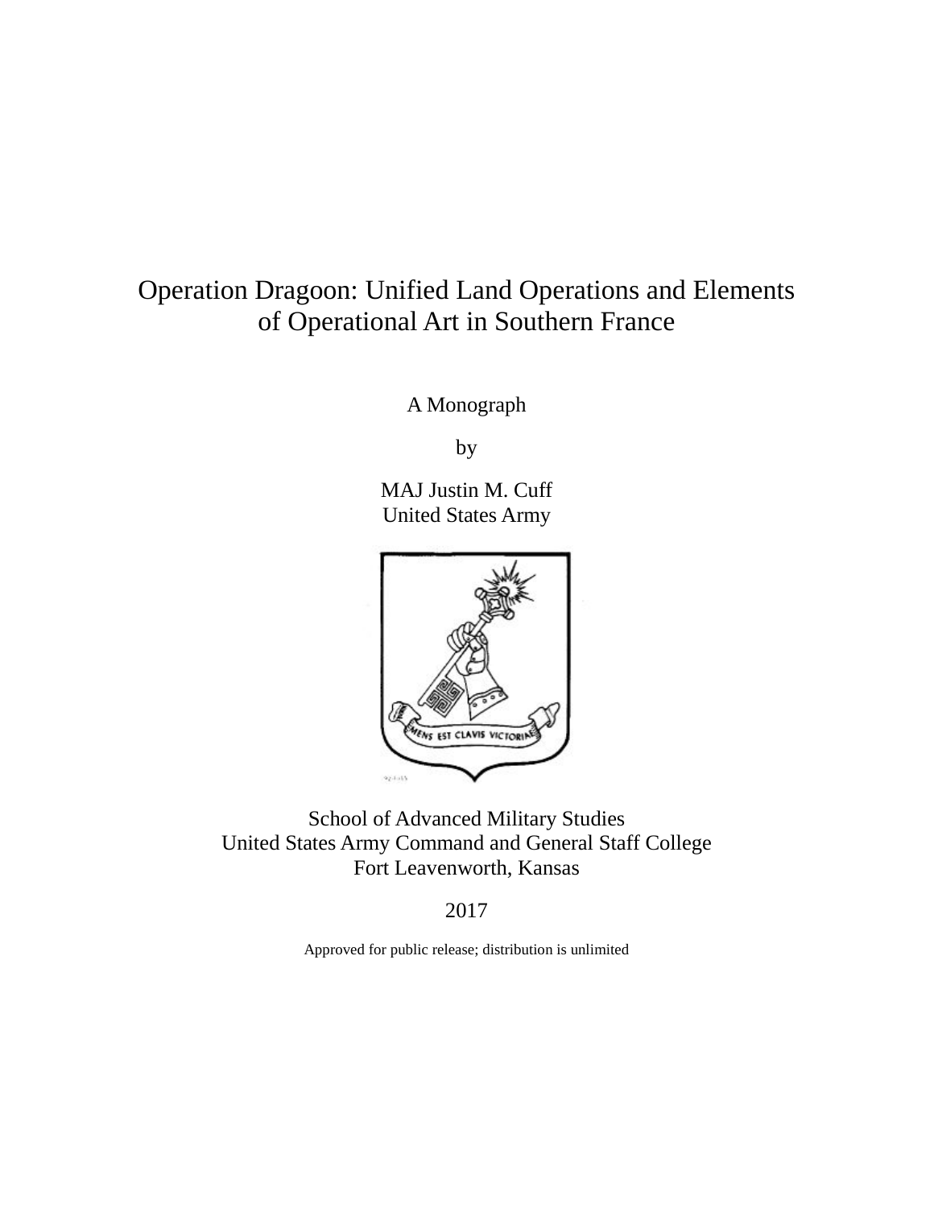# Operation Dragoon: Unified Land Operations and Elements of Operational Art in Southern France

A Monograph

by

MAJ Justin M. Cuff
United States Army

School of Advanced Military Studies
United States Army Command and General Staff College
Fort Leavenworth, Kansas

2017

Approved for public release; distribution is unlimited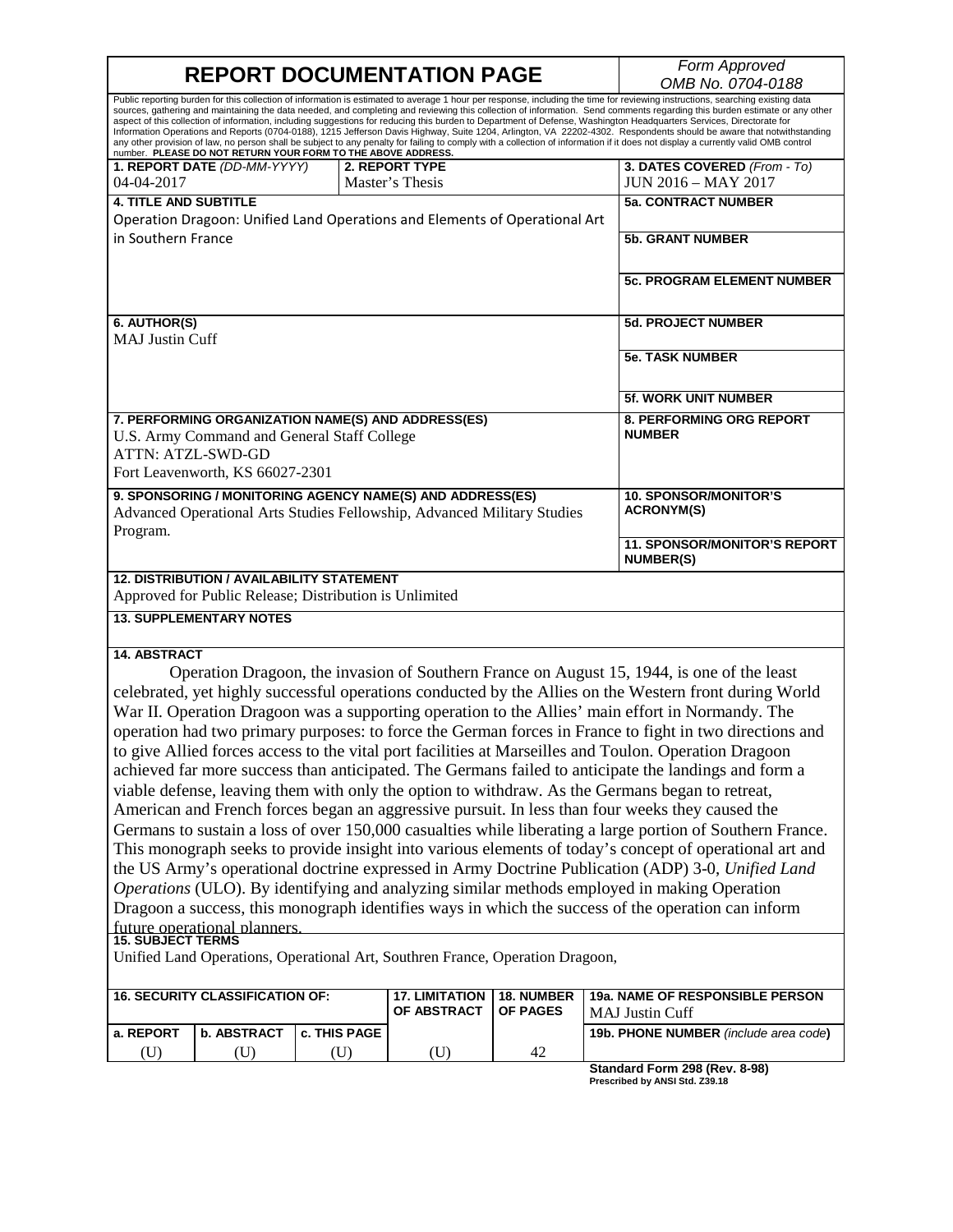# REPORT DOCUMENTATION PAGE

*Form Approved OMB No. 0704-0188*

Public reporting burden for this collection of information is estimated to average 1 hour per response, including the time for reviewing instructions, searching existing data sources, gathering and maintaining the data needed, and completing and reviewing this collection of information. Send comments regarding this burden estimate or any other aspect of this collection of information, including suggestions for reducing this burden to Department of Defense, Washington Headquarters Services, Directorate for Information Operations and Reports (0704-0188), 1215 Jefferson Davis Highway, Suite 1204, Arlington, VA 22202-4302. Respondents should be aware that notwithstanding any other provision of law, no person shall be subject to any penalty for failing to comply with a collection of information if it does not display a currently valid OMB control number. **PLEASE DO NOT RETURN YOUR FORM TO THE ABOVE ADDRESS.**

| 1. REPORT DATE *(DD-MM-YYYY)* | 2. REPORT TYPE | 3. DATES COVERED *(From - To)* |
|---|---|---|
| 04-04-2017 | Master's Thesis | JUN 2016 – MAY 2017 |

**4. TITLE AND SUBTITLE**
Operation Dragoon: Unified Land Operations and Elements of Operational Art in Southern France

**5a. CONTRACT NUMBER**

**5b. GRANT NUMBER**

**5c. PROGRAM ELEMENT NUMBER**

**6. AUTHOR(S)**
MAJ Justin Cuff

**5d. PROJECT NUMBER**

**5e. TASK NUMBER**

**5f. WORK UNIT NUMBER**

**7. PERFORMING ORGANIZATION NAME(S) AND ADDRESS(ES)**
U.S. Army Command and General Staff College
ATTN: ATZL-SWD-GD
Fort Leavenworth, KS 66027-2301

**8. PERFORMING ORG REPORT NUMBER**

**9. SPONSORING / MONITORING AGENCY NAME(S) AND ADDRESS(ES)**
Advanced Operational Arts Studies Fellowship, Advanced Military Studies Program.

**10. SPONSOR/MONITOR'S ACRONYM(S)**

**11. SPONSOR/MONITOR'S REPORT NUMBER(S)**

**12. DISTRIBUTION / AVAILABILITY STATEMENT**
Approved for Public Release; Distribution is Unlimited

**13. SUPPLEMENTARY NOTES**

**14. ABSTRACT**

Operation Dragoon, the invasion of Southern France on August 15, 1944, is one of the least celebrated, yet highly successful operations conducted by the Allies on the Western front during World War II. Operation Dragoon was a supporting operation to the Allies' main effort in Normandy. The operation had two primary purposes: to force the German forces in France to fight in two directions and to give Allied forces access to the vital port facilities at Marseilles and Toulon. Operation Dragoon achieved far more success than anticipated. The Germans failed to anticipate the landings and form a viable defense, leaving them with only the option to withdraw. As the Germans began to retreat, American and French forces began an aggressive pursuit. In less than four weeks they caused the Germans to sustain a loss of over 150,000 casualties while liberating a large portion of Southern France. This monograph seeks to provide insight into various elements of today's concept of operational art and the US Army's operational doctrine expressed in Army Doctrine Publication (ADP) 3-0, *Unified Land Operations* (ULO). By identifying and analyzing similar methods employed in making Operation Dragoon a success, this monograph identifies ways in which the success of the operation can inform future operational planners.

**15. SUBJECT TERMS**
Unified Land Operations, Operational Art, Southren France, Operation Dragoon,

| 16. SECURITY CLASSIFICATION OF: | | | 17. LIMITATION OF ABSTRACT | 18. NUMBER OF PAGES | 19a. NAME OF RESPONSIBLE PERSON |
|---|---|---|---|---|---|
| | | | | | MAJ Justin Cuff |
| a. REPORT | b. ABSTRACT | c. THIS PAGE | | | 19b. PHONE NUMBER *(include area code)* |
| (U) | (U) | (U) | (U) | 42 | |

**Standard Form 298 (Rev. 8-98)**
**Prescribed by ANSI Std. Z39.18**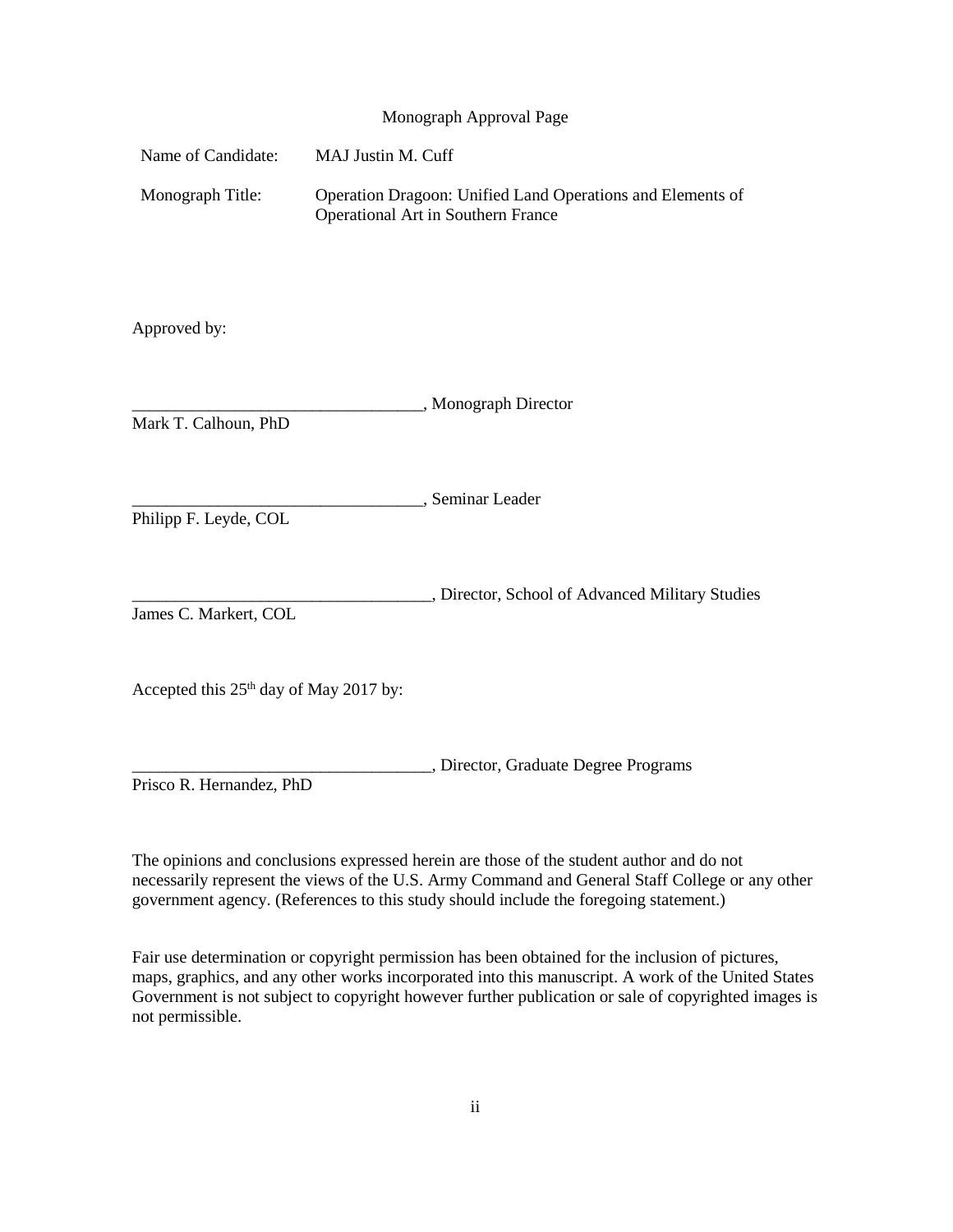Monograph Approval Page

Name of Candidate: MAJ Justin M. Cuff

Monograph Title: Operation Dragoon: Unified Land Operations and Elements of Operational Art in Southern France

Approved by:

__________________________________, Monograph Director
Mark T. Calhoun, PhD

__________________________________, Seminar Leader
Philipp F. Leyde, COL

___________________________________, Director, School of Advanced Military Studies
James C. Markert, COL

Accepted this 25th day of May 2017 by:

___________________________________, Director, Graduate Degree Programs
Prisco R. Hernandez, PhD

The opinions and conclusions expressed herein are those of the student author and do not necessarily represent the views of the U.S. Army Command and General Staff College or any other government agency. (References to this study should include the foregoing statement.)

Fair use determination or copyright permission has been obtained for the inclusion of pictures, maps, graphics, and any other works incorporated into this manuscript. A work of the United States Government is not subject to copyright however further publication or sale of copyrighted images is not permissible.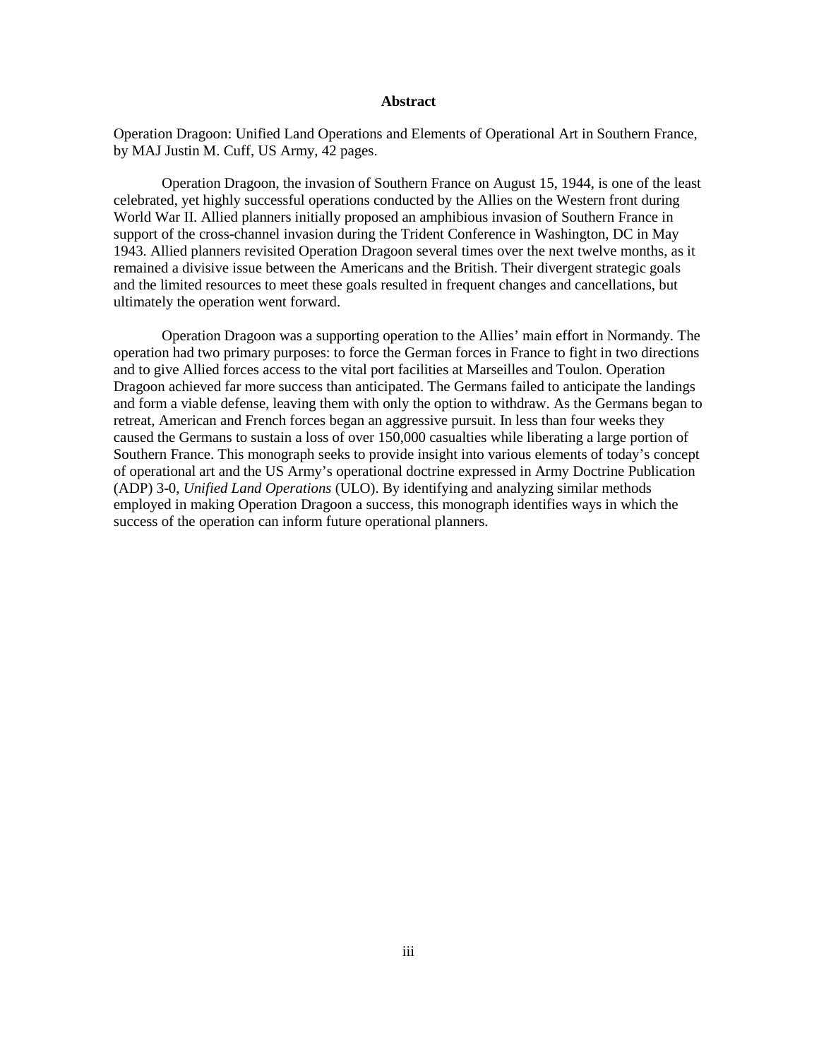# Abstract

Operation Dragoon: Unified Land Operations and Elements of Operational Art in Southern France, by MAJ Justin M. Cuff, US Army, 42 pages.

Operation Dragoon, the invasion of Southern France on August 15, 1944, is one of the least celebrated, yet highly successful operations conducted by the Allies on the Western front during World War II. Allied planners initially proposed an amphibious invasion of Southern France in support of the cross-channel invasion during the Trident Conference in Washington, DC in May 1943. Allied planners revisited Operation Dragoon several times over the next twelve months, as it remained a divisive issue between the Americans and the British. Their divergent strategic goals and the limited resources to meet these goals resulted in frequent changes and cancellations, but ultimately the operation went forward.

Operation Dragoon was a supporting operation to the Allies' main effort in Normandy. The operation had two primary purposes: to force the German forces in France to fight in two directions and to give Allied forces access to the vital port facilities at Marseilles and Toulon. Operation Dragoon achieved far more success than anticipated. The Germans failed to anticipate the landings and form a viable defense, leaving them with only the option to withdraw. As the Germans began to retreat, American and French forces began an aggressive pursuit. In less than four weeks they caused the Germans to sustain a loss of over 150,000 casualties while liberating a large portion of Southern France. This monograph seeks to provide insight into various elements of today's concept of operational art and the US Army's operational doctrine expressed in Army Doctrine Publication (ADP) 3-0, *Unified Land Operations* (ULO). By identifying and analyzing similar methods employed in making Operation Dragoon a success, this monograph identifies ways in which the success of the operation can inform future operational planners.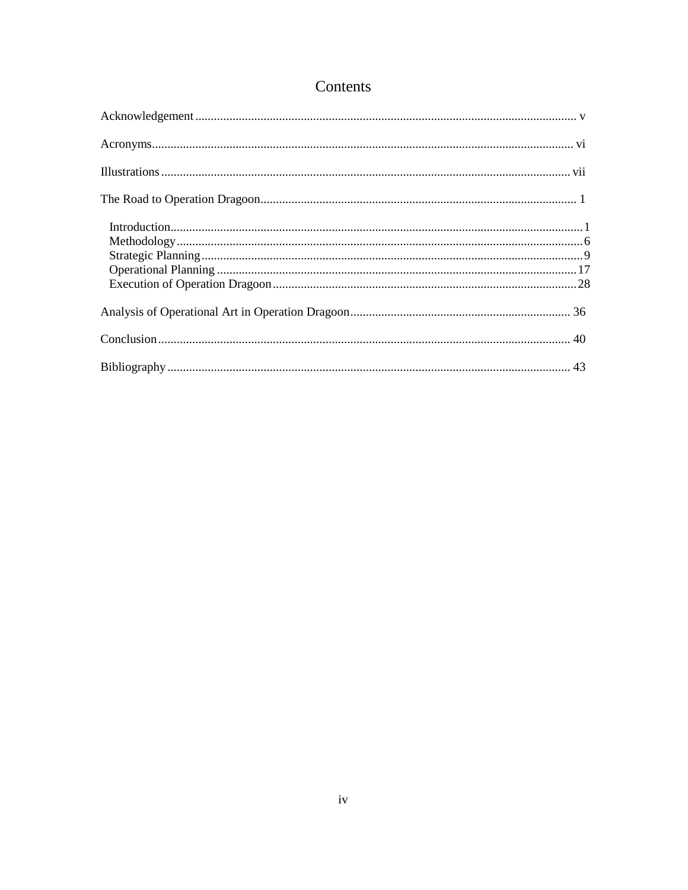# Contents

Acknowledgement .......... v

Acronyms .......... vi

Illustrations .......... vii

The Road to Operation Dragoon .......... 1

- Introduction .......... 1
- Methodology .......... 6
- Strategic Planning .......... 9
- Operational Planning .......... 17
- Execution of Operation Dragoon .......... 28

Analysis of Operational Art in Operation Dragoon .......... 36

Conclusion .......... 40

Bibliography .......... 43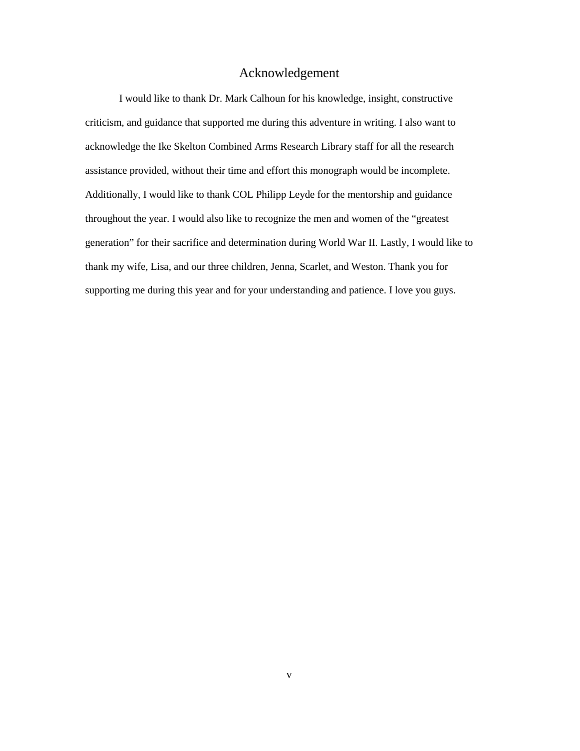# Acknowledgement

I would like to thank Dr. Mark Calhoun for his knowledge, insight, constructive criticism, and guidance that supported me during this adventure in writing. I also want to acknowledge the Ike Skelton Combined Arms Research Library staff for all the research assistance provided, without their time and effort this monograph would be incomplete. Additionally, I would like to thank COL Philipp Leyde for the mentorship and guidance throughout the year. I would also like to recognize the men and women of the "greatest generation" for their sacrifice and determination during World War II. Lastly, I would like to thank my wife, Lisa, and our three children, Jenna, Scarlet, and Weston. Thank you for supporting me during this year and for your understanding and patience. I love you guys.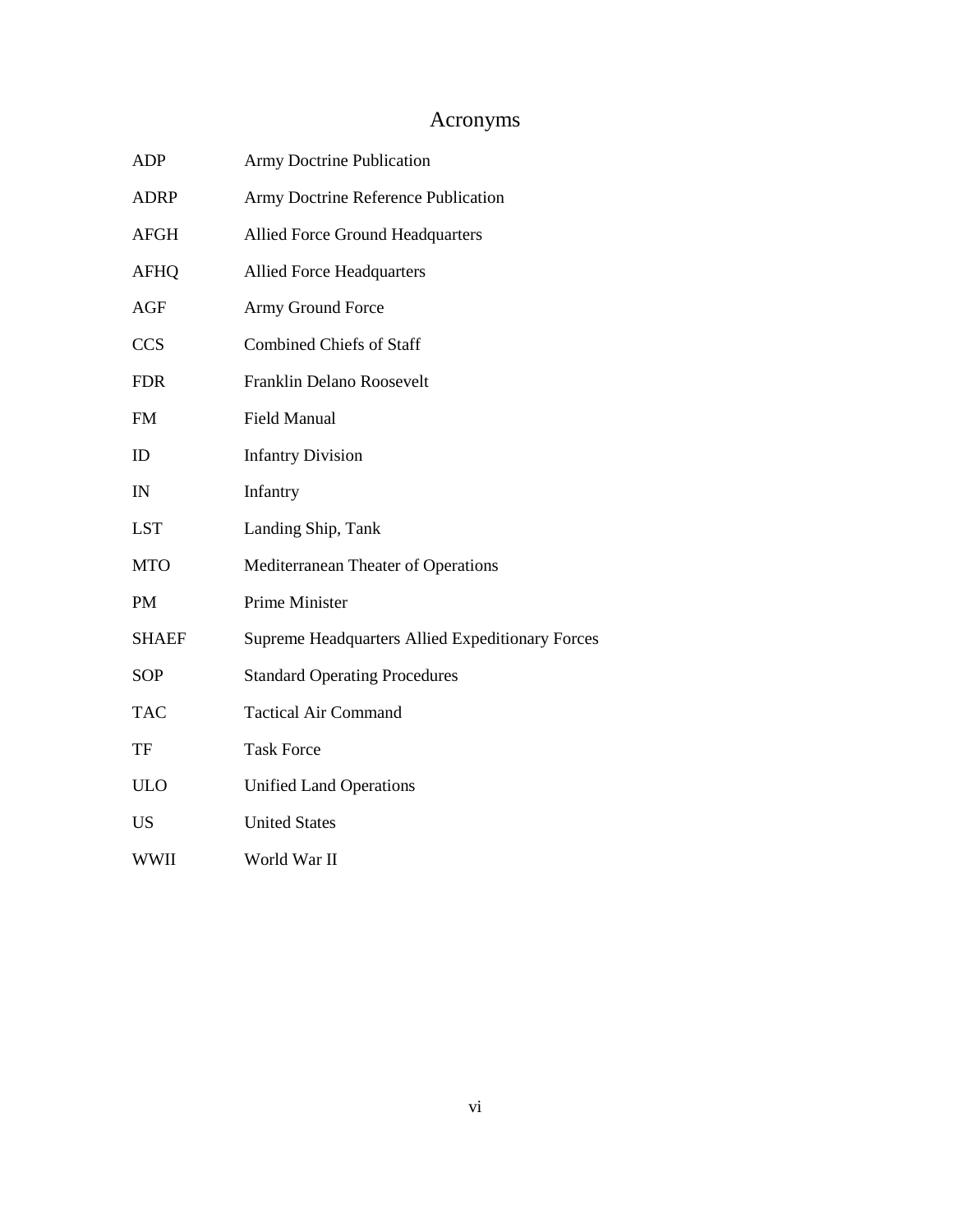# Acronyms

| | |
|---|---|
| ADP | Army Doctrine Publication |
| ADRP | Army Doctrine Reference Publication |
| AFGH | Allied Force Ground Headquarters |
| AFHQ | Allied Force Headquarters |
| AGF | Army Ground Force |
| CCS | Combined Chiefs of Staff |
| FDR | Franklin Delano Roosevelt |
| FM | Field Manual |
| ID | Infantry Division |
| IN | Infantry |
| LST | Landing Ship, Tank |
| MTO | Mediterranean Theater of Operations |
| PM | Prime Minister |
| SHAEF | Supreme Headquarters Allied Expeditionary Forces |
| SOP | Standard Operating Procedures |
| TAC | Tactical Air Command |
| TF | Task Force |
| ULO | Unified Land Operations |
| US | United States |
| WWII | World War II |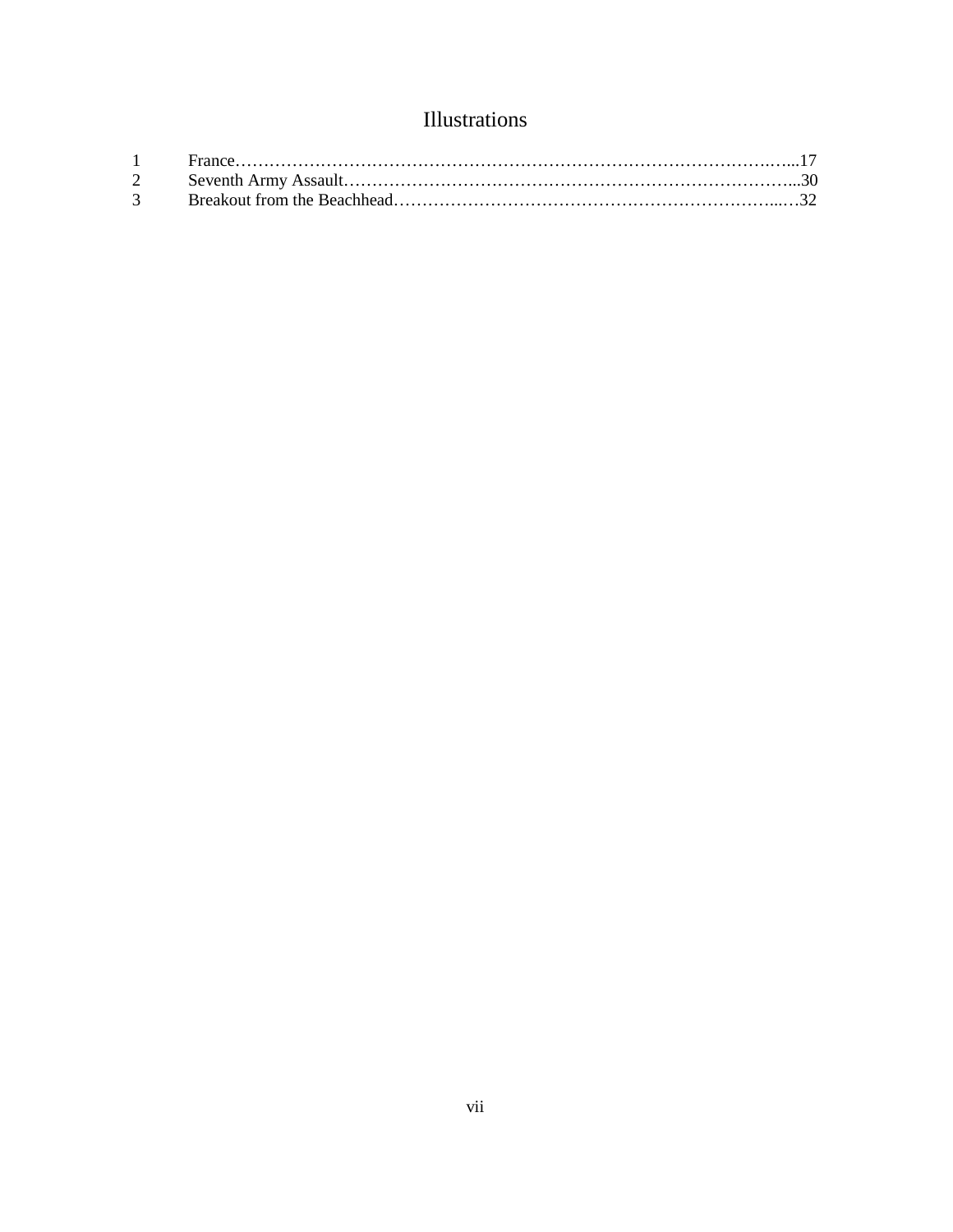# Illustrations

| | | |
|---|---|---|
| 1 | France | 17 |
| 2 | Seventh Army Assault | 30 |
| 3 | Breakout from the Beachhead | 32 |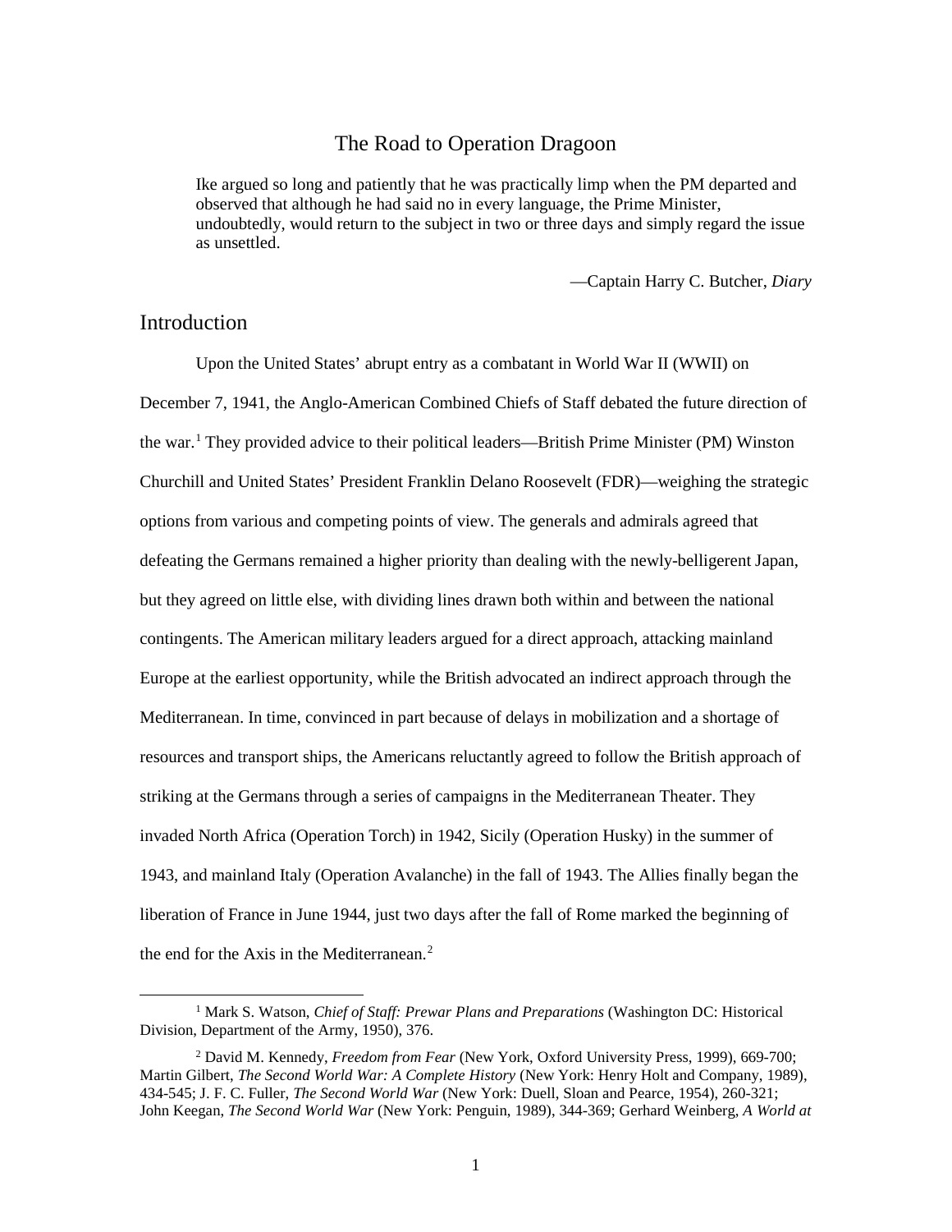# The Road to Operation Dragoon

> Ike argued so long and patiently that he was practically limp when the PM departed and observed that although he had said no in every language, the Prime Minister, undoubtedly, would return to the subject in two or three days and simply regard the issue as unsettled.
>
> —Captain Harry C. Butcher, *Diary*

## Introduction

Upon the United States' abrupt entry as a combatant in World War II (WWII) on December 7, 1941, the Anglo-American Combined Chiefs of Staff debated the future direction of the war.[1] They provided advice to their political leaders—British Prime Minister (PM) Winston Churchill and United States' President Franklin Delano Roosevelt (FDR)—weighing the strategic options from various and competing points of view. The generals and admirals agreed that defeating the Germans remained a higher priority than dealing with the newly-belligerent Japan, but they agreed on little else, with dividing lines drawn both within and between the national contingents. The American military leaders argued for a direct approach, attacking mainland Europe at the earliest opportunity, while the British advocated an indirect approach through the Mediterranean. In time, convinced in part because of delays in mobilization and a shortage of resources and transport ships, the Americans reluctantly agreed to follow the British approach of striking at the Germans through a series of campaigns in the Mediterranean Theater. They invaded North Africa (Operation Torch) in 1942, Sicily (Operation Husky) in the summer of 1943, and mainland Italy (Operation Avalanche) in the fall of 1943. The Allies finally began the liberation of France in June 1944, just two days after the fall of Rome marked the beginning of the end for the Axis in the Mediterranean.[2]

---

[1] Mark S. Watson, *Chief of Staff: Prewar Plans and Preparations* (Washington DC: Historical Division, Department of the Army, 1950), 376.

[2] David M. Kennedy, *Freedom from Fear* (New York, Oxford University Press, 1999), 669-700; Martin Gilbert, *The Second World War: A Complete History* (New York: Henry Holt and Company, 1989), 434-545; J. F. C. Fuller, *The Second World War* (New York: Duell, Sloan and Pearce, 1954), 260-321; John Keegan, *The Second World War* (New York: Penguin, 1989), 344-369; Gerhard Weinberg, *A World at*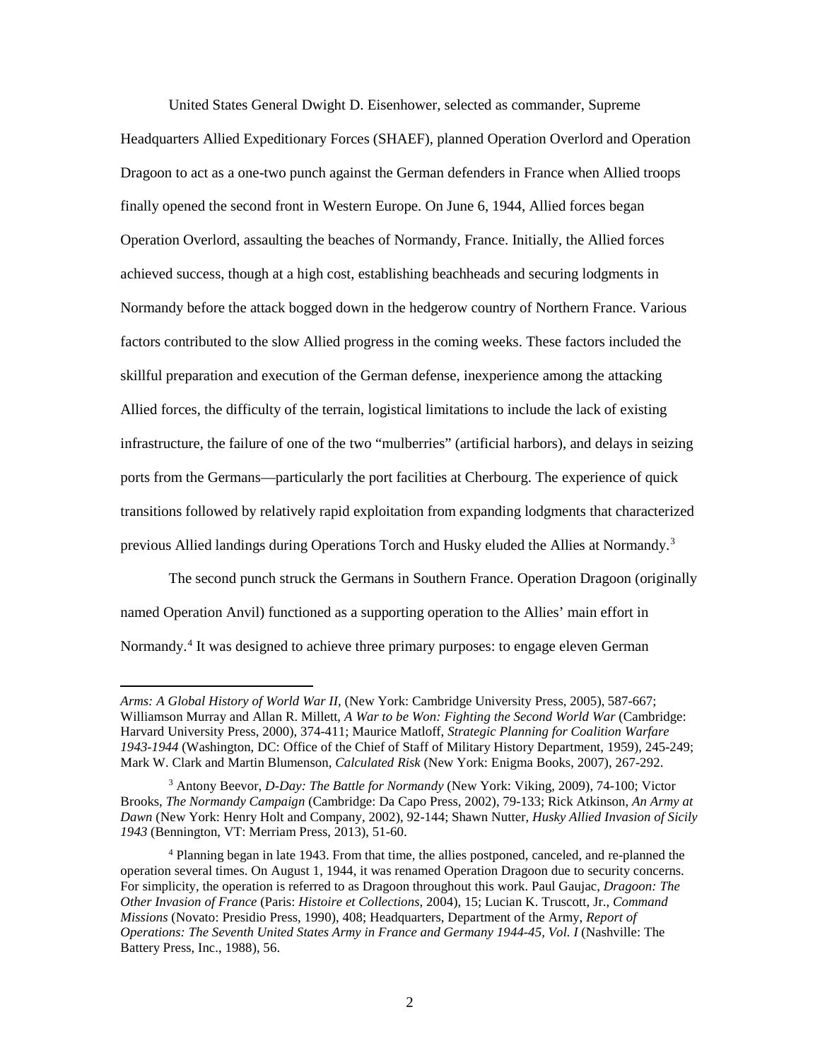United States General Dwight D. Eisenhower, selected as commander, Supreme Headquarters Allied Expeditionary Forces (SHAEF), planned Operation Overlord and Operation Dragoon to act as a one-two punch against the German defenders in France when Allied troops finally opened the second front in Western Europe. On June 6, 1944, Allied forces began Operation Overlord, assaulting the beaches of Normandy, France. Initially, the Allied forces achieved success, though at a high cost, establishing beachheads and securing lodgments in Normandy before the attack bogged down in the hedgerow country of Northern France. Various factors contributed to the slow Allied progress in the coming weeks. These factors included the skillful preparation and execution of the German defense, inexperience among the attacking Allied forces, the difficulty of the terrain, logistical limitations to include the lack of existing infrastructure, the failure of one of the two "mulberries" (artificial harbors), and delays in seizing ports from the Germans—particularly the port facilities at Cherbourg. The experience of quick transitions followed by relatively rapid exploitation from expanding lodgments that characterized previous Allied landings during Operations Torch and Husky eluded the Allies at Normandy.[3]

The second punch struck the Germans in Southern France. Operation Dragoon (originally named Operation Anvil) functioned as a supporting operation to the Allies' main effort in Normandy.[4] It was designed to achieve three primary purposes: to engage eleven German

---

*Arms: A Global History of World War II,* (New York: Cambridge University Press, 2005), 587-667; Williamson Murray and Allan R. Millett, *A War to be Won: Fighting the Second World War* (Cambridge: Harvard University Press, 2000), 374-411; Maurice Matloff, *Strategic Planning for Coalition Warfare 1943-1944* (Washington, DC: Office of the Chief of Staff of Military History Department, 1959), 245-249; Mark W. Clark and Martin Blumenson, *Calculated Risk* (New York: Enigma Books, 2007), 267-292.

[3] Antony Beevor, *D-Day: The Battle for Normandy* (New York: Viking, 2009), 74-100; Victor Brooks, *The Normandy Campaign* (Cambridge: Da Capo Press, 2002), 79-133; Rick Atkinson, *An Army at Dawn* (New York: Henry Holt and Company, 2002), 92-144; Shawn Nutter, *Husky Allied Invasion of Sicily 1943* (Bennington, VT: Merriam Press, 2013), 51-60.

[4] Planning began in late 1943. From that time, the allies postponed, canceled, and re-planned the operation several times. On August 1, 1944, it was renamed Operation Dragoon due to security concerns. For simplicity, the operation is referred to as Dragoon throughout this work. Paul Gaujac, *Dragoon: The Other Invasion of France* (Paris: *Histoire et Collections*, 2004), 15; Lucian K. Truscott, Jr., *Command Missions* (Novato: Presidio Press, 1990), 408; Headquarters, Department of the Army, *Report of Operations: The Seventh United States Army in France and Germany 1944-45, Vol. I* (Nashville: The Battery Press, Inc., 1988), 56.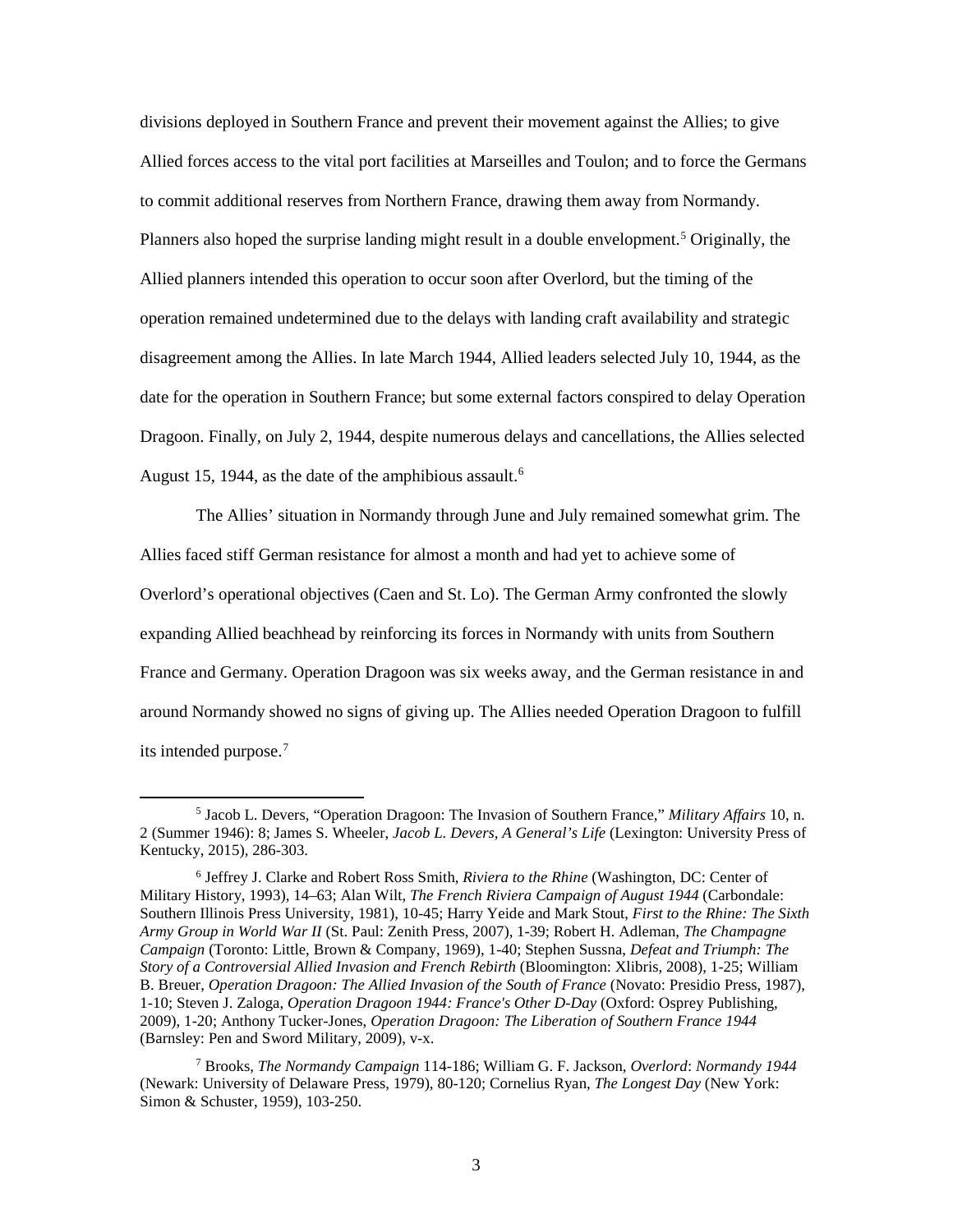divisions deployed in Southern France and prevent their movement against the Allies; to give Allied forces access to the vital port facilities at Marseilles and Toulon; and to force the Germans to commit additional reserves from Northern France, drawing them away from Normandy. Planners also hoped the surprise landing might result in a double envelopment.[5] Originally, the Allied planners intended this operation to occur soon after Overlord, but the timing of the operation remained undetermined due to the delays with landing craft availability and strategic disagreement among the Allies. In late March 1944, Allied leaders selected July 10, 1944, as the date for the operation in Southern France; but some external factors conspired to delay Operation Dragoon. Finally, on July 2, 1944, despite numerous delays and cancellations, the Allies selected August 15, 1944, as the date of the amphibious assault.[6]

The Allies' situation in Normandy through June and July remained somewhat grim. The Allies faced stiff German resistance for almost a month and had yet to achieve some of Overlord's operational objectives (Caen and St. Lo). The German Army confronted the slowly expanding Allied beachhead by reinforcing its forces in Normandy with units from Southern France and Germany. Operation Dragoon was six weeks away, and the German resistance in and around Normandy showed no signs of giving up. The Allies needed Operation Dragoon to fulfill its intended purpose.[7]

---

[5] Jacob L. Devers, "Operation Dragoon: The Invasion of Southern France," *Military Affairs* 10, n. 2 (Summer 1946): 8; James S. Wheeler, *Jacob L. Devers, A General's Life* (Lexington: University Press of Kentucky, 2015), 286-303.

[6] Jeffrey J. Clarke and Robert Ross Smith, *Riviera to the Rhine* (Washington, DC: Center of Military History, 1993), 14–63; Alan Wilt, *The French Riviera Campaign of August 1944* (Carbondale: Southern Illinois Press University, 1981), 10-45; Harry Yeide and Mark Stout, *First to the Rhine: The Sixth Army Group in World War II* (St. Paul: Zenith Press, 2007), 1-39; Robert H. Adleman, *The Champagne Campaign* (Toronto: Little, Brown & Company, 1969), 1-40; Stephen Sussna, *Defeat and Triumph: The Story of a Controversial Allied Invasion and French Rebirth* (Bloomington: Xlibris, 2008), 1-25; William B. Breuer, *Operation Dragoon: The Allied Invasion of the South of France* (Novato: Presidio Press, 1987), 1-10; Steven J. Zaloga, *Operation Dragoon 1944: France's Other D-Day* (Oxford: Osprey Publishing, 2009), 1-20; Anthony Tucker-Jones, *Operation Dragoon: The Liberation of Southern France 1944* (Barnsley: Pen and Sword Military, 2009), v-x.

[7] Brooks, *The Normandy Campaign* 114-186; William G. F. Jackson, *Overlord*: *Normandy 1944* (Newark: University of Delaware Press, 1979), 80-120; Cornelius Ryan, *The Longest Day* (New York: Simon & Schuster, 1959), 103-250.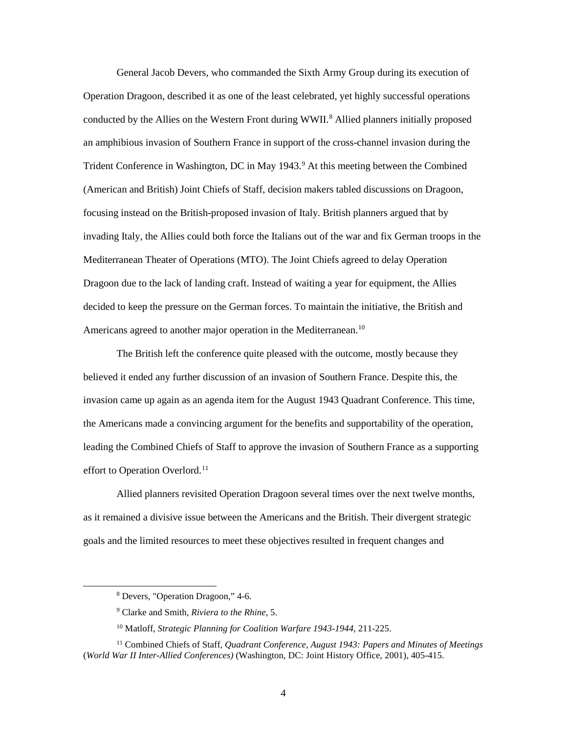General Jacob Devers, who commanded the Sixth Army Group during its execution of Operation Dragoon, described it as one of the least celebrated, yet highly successful operations conducted by the Allies on the Western Front during WWII.[8] Allied planners initially proposed an amphibious invasion of Southern France in support of the cross-channel invasion during the Trident Conference in Washington, DC in May 1943.[9] At this meeting between the Combined (American and British) Joint Chiefs of Staff, decision makers tabled discussions on Dragoon, focusing instead on the British-proposed invasion of Italy. British planners argued that by invading Italy, the Allies could both force the Italians out of the war and fix German troops in the Mediterranean Theater of Operations (MTO). The Joint Chiefs agreed to delay Operation Dragoon due to the lack of landing craft. Instead of waiting a year for equipment, the Allies decided to keep the pressure on the German forces. To maintain the initiative, the British and Americans agreed to another major operation in the Mediterranean.[10]

The British left the conference quite pleased with the outcome, mostly because they believed it ended any further discussion of an invasion of Southern France. Despite this, the invasion came up again as an agenda item for the August 1943 Quadrant Conference. This time, the Americans made a convincing argument for the benefits and supportability of the operation, leading the Combined Chiefs of Staff to approve the invasion of Southern France as a supporting effort to Operation Overlord.[11]

Allied planners revisited Operation Dragoon several times over the next twelve months, as it remained a divisive issue between the Americans and the British. Their divergent strategic goals and the limited resources to meet these objectives resulted in frequent changes and

---

[8] Devers, "Operation Dragoon," 4-6.

[9] Clarke and Smith, *Riviera to the Rhine*, 5.

[10] Matloff, *Strategic Planning for Coalition Warfare 1943-1944*, 211-225.

[11] Combined Chiefs of Staff, *Quadrant Conference, August 1943: Papers and Minutes of Meetings* (*World War II Inter-Allied Conferences)* (Washington, DC: Joint History Office, 2001), 405-415.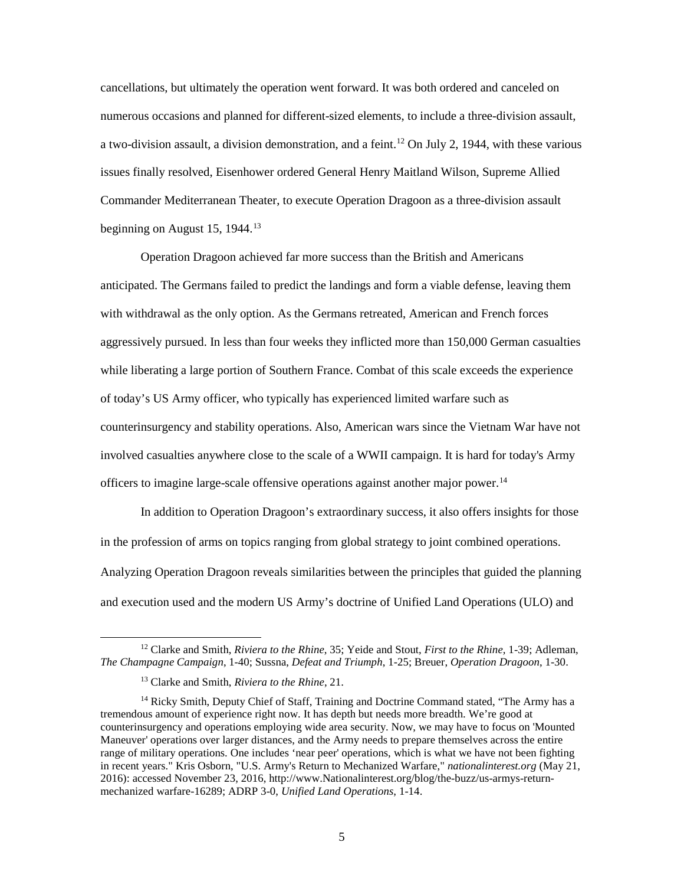cancellations, but ultimately the operation went forward. It was both ordered and canceled on numerous occasions and planned for different-sized elements, to include a three-division assault, a two-division assault, a division demonstration, and a feint.[12] On July 2, 1944, with these various issues finally resolved, Eisenhower ordered General Henry Maitland Wilson, Supreme Allied Commander Mediterranean Theater, to execute Operation Dragoon as a three-division assault beginning on August 15, 1944.[13]

Operation Dragoon achieved far more success than the British and Americans anticipated. The Germans failed to predict the landings and form a viable defense, leaving them with withdrawal as the only option. As the Germans retreated, American and French forces aggressively pursued. In less than four weeks they inflicted more than 150,000 German casualties while liberating a large portion of Southern France. Combat of this scale exceeds the experience of today's US Army officer, who typically has experienced limited warfare such as counterinsurgency and stability operations. Also, American wars since the Vietnam War have not involved casualties anywhere close to the scale of a WWII campaign. It is hard for today's Army officers to imagine large-scale offensive operations against another major power.[14]

In addition to Operation Dragoon's extraordinary success, it also offers insights for those in the profession of arms on topics ranging from global strategy to joint combined operations. Analyzing Operation Dragoon reveals similarities between the principles that guided the planning and execution used and the modern US Army's doctrine of Unified Land Operations (ULO) and

---

[12] Clarke and Smith, *Riviera to the Rhine*, 35; Yeide and Stout, *First to the Rhine*, 1-39; Adleman, *The Champagne Campaign*, 1-40; Sussna, *Defeat and Triumph*, 1-25; Breuer, *Operation Dragoon*, 1-30.

[13] Clarke and Smith, *Riviera to the Rhine*, 21.

[14] Ricky Smith, Deputy Chief of Staff, Training and Doctrine Command stated, "The Army has a tremendous amount of experience right now. It has depth but needs more breadth. We're good at counterinsurgency and operations employing wide area security. Now, we may have to focus on 'Mounted Maneuver' operations over larger distances, and the Army needs to prepare themselves across the entire range of military operations. One includes 'near peer' operations, which is what we have not been fighting in recent years." Kris Osborn, "U.S. Army's Return to Mechanized Warfare," *nationalinterest.org* (May 21, 2016): accessed November 23, 2016, http://www.Nationalinterest.org/blog/the-buzz/us-armys-return-mechanized warfare-16289; ADRP 3-0, *Unified Land Operations*, 1-14.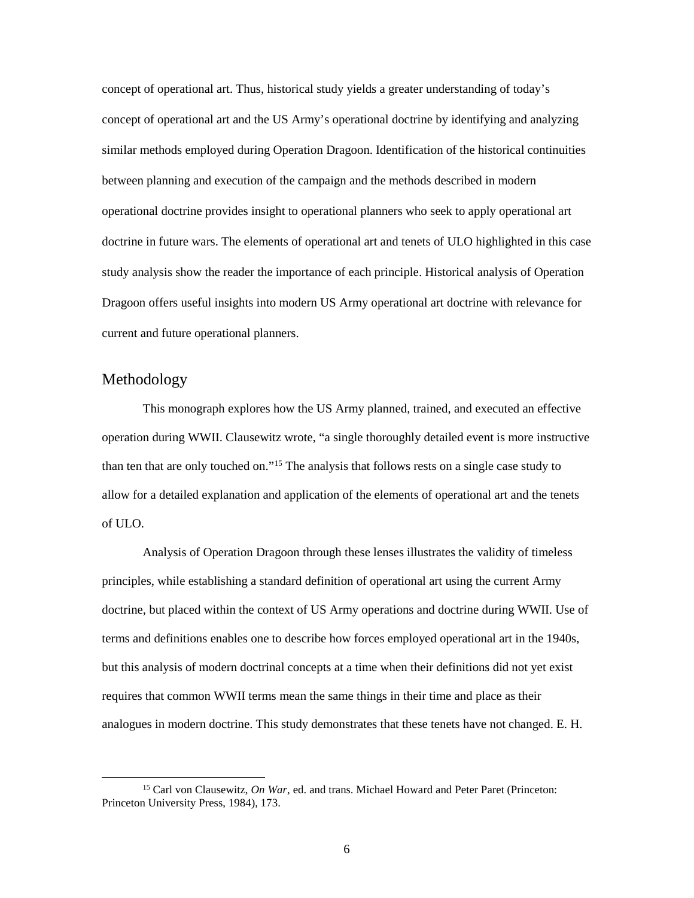concept of operational art. Thus, historical study yields a greater understanding of today's concept of operational art and the US Army's operational doctrine by identifying and analyzing similar methods employed during Operation Dragoon. Identification of the historical continuities between planning and execution of the campaign and the methods described in modern operational doctrine provides insight to operational planners who seek to apply operational art doctrine in future wars. The elements of operational art and tenets of ULO highlighted in this case study analysis show the reader the importance of each principle. Historical analysis of Operation Dragoon offers useful insights into modern US Army operational art doctrine with relevance for current and future operational planners.

## Methodology

This monograph explores how the US Army planned, trained, and executed an effective operation during WWII. Clausewitz wrote, "a single thoroughly detailed event is more instructive than ten that are only touched on."[15] The analysis that follows rests on a single case study to allow for a detailed explanation and application of the elements of operational art and the tenets of ULO.

Analysis of Operation Dragoon through these lenses illustrates the validity of timeless principles, while establishing a standard definition of operational art using the current Army doctrine, but placed within the context of US Army operations and doctrine during WWII. Use of terms and definitions enables one to describe how forces employed operational art in the 1940s, but this analysis of modern doctrinal concepts at a time when their definitions did not yet exist requires that common WWII terms mean the same things in their time and place as their analogues in modern doctrine. This study demonstrates that these tenets have not changed. E. H.

---

[15] Carl von Clausewitz, *On War*, ed. and trans. Michael Howard and Peter Paret (Princeton: Princeton University Press, 1984), 173.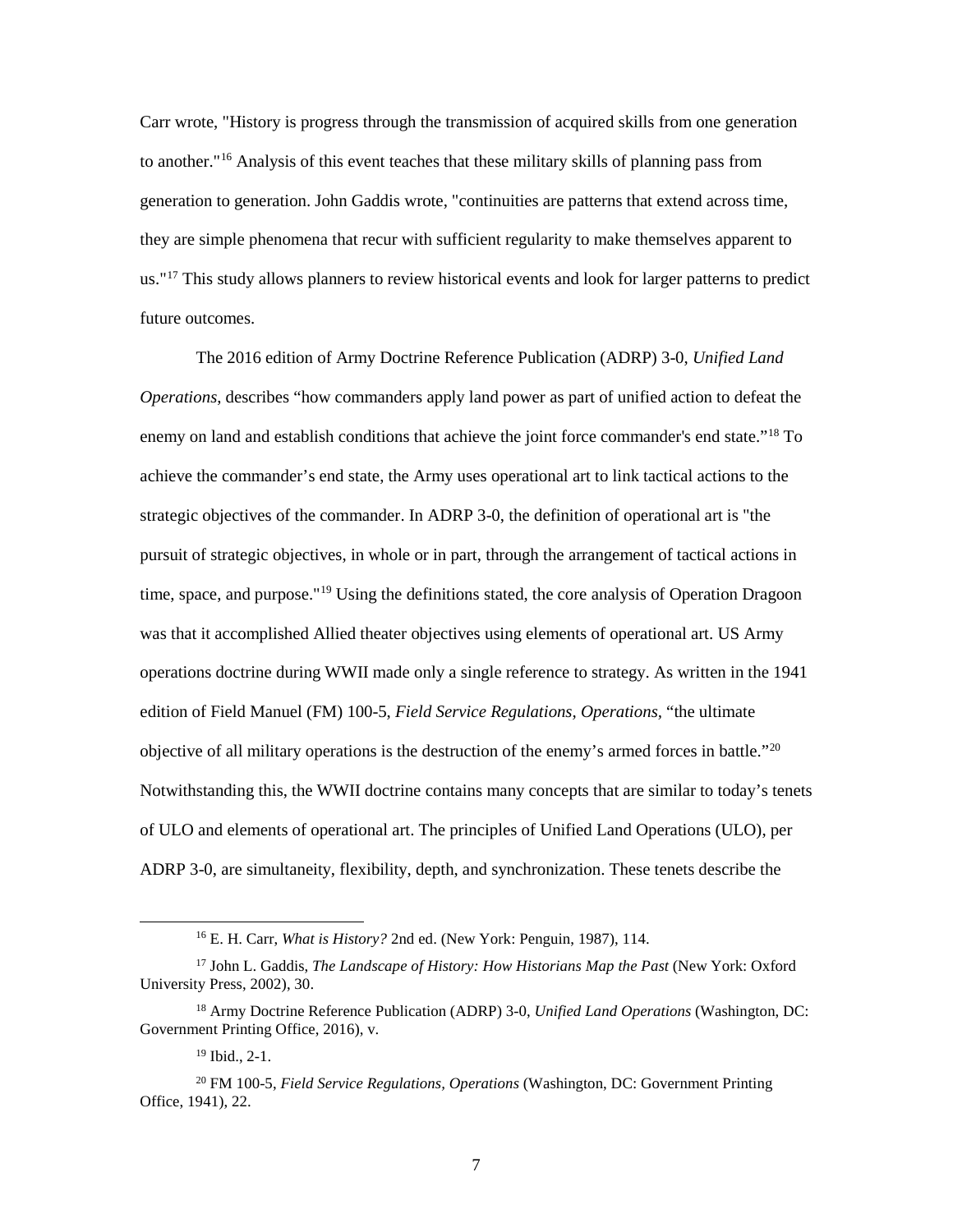Carr wrote, "History is progress through the transmission of acquired skills from one generation to another."[16] Analysis of this event teaches that these military skills of planning pass from generation to generation. John Gaddis wrote, "continuities are patterns that extend across time, they are simple phenomena that recur with sufficient regularity to make themselves apparent to us."[17] This study allows planners to review historical events and look for larger patterns to predict future outcomes.

The 2016 edition of Army Doctrine Reference Publication (ADRP) 3-0, *Unified Land Operations,* describes "how commanders apply land power as part of unified action to defeat the enemy on land and establish conditions that achieve the joint force commander's end state."[18] To achieve the commander's end state, the Army uses operational art to link tactical actions to the strategic objectives of the commander. In ADRP 3-0, the definition of operational art is "the pursuit of strategic objectives, in whole or in part, through the arrangement of tactical actions in time, space, and purpose."[19] Using the definitions stated, the core analysis of Operation Dragoon was that it accomplished Allied theater objectives using elements of operational art. US Army operations doctrine during WWII made only a single reference to strategy. As written in the 1941 edition of Field Manuel (FM) 100-5, *Field Service Regulations, Operations,* "the ultimate objective of all military operations is the destruction of the enemy's armed forces in battle."[20] Notwithstanding this, the WWII doctrine contains many concepts that are similar to today's tenets of ULO and elements of operational art. The principles of Unified Land Operations (ULO), per ADRP 3-0, are simultaneity, flexibility, depth, and synchronization. These tenets describe the

---

[16] E. H. Carr, *What is History?* 2nd ed. (New York: Penguin, 1987), 114.

[17] John L. Gaddis, *The Landscape of History: How Historians Map the Past* (New York: Oxford University Press, 2002), 30.

[18] Army Doctrine Reference Publication (ADRP) 3-0, *Unified Land Operations* (Washington, DC: Government Printing Office, 2016), v.

[19] Ibid., 2-1.

[20] FM 100-5, *Field Service Regulations, Operations* (Washington, DC: Government Printing Office, 1941), 22.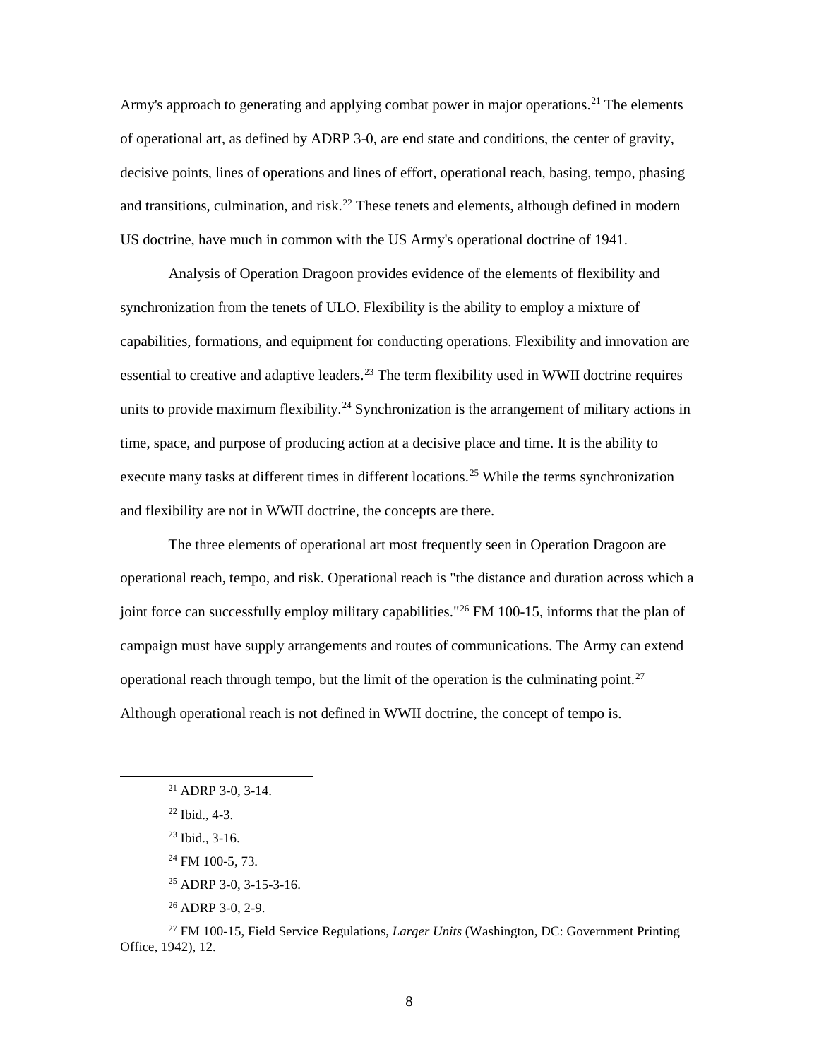Army's approach to generating and applying combat power in major operations.[21] The elements of operational art, as defined by ADRP 3-0, are end state and conditions, the center of gravity, decisive points, lines of operations and lines of effort, operational reach, basing, tempo, phasing and transitions, culmination, and risk.[22] These tenets and elements, although defined in modern US doctrine, have much in common with the US Army's operational doctrine of 1941.

Analysis of Operation Dragoon provides evidence of the elements of flexibility and synchronization from the tenets of ULO. Flexibility is the ability to employ a mixture of capabilities, formations, and equipment for conducting operations. Flexibility and innovation are essential to creative and adaptive leaders.[23] The term flexibility used in WWII doctrine requires units to provide maximum flexibility.[24] Synchronization is the arrangement of military actions in time, space, and purpose of producing action at a decisive place and time. It is the ability to execute many tasks at different times in different locations.[25] While the terms synchronization and flexibility are not in WWII doctrine, the concepts are there.

The three elements of operational art most frequently seen in Operation Dragoon are operational reach, tempo, and risk. Operational reach is "the distance and duration across which a joint force can successfully employ military capabilities."[26] FM 100-15, informs that the plan of campaign must have supply arrangements and routes of communications. The Army can extend operational reach through tempo, but the limit of the operation is the culminating point.[27] Although operational reach is not defined in WWII doctrine, the concept of tempo is.

---

[21] ADRP 3-0, 3-14.

[22] Ibid., 4-3.

[23] Ibid., 3-16.

[24] FM 100-5, 73.

[25] ADRP 3-0, 3-15-3-16.

[26] ADRP 3-0, 2-9.

[27] FM 100-15, Field Service Regulations, *Larger Units* (Washington, DC: Government Printing Office, 1942), 12.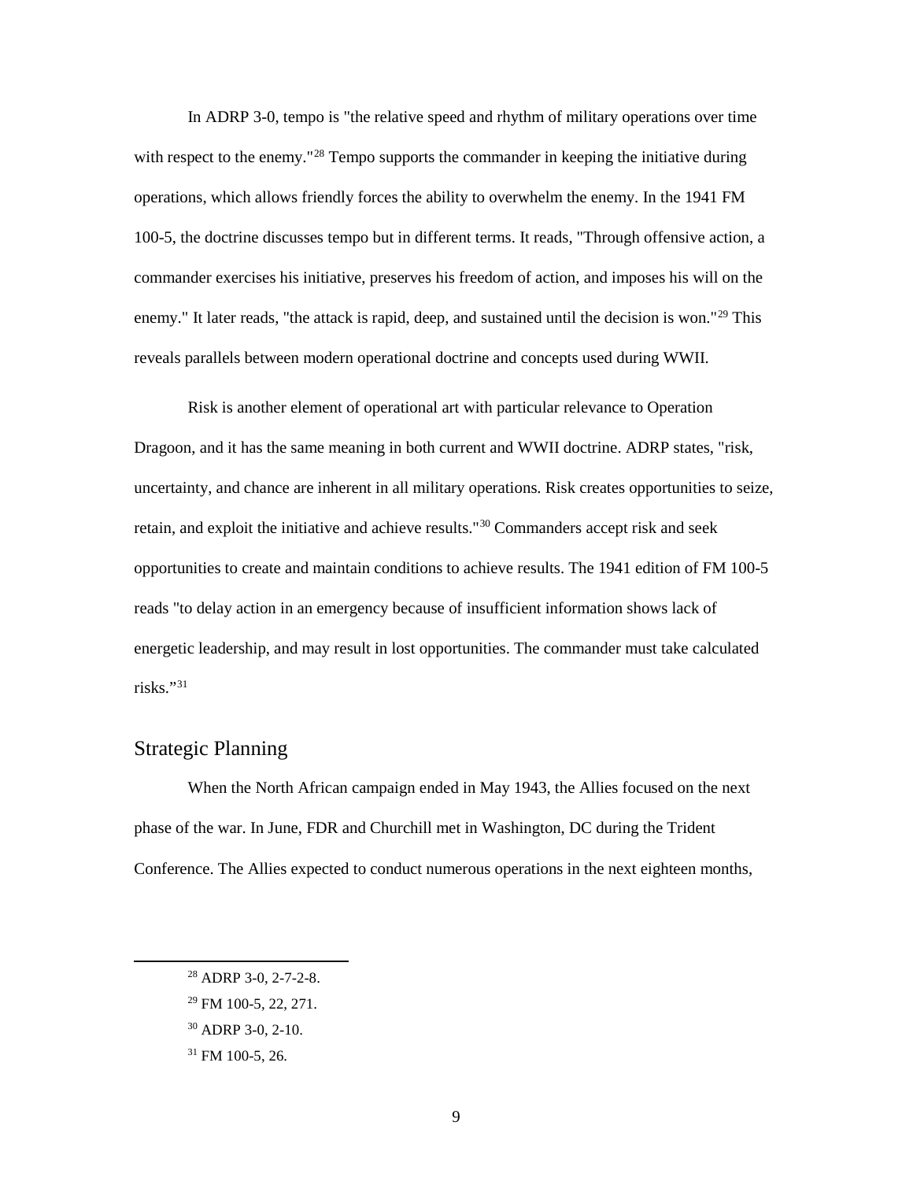In ADRP 3-0, tempo is "the relative speed and rhythm of military operations over time with respect to the enemy."[28] Tempo supports the commander in keeping the initiative during operations, which allows friendly forces the ability to overwhelm the enemy. In the 1941 FM 100-5, the doctrine discusses tempo but in different terms. It reads, "Through offensive action, a commander exercises his initiative, preserves his freedom of action, and imposes his will on the enemy." It later reads, "the attack is rapid, deep, and sustained until the decision is won."[29] This reveals parallels between modern operational doctrine and concepts used during WWII.

Risk is another element of operational art with particular relevance to Operation Dragoon, and it has the same meaning in both current and WWII doctrine. ADRP states, "risk, uncertainty, and chance are inherent in all military operations. Risk creates opportunities to seize, retain, and exploit the initiative and achieve results."[30] Commanders accept risk and seek opportunities to create and maintain conditions to achieve results. The 1941 edition of FM 100-5 reads "to delay action in an emergency because of insufficient information shows lack of energetic leadership, and may result in lost opportunities. The commander must take calculated risks."[31]

## Strategic Planning

When the North African campaign ended in May 1943, the Allies focused on the next phase of the war. In June, FDR and Churchill met in Washington, DC during the Trident Conference. The Allies expected to conduct numerous operations in the next eighteen months,

---

[28] ADRP 3-0, 2-7-2-8.

[29] FM 100-5, 22, 271.

[30] ADRP 3-0, 2-10.

[31] FM 100-5, 26.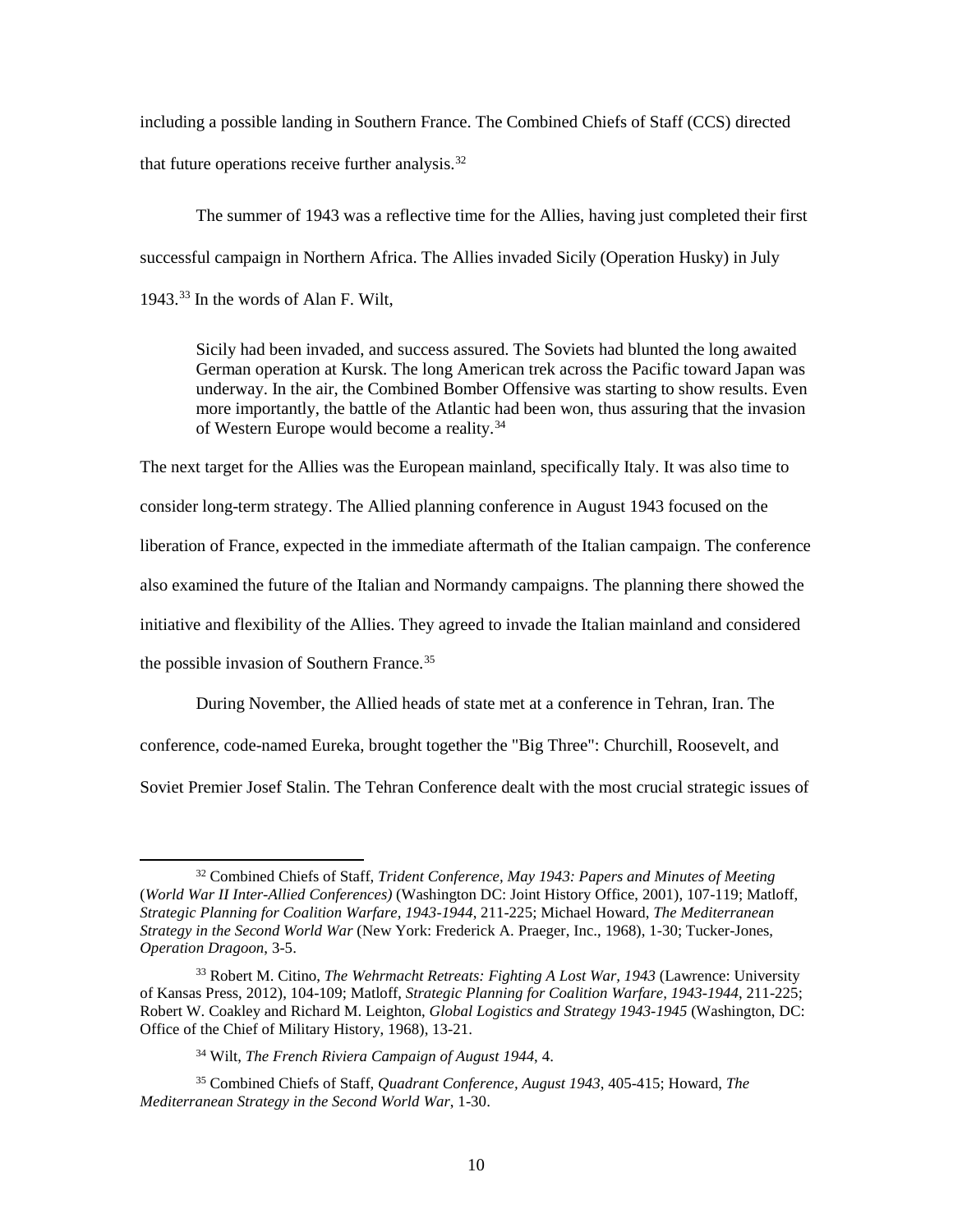including a possible landing in Southern France. The Combined Chiefs of Staff (CCS) directed that future operations receive further analysis.[32]

The summer of 1943 was a reflective time for the Allies, having just completed their first successful campaign in Northern Africa. The Allies invaded Sicily (Operation Husky) in July 1943.[33] In the words of Alan F. Wilt,

> Sicily had been invaded, and success assured. The Soviets had blunted the long awaited German operation at Kursk. The long American trek across the Pacific toward Japan was underway. In the air, the Combined Bomber Offensive was starting to show results. Even more importantly, the battle of the Atlantic had been won, thus assuring that the invasion of Western Europe would become a reality.[34]

The next target for the Allies was the European mainland, specifically Italy. It was also time to consider long-term strategy. The Allied planning conference in August 1943 focused on the liberation of France, expected in the immediate aftermath of the Italian campaign. The conference also examined the future of the Italian and Normandy campaigns. The planning there showed the initiative and flexibility of the Allies. They agreed to invade the Italian mainland and considered the possible invasion of Southern France.[35]

During November, the Allied heads of state met at a conference in Tehran, Iran. The conference, code-named Eureka, brought together the "Big Three": Churchill, Roosevelt, and Soviet Premier Josef Stalin. The Tehran Conference dealt with the most crucial strategic issues of

---

[32] Combined Chiefs of Staff, *Trident Conference, May 1943: Papers and Minutes of Meeting* (*World War II Inter-Allied Conferences)* (Washington DC: Joint History Office, 2001), 107-119; Matloff, *Strategic Planning for Coalition Warfare, 1943-1944*, 211-225; Michael Howard, *The Mediterranean Strategy in the Second World War* (New York: Frederick A. Praeger, Inc., 1968), 1-30; Tucker-Jones, *Operation Dragoon*, 3-5.

[33] Robert M. Citino, *The Wehrmacht Retreats: Fighting A Lost War, 1943* (Lawrence: University of Kansas Press, 2012), 104-109; Matloff, *Strategic Planning for Coalition Warfare, 1943-1944*, 211-225; Robert W. Coakley and Richard M. Leighton, *Global Logistics and Strategy 1943-1945* (Washington, DC: Office of the Chief of Military History, 1968), 13-21.

[34] Wilt, *The French Riviera Campaign of August 1944*, 4.

[35] Combined Chiefs of Staff, *Quadrant Conference, August 1943*, 405-415; Howard, *The Mediterranean Strategy in the Second World War*, 1-30.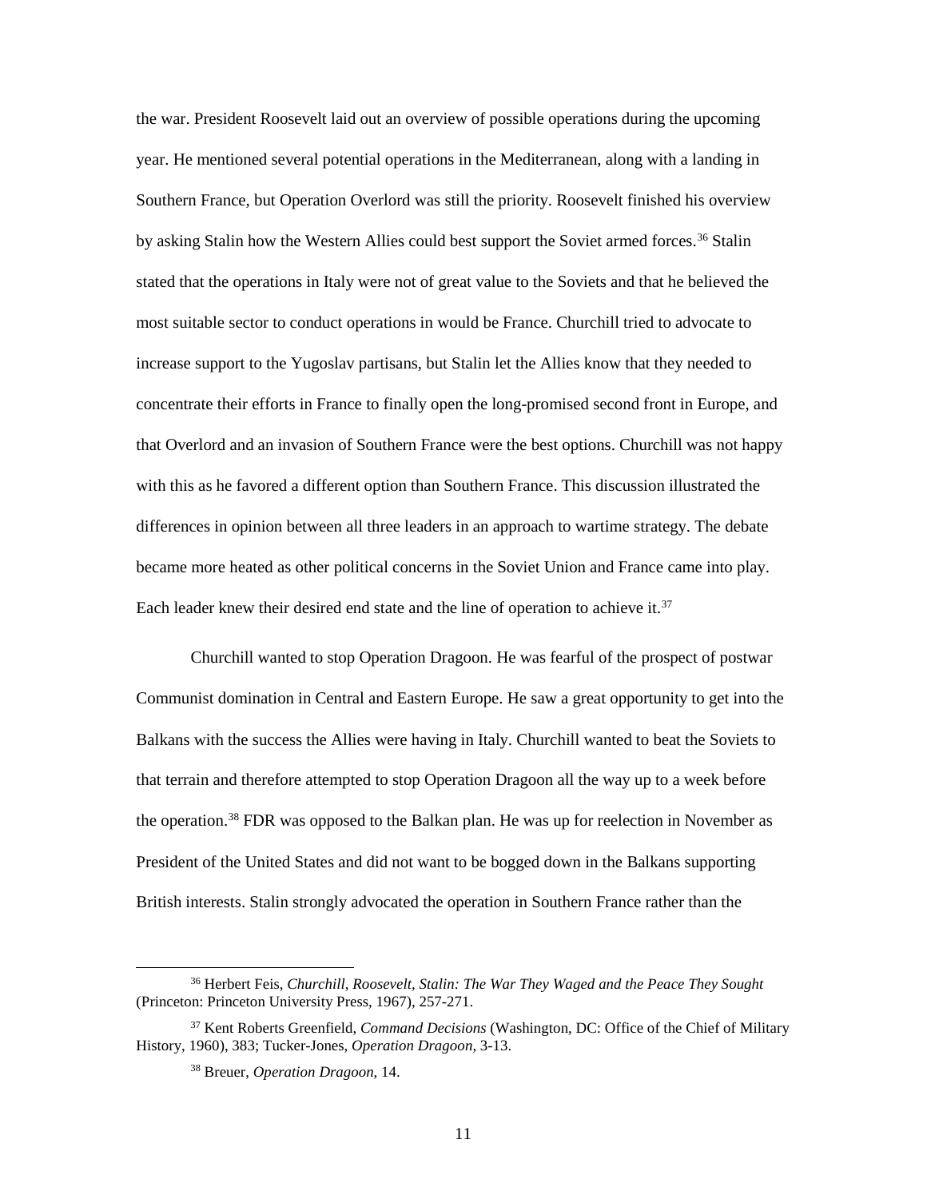the war. President Roosevelt laid out an overview of possible operations during the upcoming year. He mentioned several potential operations in the Mediterranean, along with a landing in Southern France, but Operation Overlord was still the priority. Roosevelt finished his overview by asking Stalin how the Western Allies could best support the Soviet armed forces.[36] Stalin stated that the operations in Italy were not of great value to the Soviets and that he believed the most suitable sector to conduct operations in would be France. Churchill tried to advocate to increase support to the Yugoslav partisans, but Stalin let the Allies know that they needed to concentrate their efforts in France to finally open the long-promised second front in Europe, and that Overlord and an invasion of Southern France were the best options. Churchill was not happy with this as he favored a different option than Southern France. This discussion illustrated the differences in opinion between all three leaders in an approach to wartime strategy. The debate became more heated as other political concerns in the Soviet Union and France came into play. Each leader knew their desired end state and the line of operation to achieve it.[37]

Churchill wanted to stop Operation Dragoon. He was fearful of the prospect of postwar Communist domination in Central and Eastern Europe. He saw a great opportunity to get into the Balkans with the success the Allies were having in Italy. Churchill wanted to beat the Soviets to that terrain and therefore attempted to stop Operation Dragoon all the way up to a week before the operation.[38] FDR was opposed to the Balkan plan. He was up for reelection in November as President of the United States and did not want to be bogged down in the Balkans supporting British interests. Stalin strongly advocated the operation in Southern France rather than the

[36] Herbert Feis, *Churchill, Roosevelt, Stalin: The War They Waged and the Peace They Sought* (Princeton: Princeton University Press, 1967), 257-271.

[37] Kent Roberts Greenfield, *Command Decisions* (Washington, DC: Office of the Chief of Military History, 1960), 383; Tucker-Jones, *Operation Dragoon*, 3-13.

[38] Breuer, *Operation Dragoon*, 14.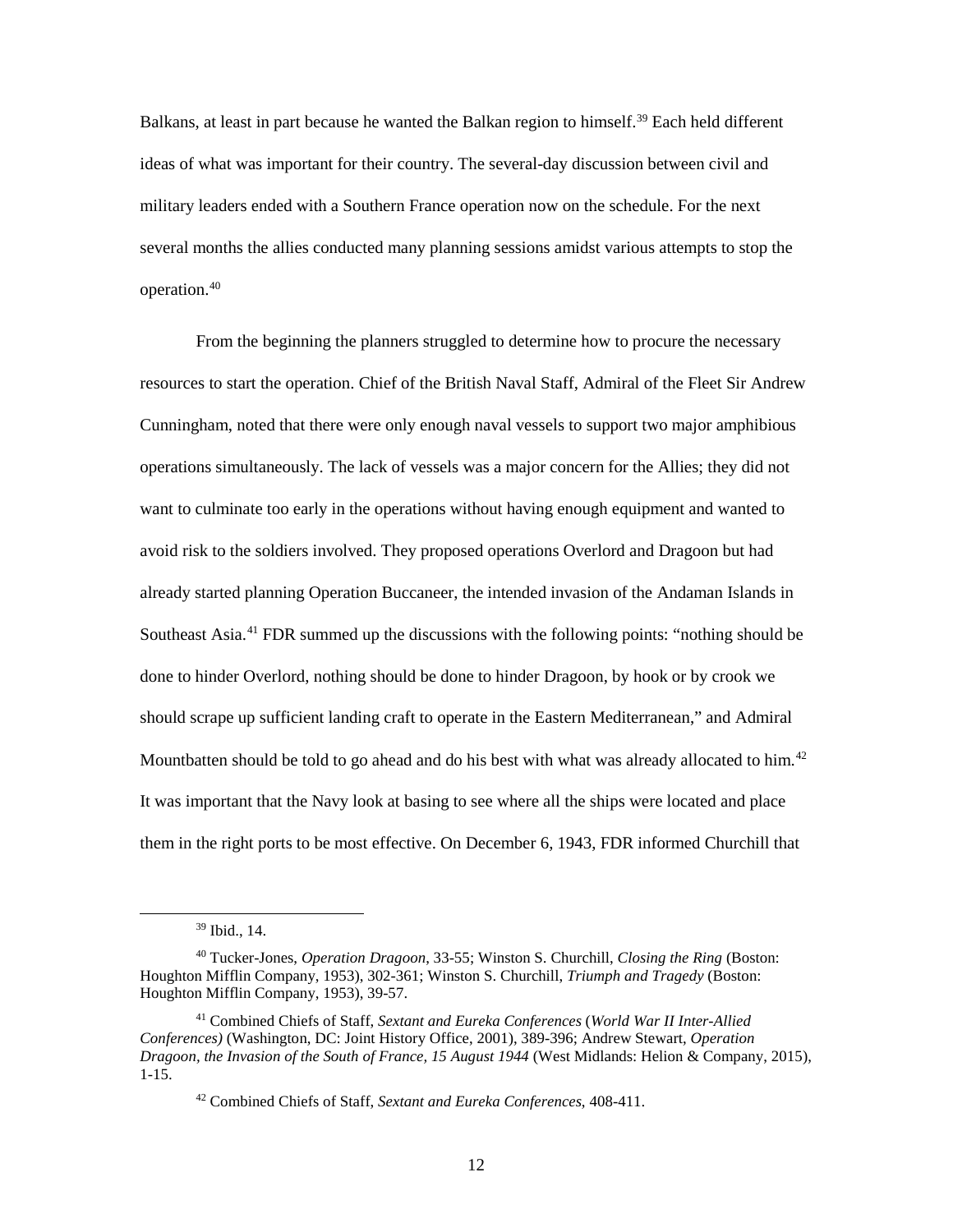Balkans, at least in part because he wanted the Balkan region to himself.[39] Each held different ideas of what was important for their country. The several-day discussion between civil and military leaders ended with a Southern France operation now on the schedule. For the next several months the allies conducted many planning sessions amidst various attempts to stop the operation.[40]

From the beginning the planners struggled to determine how to procure the necessary resources to start the operation. Chief of the British Naval Staff, Admiral of the Fleet Sir Andrew Cunningham, noted that there were only enough naval vessels to support two major amphibious operations simultaneously. The lack of vessels was a major concern for the Allies; they did not want to culminate too early in the operations without having enough equipment and wanted to avoid risk to the soldiers involved. They proposed operations Overlord and Dragoon but had already started planning Operation Buccaneer, the intended invasion of the Andaman Islands in Southeast Asia.[41] FDR summed up the discussions with the following points: "nothing should be done to hinder Overlord, nothing should be done to hinder Dragoon, by hook or by crook we should scrape up sufficient landing craft to operate in the Eastern Mediterranean," and Admiral Mountbatten should be told to go ahead and do his best with what was already allocated to him.[42] It was important that the Navy look at basing to see where all the ships were located and place them in the right ports to be most effective. On December 6, 1943, FDR informed Churchill that

---

[39] Ibid., 14.

[40] Tucker-Jones, *Operation Dragoon*, 33-55; Winston S. Churchill, *Closing the Ring* (Boston: Houghton Mifflin Company, 1953), 302-361; Winston S. Churchill, *Triumph and Tragedy* (Boston: Houghton Mifflin Company, 1953), 39-57.

[41] Combined Chiefs of Staff, *Sextant and Eureka Conferences* (*World War II Inter-Allied Conferences)* (Washington, DC: Joint History Office, 2001), 389-396; Andrew Stewart, *Operation Dragoon, the Invasion of the South of France, 15 August 1944* (West Midlands: Helion & Company, 2015), 1-15.

[42] Combined Chiefs of Staff, *Sextant and Eureka Conferences*, 408-411.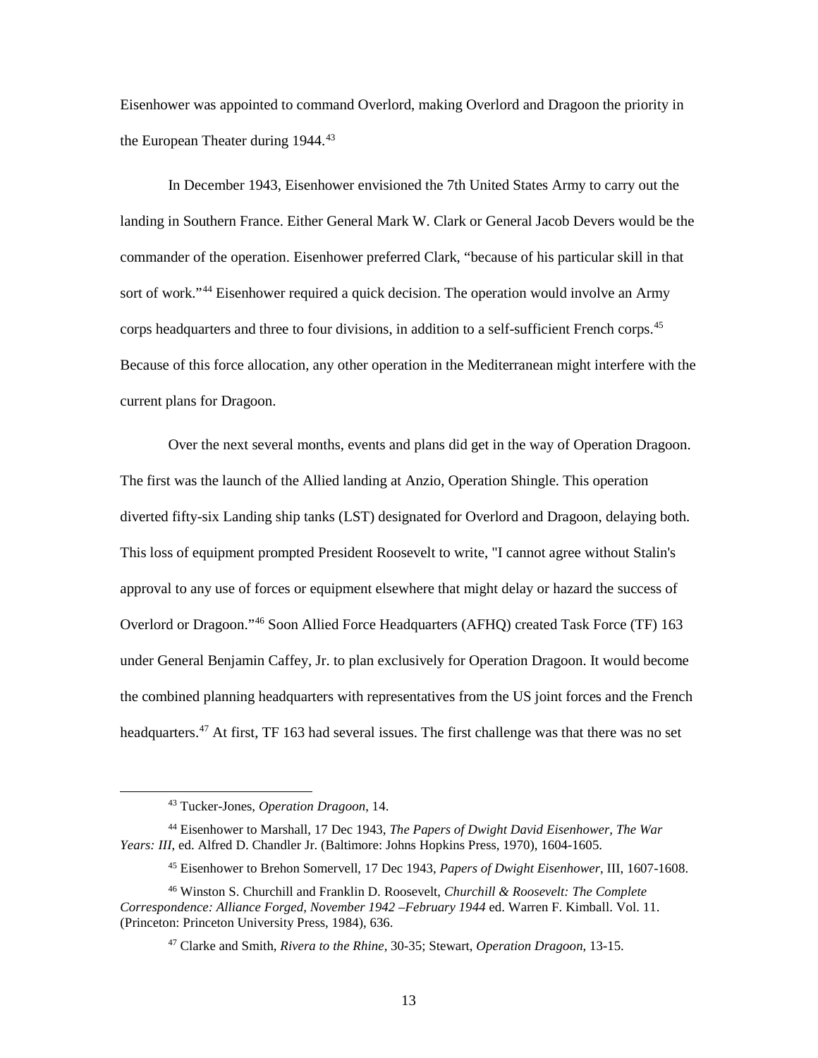Eisenhower was appointed to command Overlord, making Overlord and Dragoon the priority in the European Theater during 1944.[43]

In December 1943, Eisenhower envisioned the 7th United States Army to carry out the landing in Southern France. Either General Mark W. Clark or General Jacob Devers would be the commander of the operation. Eisenhower preferred Clark, "because of his particular skill in that sort of work."[44] Eisenhower required a quick decision. The operation would involve an Army corps headquarters and three to four divisions, in addition to a self-sufficient French corps.[45] Because of this force allocation, any other operation in the Mediterranean might interfere with the current plans for Dragoon.

Over the next several months, events and plans did get in the way of Operation Dragoon. The first was the launch of the Allied landing at Anzio, Operation Shingle. This operation diverted fifty-six Landing ship tanks (LST) designated for Overlord and Dragoon, delaying both. This loss of equipment prompted President Roosevelt to write, "I cannot agree without Stalin's approval to any use of forces or equipment elsewhere that might delay or hazard the success of Overlord or Dragoon."[46] Soon Allied Force Headquarters (AFHQ) created Task Force (TF) 163 under General Benjamin Caffey, Jr. to plan exclusively for Operation Dragoon. It would become the combined planning headquarters with representatives from the US joint forces and the French headquarters.[47] At first, TF 163 had several issues. The first challenge was that there was no set

---

[43] Tucker-Jones, *Operation Dragoon*, 14.

[44] Eisenhower to Marshall, 17 Dec 1943, *The Papers of Dwight David Eisenhower, The War Years: III*, ed. Alfred D. Chandler Jr. (Baltimore: Johns Hopkins Press, 1970), 1604-1605.

[45] Eisenhower to Brehon Somervell, 17 Dec 1943, *Papers of Dwight Eisenhower*, III, 1607-1608.

[46] Winston S. Churchill and Franklin D. Roosevelt, *Churchill & Roosevelt: The Complete Correspondence: Alliance Forged, November 1942 –February 1944* ed. Warren F. Kimball. Vol. 11. (Princeton: Princeton University Press, 1984), 636.

[47] Clarke and Smith, *Rivera to the Rhine*, 30-35; Stewart, *Operation Dragoon*, 13-15.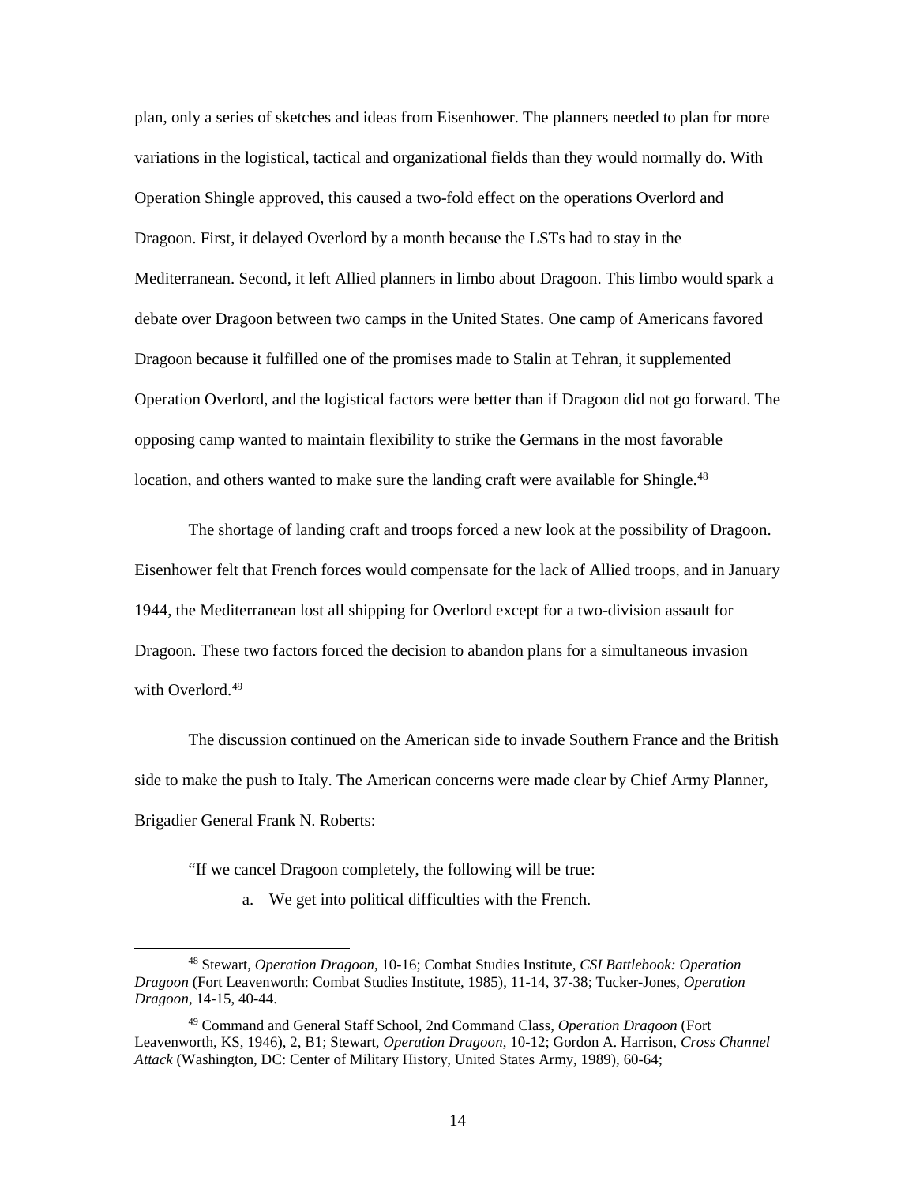plan, only a series of sketches and ideas from Eisenhower. The planners needed to plan for more variations in the logistical, tactical and organizational fields than they would normally do. With Operation Shingle approved, this caused a two-fold effect on the operations Overlord and Dragoon. First, it delayed Overlord by a month because the LSTs had to stay in the Mediterranean. Second, it left Allied planners in limbo about Dragoon. This limbo would spark a debate over Dragoon between two camps in the United States. One camp of Americans favored Dragoon because it fulfilled one of the promises made to Stalin at Tehran, it supplemented Operation Overlord, and the logistical factors were better than if Dragoon did not go forward. The opposing camp wanted to maintain flexibility to strike the Germans in the most favorable location, and others wanted to make sure the landing craft were available for Shingle.[48]

The shortage of landing craft and troops forced a new look at the possibility of Dragoon. Eisenhower felt that French forces would compensate for the lack of Allied troops, and in January 1944, the Mediterranean lost all shipping for Overlord except for a two-division assault for Dragoon. These two factors forced the decision to abandon plans for a simultaneous invasion with Overlord.[49]

The discussion continued on the American side to invade Southern France and the British side to make the push to Italy. The American concerns were made clear by Chief Army Planner, Brigadier General Frank N. Roberts:

"If we cancel Dragoon completely, the following will be true:

a. We get into political difficulties with the French.

---

[48] Stewart, *Operation Dragoon*, 10-16; Combat Studies Institute, *CSI Battlebook: Operation Dragoon* (Fort Leavenworth: Combat Studies Institute, 1985), 11-14, 37-38; Tucker-Jones, *Operation Dragoon*, 14-15, 40-44.

[49] Command and General Staff School, 2nd Command Class, *Operation Dragoon* (Fort Leavenworth, KS, 1946), 2, B1; Stewart, *Operation Dragoon*, 10-12; Gordon A. Harrison, *Cross Channel Attack* (Washington, DC: Center of Military History, United States Army, 1989), 60-64;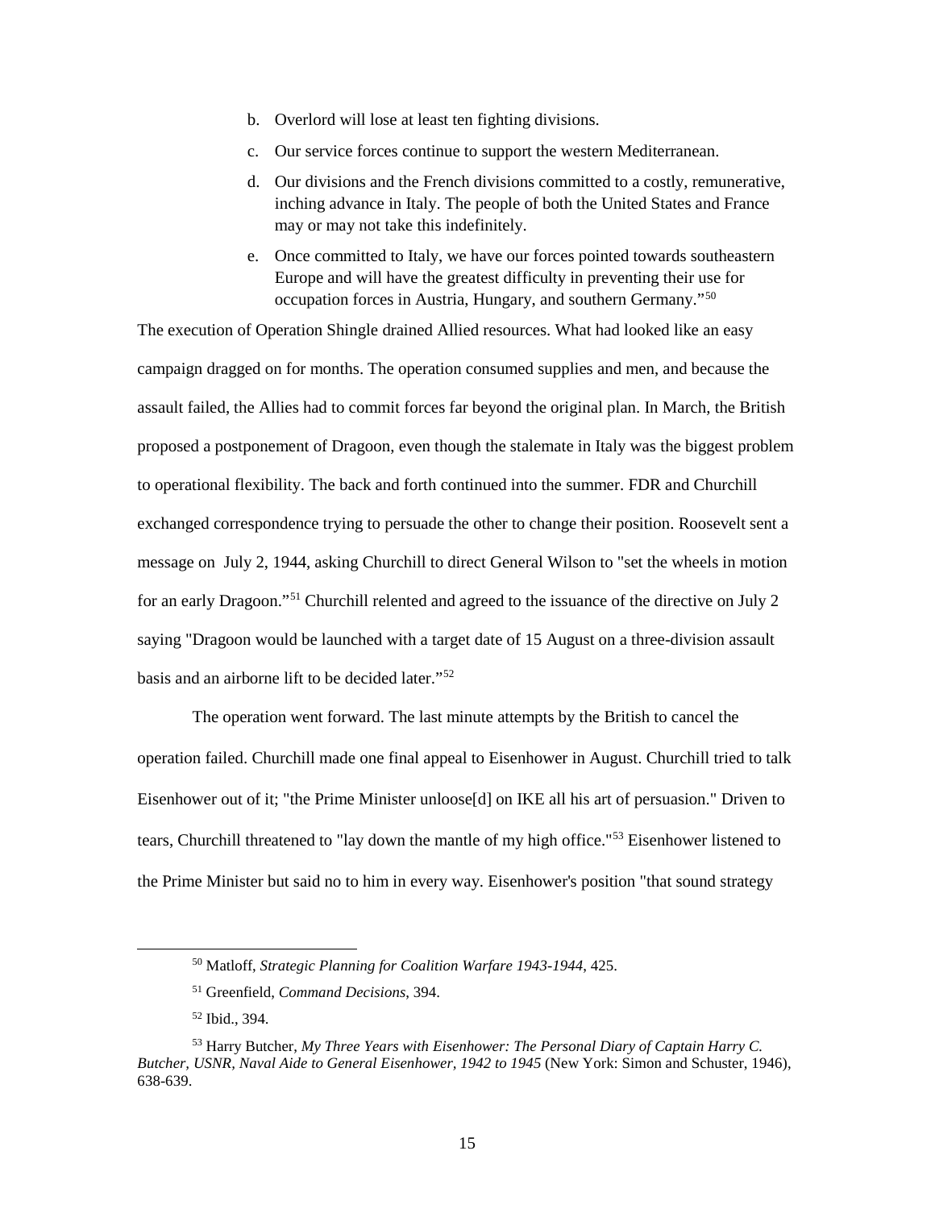b. Overlord will lose at least ten fighting divisions.

c. Our service forces continue to support the western Mediterranean.

d. Our divisions and the French divisions committed to a costly, remunerative, inching advance in Italy. The people of both the United States and France may or may not take this indefinitely.

e. Once committed to Italy, we have our forces pointed towards southeastern Europe and will have the greatest difficulty in preventing their use for occupation forces in Austria, Hungary, and southern Germany."[50]

The execution of Operation Shingle drained Allied resources. What had looked like an easy campaign dragged on for months. The operation consumed supplies and men, and because the assault failed, the Allies had to commit forces far beyond the original plan. In March, the British proposed a postponement of Dragoon, even though the stalemate in Italy was the biggest problem to operational flexibility. The back and forth continued into the summer. FDR and Churchill exchanged correspondence trying to persuade the other to change their position. Roosevelt sent a message on July 2, 1944, asking Churchill to direct General Wilson to "set the wheels in motion for an early Dragoon."[51] Churchill relented and agreed to the issuance of the directive on July 2 saying "Dragoon would be launched with a target date of 15 August on a three-division assault basis and an airborne lift to be decided later."[52]

The operation went forward. The last minute attempts by the British to cancel the operation failed. Churchill made one final appeal to Eisenhower in August. Churchill tried to talk Eisenhower out of it; "the Prime Minister unloose[d] on IKE all his art of persuasion." Driven to tears, Churchill threatened to "lay down the mantle of my high office."[53] Eisenhower listened to the Prime Minister but said no to him in every way. Eisenhower's position "that sound strategy

---

[50] Matloff, *Strategic Planning for Coalition Warfare 1943-1944*, 425.

[51] Greenfield, *Command Decisions*, 394.

[52] Ibid., 394.

[53] Harry Butcher, *My Three Years with Eisenhower: The Personal Diary of Captain Harry C. Butcher, USNR, Naval Aide to General Eisenhower, 1942 to 1945* (New York: Simon and Schuster, 1946), 638-639.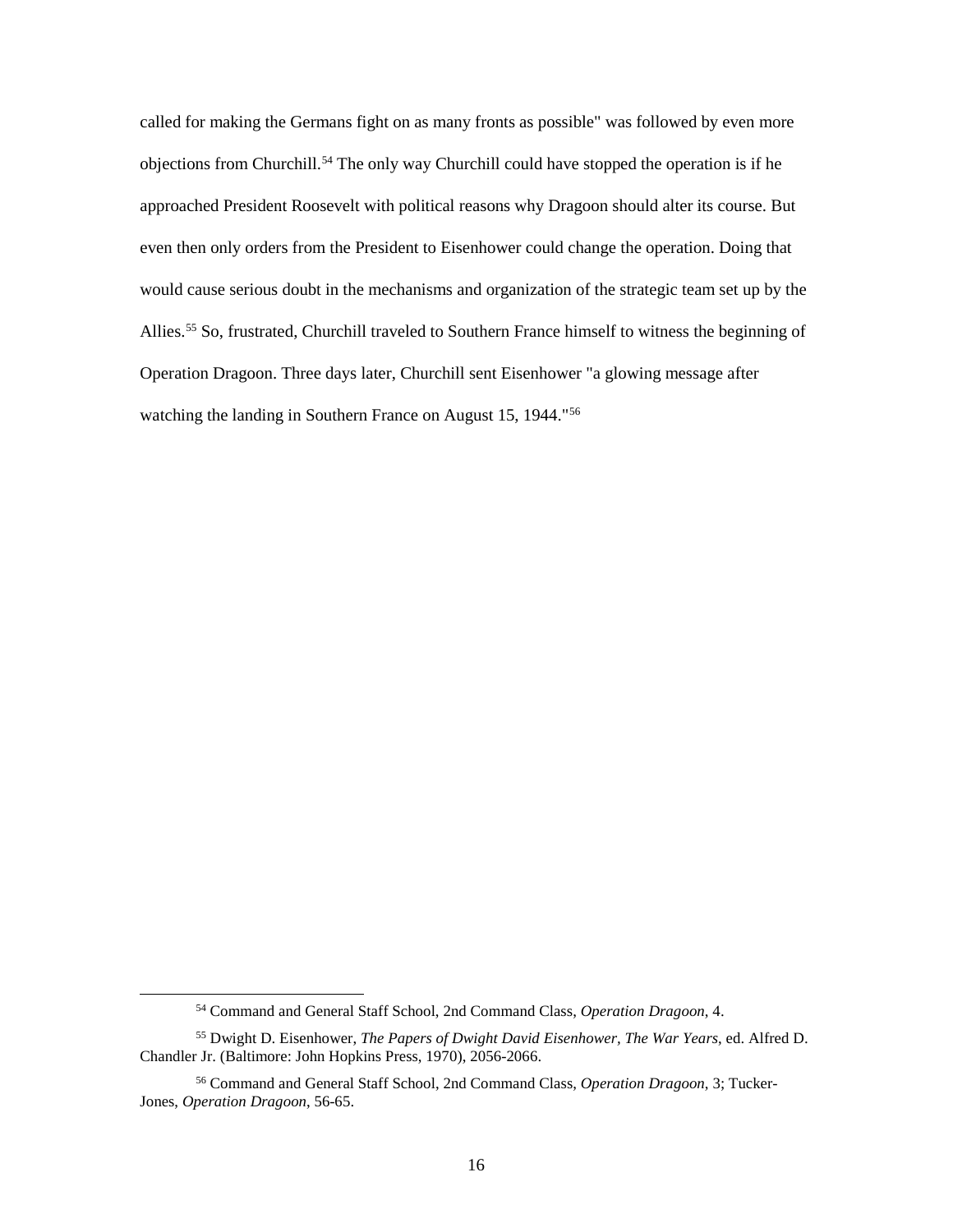called for making the Germans fight on as many fronts as possible" was followed by even more objections from Churchill.[54] The only way Churchill could have stopped the operation is if he approached President Roosevelt with political reasons why Dragoon should alter its course. But even then only orders from the President to Eisenhower could change the operation. Doing that would cause serious doubt in the mechanisms and organization of the strategic team set up by the Allies.[55] So, frustrated, Churchill traveled to Southern France himself to witness the beginning of Operation Dragoon. Three days later, Churchill sent Eisenhower "a glowing message after watching the landing in Southern France on August 15, 1944."[56]

---

[54] Command and General Staff School, 2nd Command Class, *Operation Dragoon*, 4.

[55] Dwight D. Eisenhower, *The Papers of Dwight David Eisenhower, The War Years*, ed. Alfred D. Chandler Jr. (Baltimore: John Hopkins Press, 1970), 2056-2066.

[56] Command and General Staff School, 2nd Command Class, *Operation Dragoon*, 3; Tucker-Jones, *Operation Dragoon*, 56-65.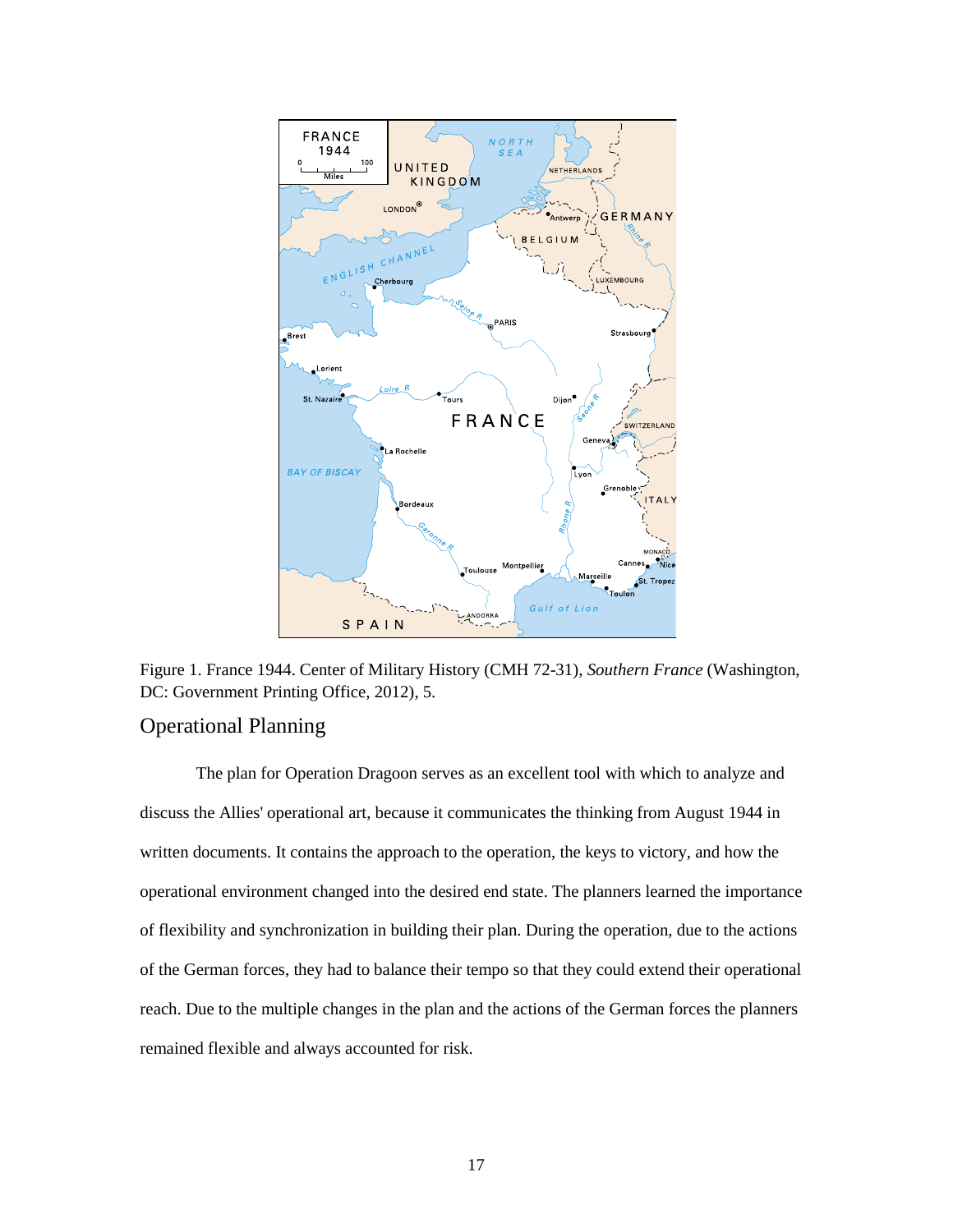Figure 1. France 1944. Center of Military History (CMH 72-31), *Southern France* (Washington, DC: Government Printing Office, 2012), 5.

## Operational Planning

The plan for Operation Dragoon serves as an excellent tool with which to analyze and discuss the Allies' operational art, because it communicates the thinking from August 1944 in written documents. It contains the approach to the operation, the keys to victory, and how the operational environment changed into the desired end state. The planners learned the importance of flexibility and synchronization in building their plan. During the operation, due to the actions of the German forces, they had to balance their tempo so that they could extend their operational reach. Due to the multiple changes in the plan and the actions of the German forces the planners remained flexible and always accounted for risk.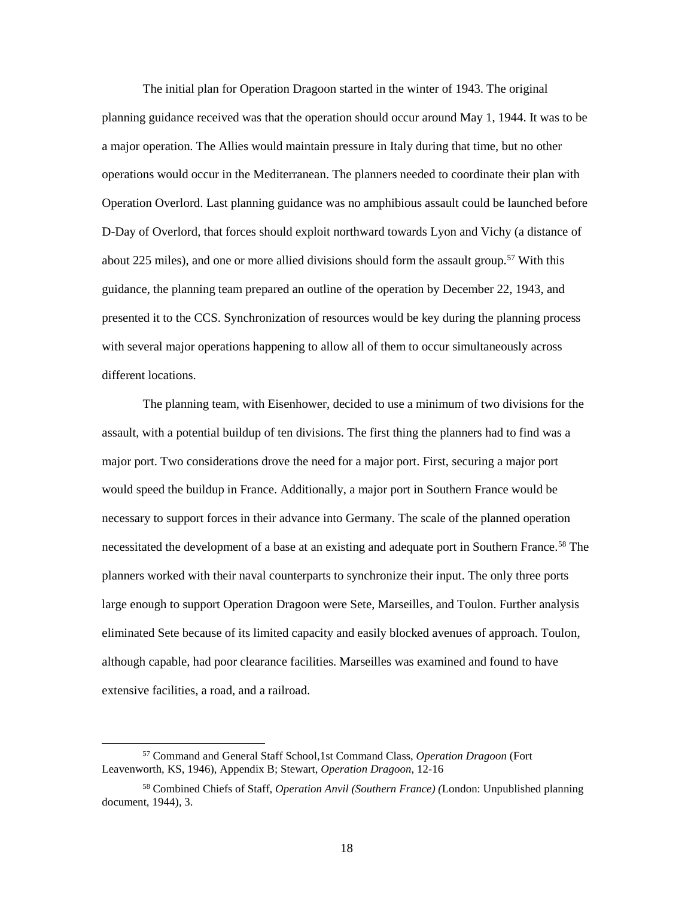The initial plan for Operation Dragoon started in the winter of 1943. The original planning guidance received was that the operation should occur around May 1, 1944. It was to be a major operation. The Allies would maintain pressure in Italy during that time, but no other operations would occur in the Mediterranean. The planners needed to coordinate their plan with Operation Overlord. Last planning guidance was no amphibious assault could be launched before D-Day of Overlord, that forces should exploit northward towards Lyon and Vichy (a distance of about 225 miles), and one or more allied divisions should form the assault group.[57] With this guidance, the planning team prepared an outline of the operation by December 22, 1943, and presented it to the CCS. Synchronization of resources would be key during the planning process with several major operations happening to allow all of them to occur simultaneously across different locations.

The planning team, with Eisenhower, decided to use a minimum of two divisions for the assault, with a potential buildup of ten divisions. The first thing the planners had to find was a major port. Two considerations drove the need for a major port. First, securing a major port would speed the buildup in France. Additionally, a major port in Southern France would be necessary to support forces in their advance into Germany. The scale of the planned operation necessitated the development of a base at an existing and adequate port in Southern France.[58] The planners worked with their naval counterparts to synchronize their input. The only three ports large enough to support Operation Dragoon were Sete, Marseilles, and Toulon. Further analysis eliminated Sete because of its limited capacity and easily blocked avenues of approach. Toulon, although capable, had poor clearance facilities. Marseilles was examined and found to have extensive facilities, a road, and a railroad.

---

[57] Command and General Staff School,1st Command Class, *Operation Dragoon* (Fort Leavenworth, KS, 1946), Appendix B; Stewart, *Operation Dragoon*, 12-16

[58] Combined Chiefs of Staff, *Operation Anvil (Southern France) (*London: Unpublished planning document, 1944), 3.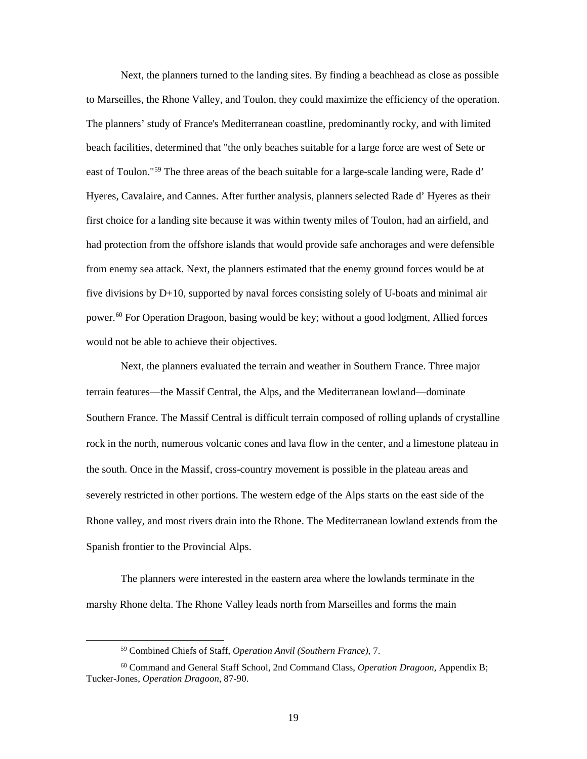Next, the planners turned to the landing sites. By finding a beachhead as close as possible to Marseilles, the Rhone Valley, and Toulon, they could maximize the efficiency of the operation. The planners' study of France's Mediterranean coastline, predominantly rocky, and with limited beach facilities, determined that "the only beaches suitable for a large force are west of Sete or east of Toulon."[59] The three areas of the beach suitable for a large-scale landing were, Rade d' Hyeres, Cavalaire, and Cannes. After further analysis, planners selected Rade d' Hyeres as their first choice for a landing site because it was within twenty miles of Toulon, had an airfield, and had protection from the offshore islands that would provide safe anchorages and were defensible from enemy sea attack. Next, the planners estimated that the enemy ground forces would be at five divisions by D+10, supported by naval forces consisting solely of U-boats and minimal air power.[60] For Operation Dragoon, basing would be key; without a good lodgment, Allied forces would not be able to achieve their objectives.

Next, the planners evaluated the terrain and weather in Southern France. Three major terrain features—the Massif Central, the Alps, and the Mediterranean lowland—dominate Southern France. The Massif Central is difficult terrain composed of rolling uplands of crystalline rock in the north, numerous volcanic cones and lava flow in the center, and a limestone plateau in the south. Once in the Massif, cross-country movement is possible in the plateau areas and severely restricted in other portions. The western edge of the Alps starts on the east side of the Rhone valley, and most rivers drain into the Rhone. The Mediterranean lowland extends from the Spanish frontier to the Provincial Alps.

The planners were interested in the eastern area where the lowlands terminate in the marshy Rhone delta. The Rhone Valley leads north from Marseilles and forms the main

[59] Combined Chiefs of Staff, *Operation Anvil (Southern France)*, 7.

[60] Command and General Staff School, 2nd Command Class, *Operation Dragoon*, Appendix B; Tucker-Jones, *Operation Dragoon*, 87-90.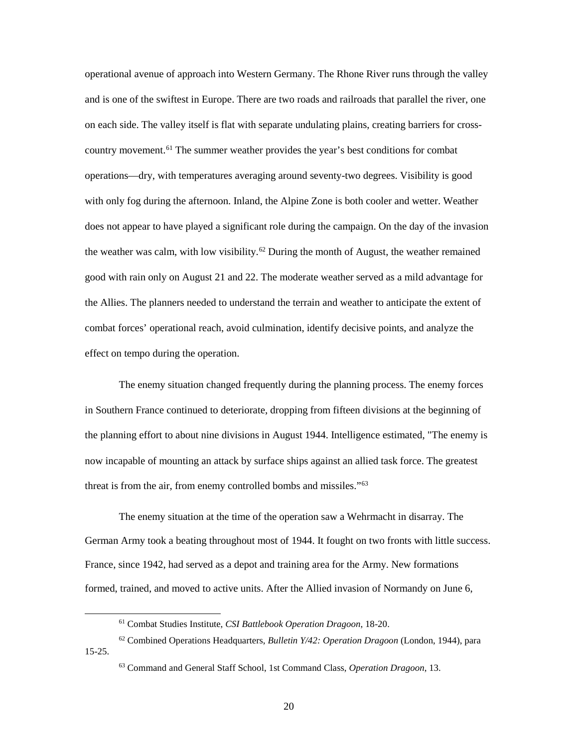operational avenue of approach into Western Germany. The Rhone River runs through the valley and is one of the swiftest in Europe. There are two roads and railroads that parallel the river, one on each side. The valley itself is flat with separate undulating plains, creating barriers for cross-country movement.[61] The summer weather provides the year's best conditions for combat operations—dry, with temperatures averaging around seventy-two degrees. Visibility is good with only fog during the afternoon. Inland, the Alpine Zone is both cooler and wetter. Weather does not appear to have played a significant role during the campaign. On the day of the invasion the weather was calm, with low visibility.[62] During the month of August, the weather remained good with rain only on August 21 and 22. The moderate weather served as a mild advantage for the Allies. The planners needed to understand the terrain and weather to anticipate the extent of combat forces' operational reach, avoid culmination, identify decisive points, and analyze the effect on tempo during the operation.

The enemy situation changed frequently during the planning process. The enemy forces in Southern France continued to deteriorate, dropping from fifteen divisions at the beginning of the planning effort to about nine divisions in August 1944. Intelligence estimated, "The enemy is now incapable of mounting an attack by surface ships against an allied task force. The greatest threat is from the air, from enemy controlled bombs and missiles."[63]

The enemy situation at the time of the operation saw a Wehrmacht in disarray. The German Army took a beating throughout most of 1944. It fought on two fronts with little success. France, since 1942, had served as a depot and training area for the Army. New formations formed, trained, and moved to active units. After the Allied invasion of Normandy on June 6,

---

[61] Combat Studies Institute, *CSI Battlebook Operation Dragoon*, 18-20.

[62] Combined Operations Headquarters, *Bulletin Y/42: Operation Dragoon* (London, 1944), para 15-25.

[63] Command and General Staff School, 1st Command Class, *Operation Dragoon*, 13.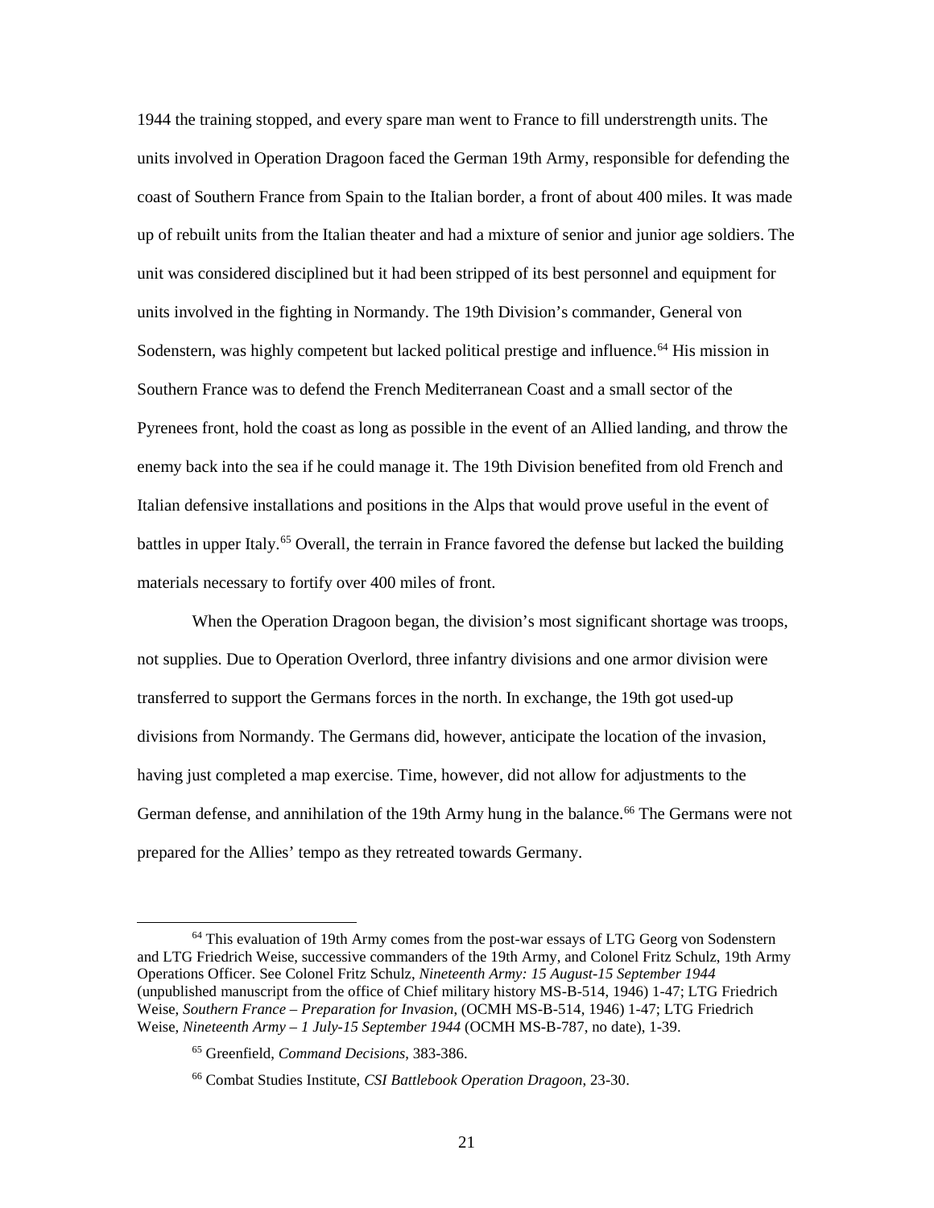1944 the training stopped, and every spare man went to France to fill understrength units. The units involved in Operation Dragoon faced the German 19th Army, responsible for defending the coast of Southern France from Spain to the Italian border, a front of about 400 miles. It was made up of rebuilt units from the Italian theater and had a mixture of senior and junior age soldiers. The unit was considered disciplined but it had been stripped of its best personnel and equipment for units involved in the fighting in Normandy. The 19th Division's commander, General von Sodenstern, was highly competent but lacked political prestige and influence.[64] His mission in Southern France was to defend the French Mediterranean Coast and a small sector of the Pyrenees front, hold the coast as long as possible in the event of an Allied landing, and throw the enemy back into the sea if he could manage it. The 19th Division benefited from old French and Italian defensive installations and positions in the Alps that would prove useful in the event of battles in upper Italy.[65] Overall, the terrain in France favored the defense but lacked the building materials necessary to fortify over 400 miles of front.

When the Operation Dragoon began, the division's most significant shortage was troops, not supplies. Due to Operation Overlord, three infantry divisions and one armor division were transferred to support the Germans forces in the north. In exchange, the 19th got used-up divisions from Normandy. The Germans did, however, anticipate the location of the invasion, having just completed a map exercise. Time, however, did not allow for adjustments to the German defense, and annihilation of the 19th Army hung in the balance.[66] The Germans were not prepared for the Allies' tempo as they retreated towards Germany.

---

[64] This evaluation of 19th Army comes from the post-war essays of LTG Georg von Sodenstern and LTG Friedrich Weise, successive commanders of the 19th Army, and Colonel Fritz Schulz, 19th Army Operations Officer. See Colonel Fritz Schulz, *Nineteenth Army: 15 August-15 September 1944* (unpublished manuscript from the office of Chief military history MS-B-514, 1946) 1-47; LTG Friedrich Weise, *Southern France – Preparation for Invasion*, (OCMH MS-B-514, 1946) 1-47; LTG Friedrich Weise, *Nineteenth Army – 1 July-15 September 1944* (OCMH MS-B-787, no date), 1-39.

[65] Greenfield, *Command Decisions*, 383-386.

[66] Combat Studies Institute, *CSI Battlebook Operation Dragoon*, 23-30.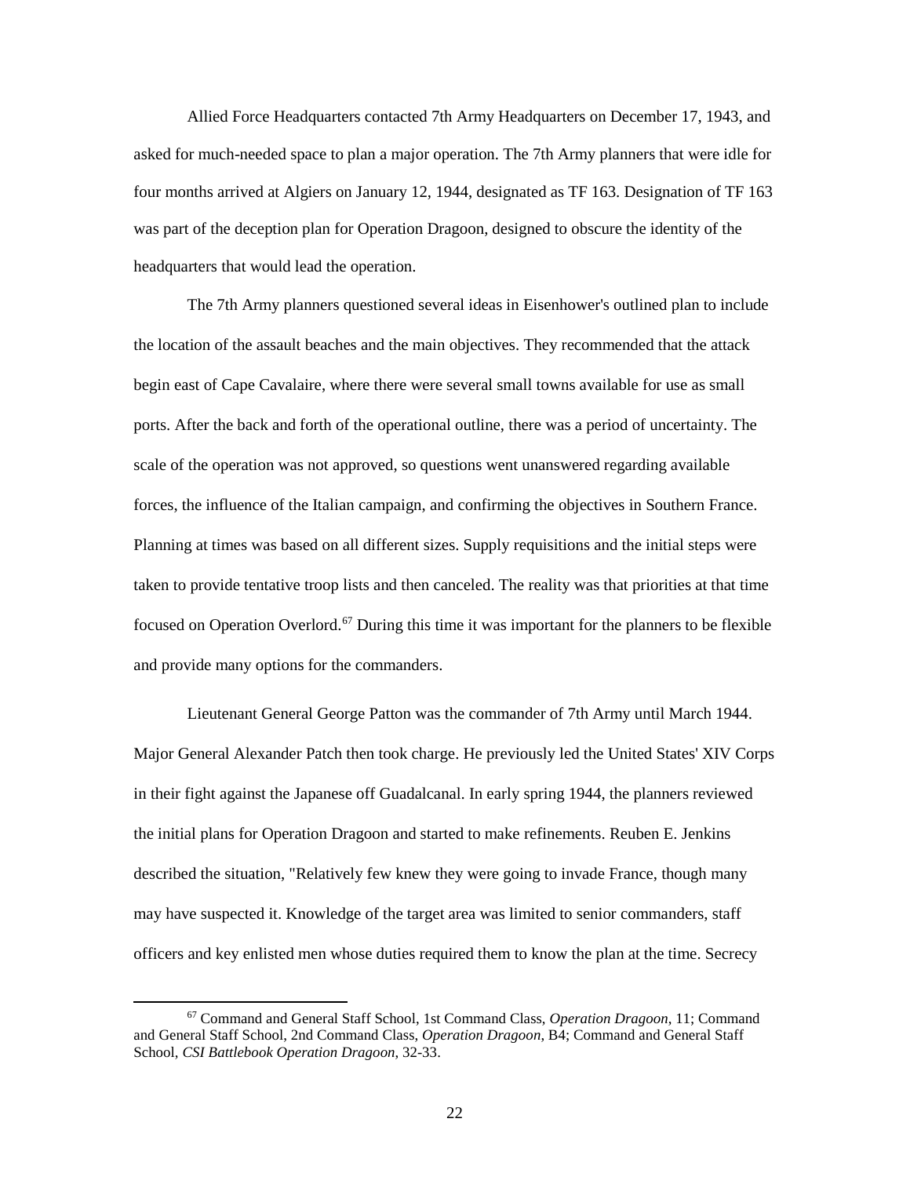Allied Force Headquarters contacted 7th Army Headquarters on December 17, 1943, and asked for much-needed space to plan a major operation. The 7th Army planners that were idle for four months arrived at Algiers on January 12, 1944, designated as TF 163. Designation of TF 163 was part of the deception plan for Operation Dragoon, designed to obscure the identity of the headquarters that would lead the operation.

The 7th Army planners questioned several ideas in Eisenhower's outlined plan to include the location of the assault beaches and the main objectives. They recommended that the attack begin east of Cape Cavalaire, where there were several small towns available for use as small ports. After the back and forth of the operational outline, there was a period of uncertainty. The scale of the operation was not approved, so questions went unanswered regarding available forces, the influence of the Italian campaign, and confirming the objectives in Southern France. Planning at times was based on all different sizes. Supply requisitions and the initial steps were taken to provide tentative troop lists and then canceled. The reality was that priorities at that time focused on Operation Overlord.[67] During this time it was important for the planners to be flexible and provide many options for the commanders.

Lieutenant General George Patton was the commander of 7th Army until March 1944. Major General Alexander Patch then took charge. He previously led the United States' XIV Corps in their fight against the Japanese off Guadalcanal. In early spring 1944, the planners reviewed the initial plans for Operation Dragoon and started to make refinements. Reuben E. Jenkins described the situation, "Relatively few knew they were going to invade France, though many may have suspected it. Knowledge of the target area was limited to senior commanders, staff officers and key enlisted men whose duties required them to know the plan at the time. Secrecy

---

[67] Command and General Staff School, 1st Command Class, *Operation Dragoon*, 11; Command and General Staff School, 2nd Command Class, *Operation Dragoon*, B4; Command and General Staff School, *CSI Battlebook Operation Dragoon*, 32-33.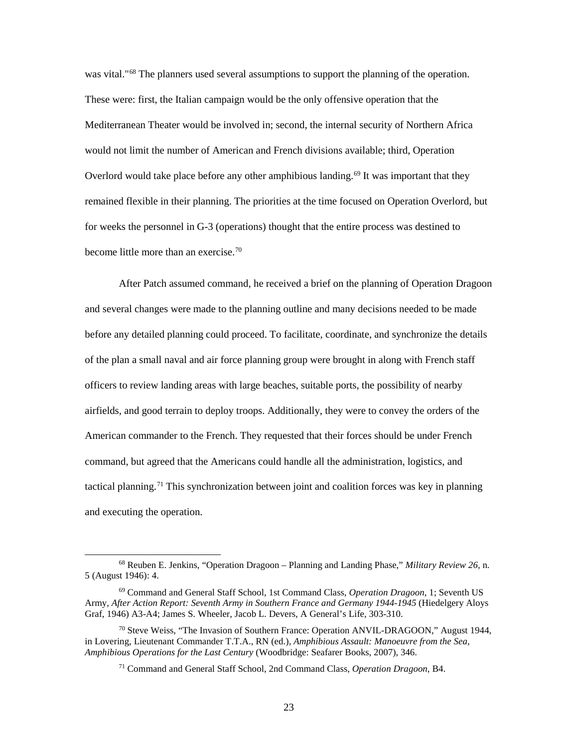was vital."[68] The planners used several assumptions to support the planning of the operation. These were: first, the Italian campaign would be the only offensive operation that the Mediterranean Theater would be involved in; second, the internal security of Northern Africa would not limit the number of American and French divisions available; third, Operation Overlord would take place before any other amphibious landing.[69] It was important that they remained flexible in their planning. The priorities at the time focused on Operation Overlord, but for weeks the personnel in G-3 (operations) thought that the entire process was destined to become little more than an exercise.[70]

After Patch assumed command, he received a brief on the planning of Operation Dragoon and several changes were made to the planning outline and many decisions needed to be made before any detailed planning could proceed. To facilitate, coordinate, and synchronize the details of the plan a small naval and air force planning group were brought in along with French staff officers to review landing areas with large beaches, suitable ports, the possibility of nearby airfields, and good terrain to deploy troops. Additionally, they were to convey the orders of the American commander to the French. They requested that their forces should be under French command, but agreed that the Americans could handle all the administration, logistics, and tactical planning.[71] This synchronization between joint and coalition forces was key in planning and executing the operation.

---

[68] Reuben E. Jenkins, "Operation Dragoon – Planning and Landing Phase," *Military Review 26*, n. 5 (August 1946): 4.

[69] Command and General Staff School, 1st Command Class, *Operation Dragoon*, 1; Seventh US Army, *After Action Report: Seventh Army in Southern France and Germany 1944-1945* (Hiedelgery Aloys Graf, 1946) A3-A4; James S. Wheeler, Jacob L. Devers, A General's Life, 303-310.

[70] Steve Weiss, "The Invasion of Southern France: Operation ANVIL-DRAGOON," August 1944, in Lovering, Lieutenant Commander T.T.A., RN (ed.), *Amphibious Assault: Manoeuvre from the Sea, Amphibious Operations for the Last Century* (Woodbridge: Seafarer Books, 2007), 346.

[71] Command and General Staff School, 2nd Command Class, *Operation Dragoon*, B4.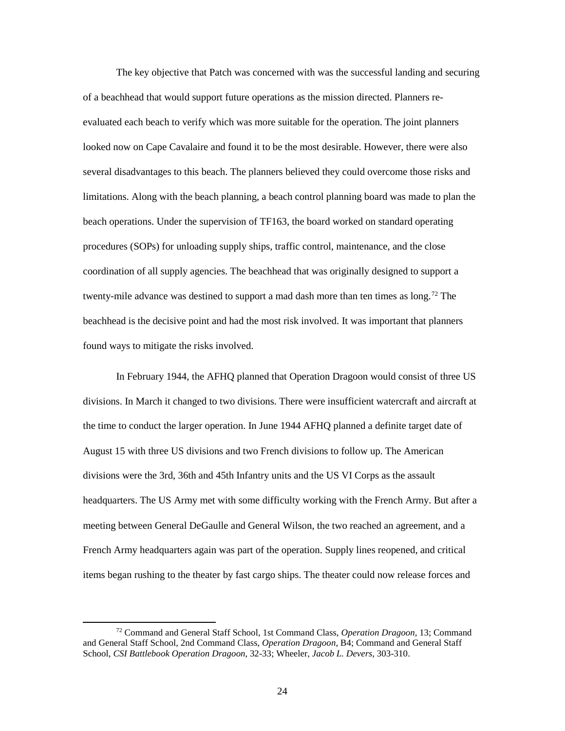The key objective that Patch was concerned with was the successful landing and securing of a beachhead that would support future operations as the mission directed. Planners re-evaluated each beach to verify which was more suitable for the operation. The joint planners looked now on Cape Cavalaire and found it to be the most desirable. However, there were also several disadvantages to this beach. The planners believed they could overcome those risks and limitations. Along with the beach planning, a beach control planning board was made to plan the beach operations. Under the supervision of TF163, the board worked on standard operating procedures (SOPs) for unloading supply ships, traffic control, maintenance, and the close coordination of all supply agencies. The beachhead that was originally designed to support a twenty-mile advance was destined to support a mad dash more than ten times as long.[72] The beachhead is the decisive point and had the most risk involved. It was important that planners found ways to mitigate the risks involved.

In February 1944, the AFHQ planned that Operation Dragoon would consist of three US divisions. In March it changed to two divisions. There were insufficient watercraft and aircraft at the time to conduct the larger operation. In June 1944 AFHQ planned a definite target date of August 15 with three US divisions and two French divisions to follow up. The American divisions were the 3rd, 36th and 45th Infantry units and the US VI Corps as the assault headquarters. The US Army met with some difficulty working with the French Army. But after a meeting between General DeGaulle and General Wilson, the two reached an agreement, and a French Army headquarters again was part of the operation. Supply lines reopened, and critical items began rushing to the theater by fast cargo ships. The theater could now release forces and

---

[72] Command and General Staff School, 1st Command Class, *Operation Dragoon*, 13; Command and General Staff School, 2nd Command Class, *Operation Dragoon*, B4; Command and General Staff School, *CSI Battlebook Operation Dragoon*, 32-33; Wheeler, *Jacob L. Devers*, 303-310.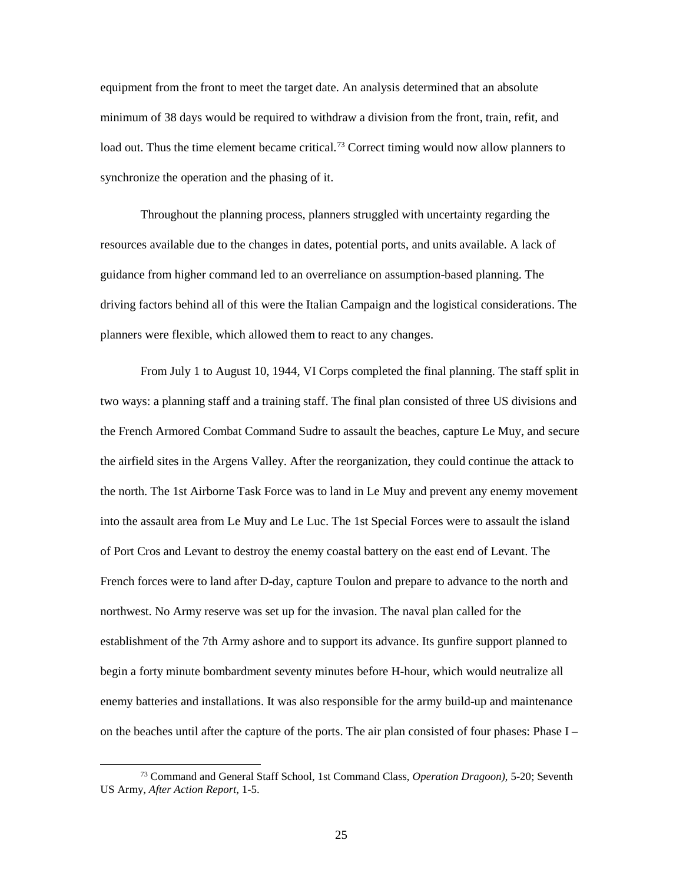equipment from the front to meet the target date. An analysis determined that an absolute minimum of 38 days would be required to withdraw a division from the front, train, refit, and load out. Thus the time element became critical.[73] Correct timing would now allow planners to synchronize the operation and the phasing of it.

Throughout the planning process, planners struggled with uncertainty regarding the resources available due to the changes in dates, potential ports, and units available. A lack of guidance from higher command led to an overreliance on assumption-based planning. The driving factors behind all of this were the Italian Campaign and the logistical considerations. The planners were flexible, which allowed them to react to any changes.

From July 1 to August 10, 1944, VI Corps completed the final planning. The staff split in two ways: a planning staff and a training staff. The final plan consisted of three US divisions and the French Armored Combat Command Sudre to assault the beaches, capture Le Muy, and secure the airfield sites in the Argens Valley. After the reorganization, they could continue the attack to the north. The 1st Airborne Task Force was to land in Le Muy and prevent any enemy movement into the assault area from Le Muy and Le Luc. The 1st Special Forces were to assault the island of Port Cros and Levant to destroy the enemy coastal battery on the east end of Levant. The French forces were to land after D-day, capture Toulon and prepare to advance to the north and northwest. No Army reserve was set up for the invasion. The naval plan called for the establishment of the 7th Army ashore and to support its advance. Its gunfire support planned to begin a forty minute bombardment seventy minutes before H-hour, which would neutralize all enemy batteries and installations. It was also responsible for the army build-up and maintenance on the beaches until after the capture of the ports. The air plan consisted of four phases: Phase I –

[73] Command and General Staff School, 1st Command Class, *Operation Dragoon)*, 5-20; Seventh US Army, *After Action Report*, 1-5.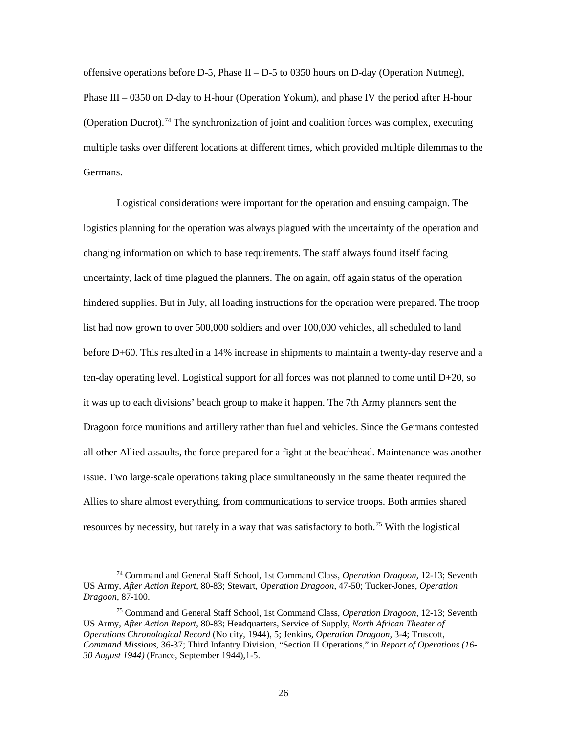offensive operations before D-5, Phase II – D-5 to 0350 hours on D-day (Operation Nutmeg), Phase III – 0350 on D-day to H-hour (Operation Yokum), and phase IV the period after H-hour (Operation Ducrot).[74] The synchronization of joint and coalition forces was complex, executing multiple tasks over different locations at different times, which provided multiple dilemmas to the Germans.

Logistical considerations were important for the operation and ensuing campaign. The logistics planning for the operation was always plagued with the uncertainty of the operation and changing information on which to base requirements. The staff always found itself facing uncertainty, lack of time plagued the planners. The on again, off again status of the operation hindered supplies. But in July, all loading instructions for the operation were prepared. The troop list had now grown to over 500,000 soldiers and over 100,000 vehicles, all scheduled to land before D+60. This resulted in a 14% increase in shipments to maintain a twenty-day reserve and a ten-day operating level. Logistical support for all forces was not planned to come until D+20, so it was up to each divisions' beach group to make it happen. The 7th Army planners sent the Dragoon force munitions and artillery rather than fuel and vehicles. Since the Germans contested all other Allied assaults, the force prepared for a fight at the beachhead. Maintenance was another issue. Two large-scale operations taking place simultaneously in the same theater required the Allies to share almost everything, from communications to service troops. Both armies shared resources by necessity, but rarely in a way that was satisfactory to both.[75] With the logistical

---

[74] Command and General Staff School, 1st Command Class, *Operation Dragoon*, 12-13; Seventh US Army, *After Action Report*, 80-83; Stewart, *Operation Dragoon*, 47-50; Tucker-Jones, *Operation Dragoon*, 87-100.

[75] Command and General Staff School, 1st Command Class, *Operation Dragoon*, 12-13; Seventh US Army, *After Action Report*, 80-83; Headquarters, Service of Supply, *North African Theater of Operations Chronological Record* (No city, 1944), 5; Jenkins, *Operation Dragoon*, 3-4; Truscott, *Command Missions*, 36-37; Third Infantry Division, "Section II Operations," in *Report of Operations (16-30 August 1944)* (France, September 1944),1-5.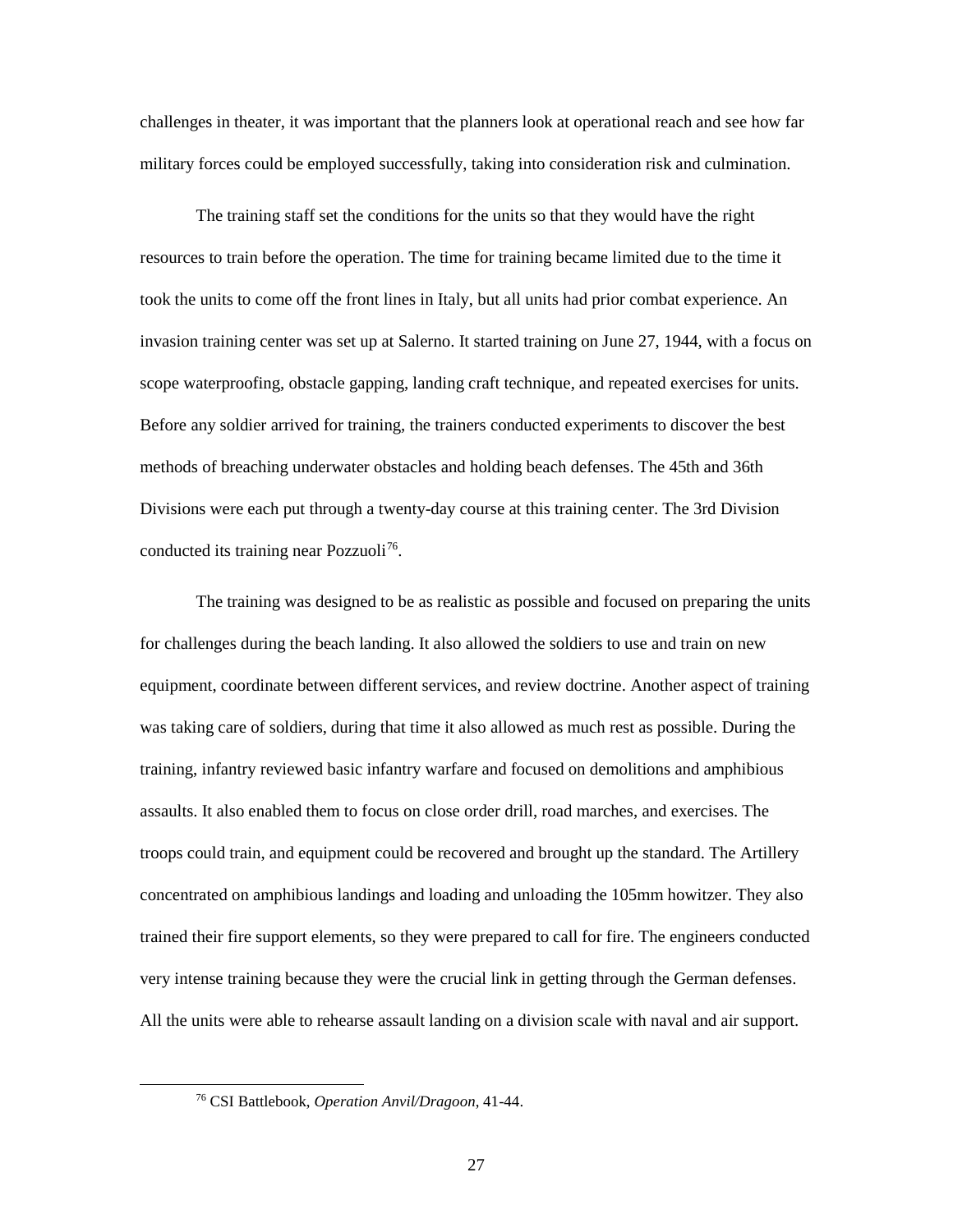challenges in theater, it was important that the planners look at operational reach and see how far military forces could be employed successfully, taking into consideration risk and culmination.

The training staff set the conditions for the units so that they would have the right resources to train before the operation. The time for training became limited due to the time it took the units to come off the front lines in Italy, but all units had prior combat experience. An invasion training center was set up at Salerno. It started training on June 27, 1944, with a focus on scope waterproofing, obstacle gapping, landing craft technique, and repeated exercises for units. Before any soldier arrived for training, the trainers conducted experiments to discover the best methods of breaching underwater obstacles and holding beach defenses. The 45th and 36th Divisions were each put through a twenty-day course at this training center. The 3rd Division conducted its training near Pozzuoli[76].

The training was designed to be as realistic as possible and focused on preparing the units for challenges during the beach landing. It also allowed the soldiers to use and train on new equipment, coordinate between different services, and review doctrine. Another aspect of training was taking care of soldiers, during that time it also allowed as much rest as possible. During the training, infantry reviewed basic infantry warfare and focused on demolitions and amphibious assaults. It also enabled them to focus on close order drill, road marches, and exercises. The troops could train, and equipment could be recovered and brought up the standard. The Artillery concentrated on amphibious landings and loading and unloading the 105mm howitzer. They also trained their fire support elements, so they were prepared to call for fire. The engineers conducted very intense training because they were the crucial link in getting through the German defenses. All the units were able to rehearse assault landing on a division scale with naval and air support.

---

[76] CSI Battlebook, *Operation Anvil/Dragoon,* 41-44.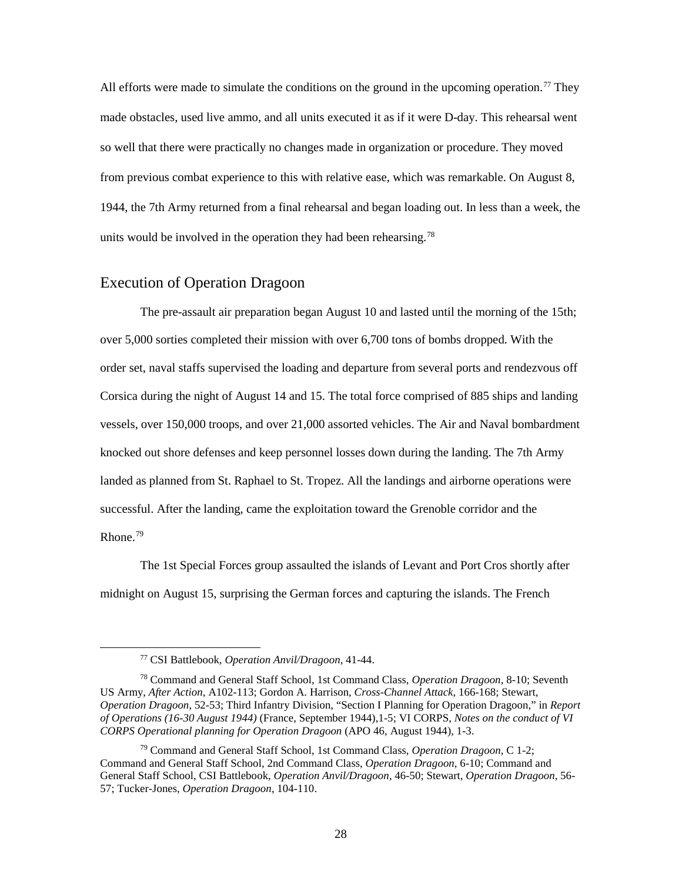All efforts were made to simulate the conditions on the ground in the upcoming operation.[77] They made obstacles, used live ammo, and all units executed it as if it were D-day. This rehearsal went so well that there were practically no changes made in organization or procedure. They moved from previous combat experience to this with relative ease, which was remarkable. On August 8, 1944, the 7th Army returned from a final rehearsal and began loading out. In less than a week, the units would be involved in the operation they had been rehearsing.[78]

## Execution of Operation Dragoon

The pre-assault air preparation began August 10 and lasted until the morning of the 15th; over 5,000 sorties completed their mission with over 6,700 tons of bombs dropped. With the order set, naval staffs supervised the loading and departure from several ports and rendezvous off Corsica during the night of August 14 and 15. The total force comprised of 885 ships and landing vessels, over 150,000 troops, and over 21,000 assorted vehicles. The Air and Naval bombardment knocked out shore defenses and keep personnel losses down during the landing. The 7th Army landed as planned from St. Raphael to St. Tropez. All the landings and airborne operations were successful. After the landing, came the exploitation toward the Grenoble corridor and the Rhone.[79]

The 1st Special Forces group assaulted the islands of Levant and Port Cros shortly after midnight on August 15, surprising the German forces and capturing the islands. The French

---

[77] CSI Battlebook, *Operation Anvil/Dragoon*, 41-44.

[78] Command and General Staff School, 1st Command Class, *Operation Dragoon*, 8-10; Seventh US Army, *After Action*, A102-113; Gordon A. Harrison, *Cross-Channel Attack*, 166-168; Stewart, *Operation Dragoon*, 52-53; Third Infantry Division, "Section I Planning for Operation Dragoon," in *Report of Operations (16-30 August 1944)* (France, September 1944),1-5; VI CORPS, *Notes on the conduct of VI CORPS Operational planning for Operation Dragoon* (APO 46, August 1944), 1-3.

[79] Command and General Staff School, 1st Command Class, *Operation Dragoon*, C 1-2; Command and General Staff School, 2nd Command Class, *Operation Dragoon*, 6-10; Command and General Staff School, CSI Battlebook, *Operation Anvil/Dragoon*, 46-50; Stewart, *Operation Dragoon*, 56-57; Tucker-Jones, *Operation Dragoon*, 104-110.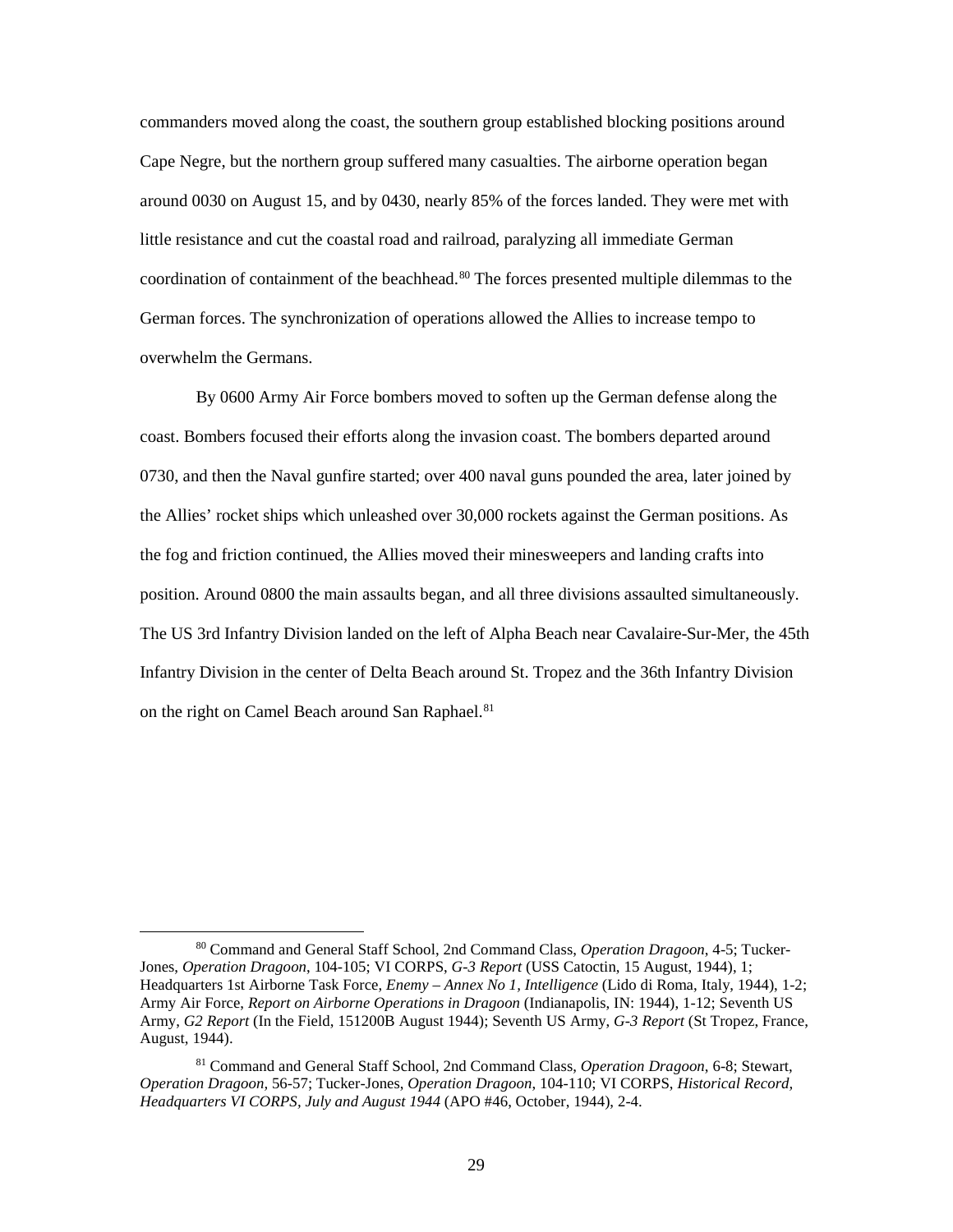commanders moved along the coast, the southern group established blocking positions around Cape Negre, but the northern group suffered many casualties. The airborne operation began around 0030 on August 15, and by 0430, nearly 85% of the forces landed. They were met with little resistance and cut the coastal road and railroad, paralyzing all immediate German coordination of containment of the beachhead.[80] The forces presented multiple dilemmas to the German forces. The synchronization of operations allowed the Allies to increase tempo to overwhelm the Germans.

By 0600 Army Air Force bombers moved to soften up the German defense along the coast. Bombers focused their efforts along the invasion coast. The bombers departed around 0730, and then the Naval gunfire started; over 400 naval guns pounded the area, later joined by the Allies' rocket ships which unleashed over 30,000 rockets against the German positions. As the fog and friction continued, the Allies moved their minesweepers and landing crafts into position. Around 0800 the main assaults began, and all three divisions assaulted simultaneously. The US 3rd Infantry Division landed on the left of Alpha Beach near Cavalaire-Sur-Mer, the 45th Infantry Division in the center of Delta Beach around St. Tropez and the 36th Infantry Division on the right on Camel Beach around San Raphael.[81]

[80] Command and General Staff School, 2nd Command Class, *Operation Dragoon*, 4-5; Tucker-Jones, *Operation Dragoon*, 104-105; VI CORPS, *G-3 Report* (USS Catoctin, 15 August, 1944), 1; Headquarters 1st Airborne Task Force, *Enemy – Annex No 1, Intelligence* (Lido di Roma, Italy, 1944), 1-2; Army Air Force, *Report on Airborne Operations in Dragoon* (Indianapolis, IN: 1944), 1-12; Seventh US Army, *G2 Report* (In the Field, 151200B August 1944); Seventh US Army, *G-3 Report* (St Tropez, France, August, 1944).

[81] Command and General Staff School, 2nd Command Class, *Operation Dragoon*, 6-8; Stewart, *Operation Dragoon*, 56-57; Tucker-Jones, *Operation Dragoon*, 104-110; VI CORPS, *Historical Record, Headquarters VI CORPS, July and August 1944* (APO #46, October, 1944), 2-4.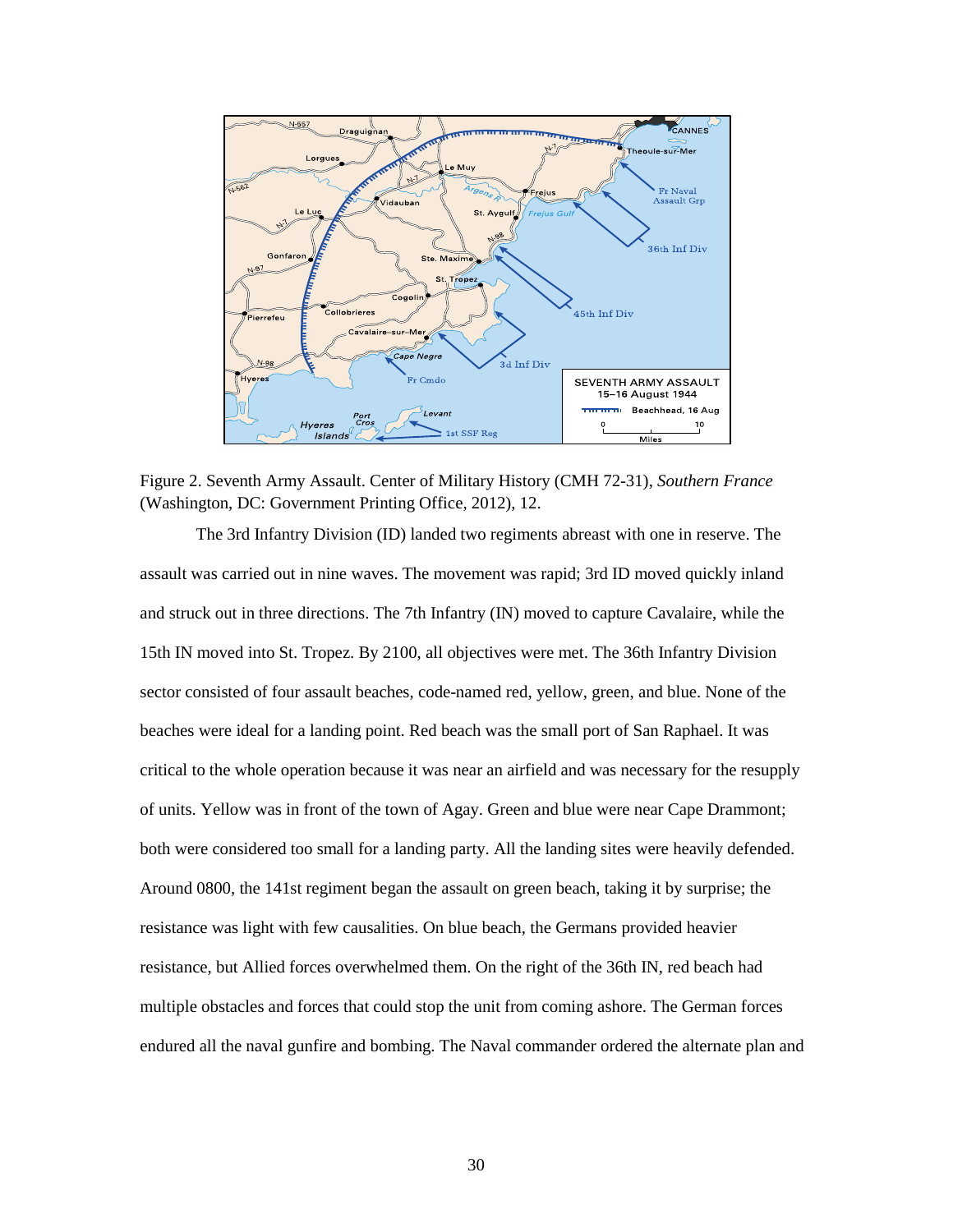Figure 2. Seventh Army Assault. Center of Military History (CMH 72-31), *Southern France* (Washington, DC: Government Printing Office, 2012), 12.

The 3rd Infantry Division (ID) landed two regiments abreast with one in reserve. The assault was carried out in nine waves. The movement was rapid; 3rd ID moved quickly inland and struck out in three directions. The 7th Infantry (IN) moved to capture Cavalaire, while the 15th IN moved into St. Tropez. By 2100, all objectives were met. The 36th Infantry Division sector consisted of four assault beaches, code-named red, yellow, green, and blue. None of the beaches were ideal for a landing point. Red beach was the small port of San Raphael. It was critical to the whole operation because it was near an airfield and was necessary for the resupply of units. Yellow was in front of the town of Agay. Green and blue were near Cape Drammont; both were considered too small for a landing party. All the landing sites were heavily defended. Around 0800, the 141st regiment began the assault on green beach, taking it by surprise; the resistance was light with few causalities. On blue beach, the Germans provided heavier resistance, but Allied forces overwhelmed them. On the right of the 36th IN, red beach had multiple obstacles and forces that could stop the unit from coming ashore. The German forces endured all the naval gunfire and bombing. The Naval commander ordered the alternate plan and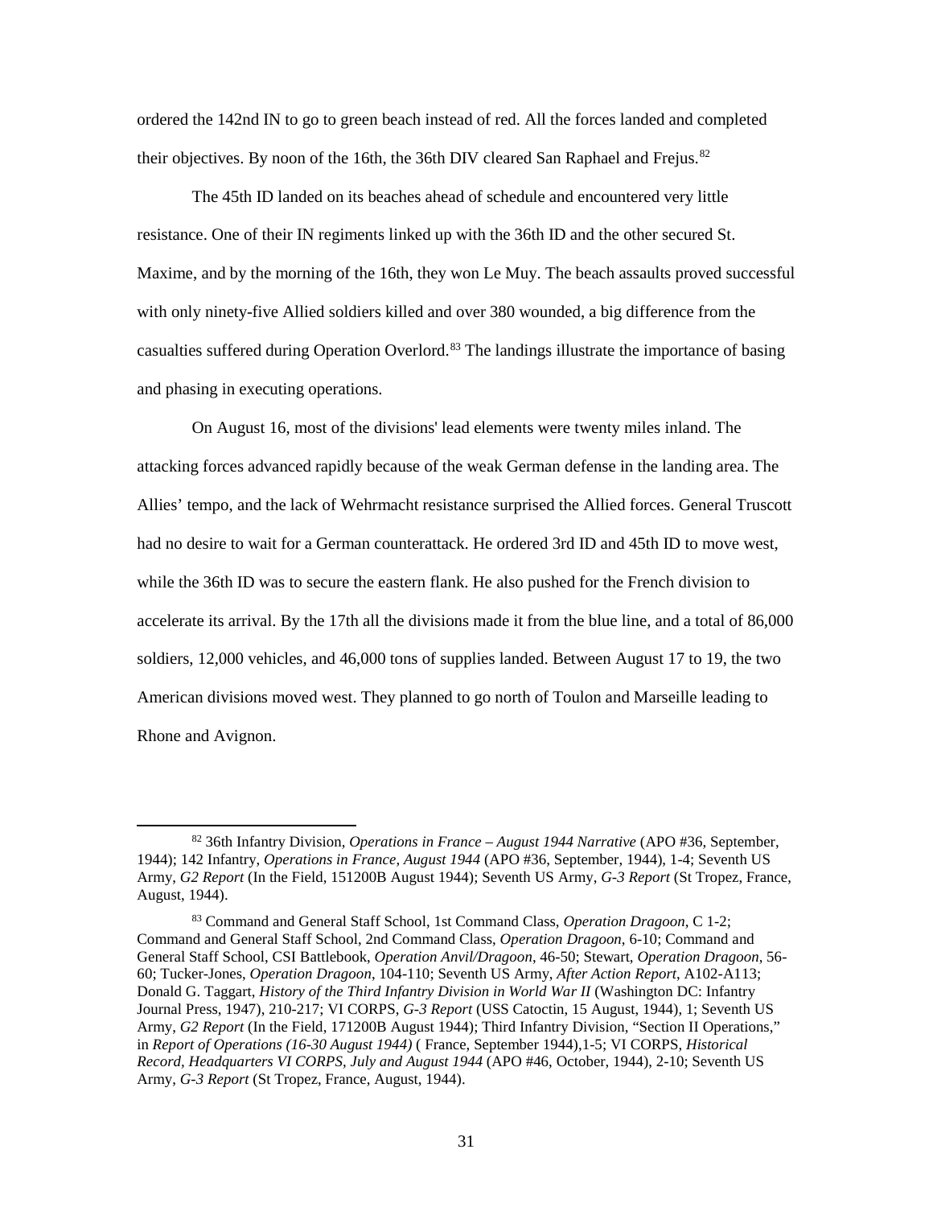ordered the 142nd IN to go to green beach instead of red. All the forces landed and completed their objectives. By noon of the 16th, the 36th DIV cleared San Raphael and Frejus.[82]

The 45th ID landed on its beaches ahead of schedule and encountered very little resistance. One of their IN regiments linked up with the 36th ID and the other secured St. Maxime, and by the morning of the 16th, they won Le Muy. The beach assaults proved successful with only ninety-five Allied soldiers killed and over 380 wounded, a big difference from the casualties suffered during Operation Overlord.[83] The landings illustrate the importance of basing and phasing in executing operations.

On August 16, most of the divisions' lead elements were twenty miles inland. The attacking forces advanced rapidly because of the weak German defense in the landing area. The Allies' tempo, and the lack of Wehrmacht resistance surprised the Allied forces. General Truscott had no desire to wait for a German counterattack. He ordered 3rd ID and 45th ID to move west, while the 36th ID was to secure the eastern flank. He also pushed for the French division to accelerate its arrival. By the 17th all the divisions made it from the blue line, and a total of 86,000 soldiers, 12,000 vehicles, and 46,000 tons of supplies landed. Between August 17 to 19, the two American divisions moved west. They planned to go north of Toulon and Marseille leading to Rhone and Avignon.

---

[82] 36th Infantry Division, *Operations in France – August 1944 Narrative* (APO #36, September, 1944); 142 Infantry, *Operations in France, August 1944* (APO #36, September, 1944), 1-4; Seventh US Army, *G2 Report* (In the Field, 151200B August 1944); Seventh US Army, *G-3 Report* (St Tropez, France, August, 1944).

[83] Command and General Staff School, 1st Command Class, *Operation Dragoon*, C 1-2; Command and General Staff School, 2nd Command Class, *Operation Dragoon*, 6-10; Command and General Staff School, CSI Battlebook, *Operation Anvil/Dragoon*, 46-50; Stewart, *Operation Dragoon*, 56-60; Tucker-Jones, *Operation Dragoon*, 104-110; Seventh US Army, *After Action Report*, A102-A113; Donald G. Taggart, *History of the Third Infantry Division in World War II* (Washington DC: Infantry Journal Press, 1947), 210-217; VI CORPS, *G-3 Report* (USS Catoctin, 15 August, 1944), 1; Seventh US Army, *G2 Report* (In the Field, 171200B August 1944); Third Infantry Division, "Section II Operations," in *Report of Operations (16-30 August 1944)* ( France, September 1944),1-5; VI CORPS, *Historical Record, Headquarters VI CORPS, July and August 1944* (APO #46, October, 1944), 2-10; Seventh US Army, *G-3 Report* (St Tropez, France, August, 1944).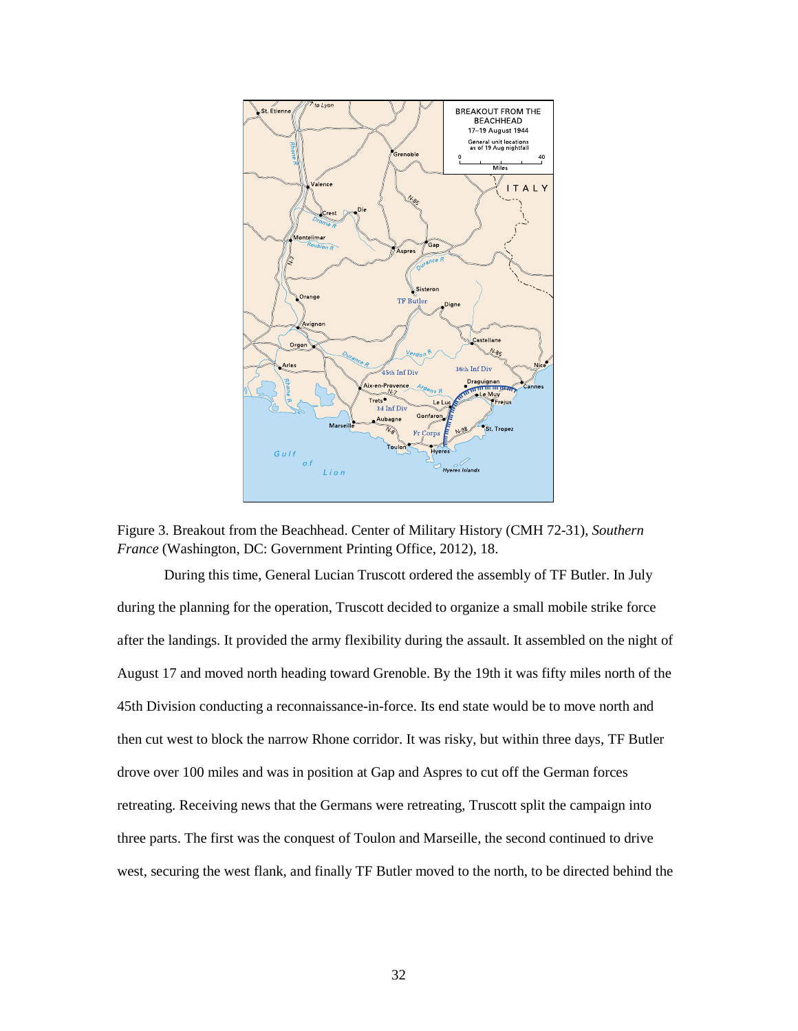Figure 3. Breakout from the Beachhead. Center of Military History (CMH 72-31), *Southern France* (Washington, DC: Government Printing Office, 2012), 18.

During this time, General Lucian Truscott ordered the assembly of TF Butler. In July during the planning for the operation, Truscott decided to organize a small mobile strike force after the landings. It provided the army flexibility during the assault. It assembled on the night of August 17 and moved north heading toward Grenoble. By the 19th it was fifty miles north of the 45th Division conducting a reconnaissance-in-force. Its end state would be to move north and then cut west to block the narrow Rhone corridor. It was risky, but within three days, TF Butler drove over 100 miles and was in position at Gap and Aspres to cut off the German forces retreating. Receiving news that the Germans were retreating, Truscott split the campaign into three parts. The first was the conquest of Toulon and Marseille, the second continued to drive west, securing the west flank, and finally TF Butler moved to the north, to be directed behind the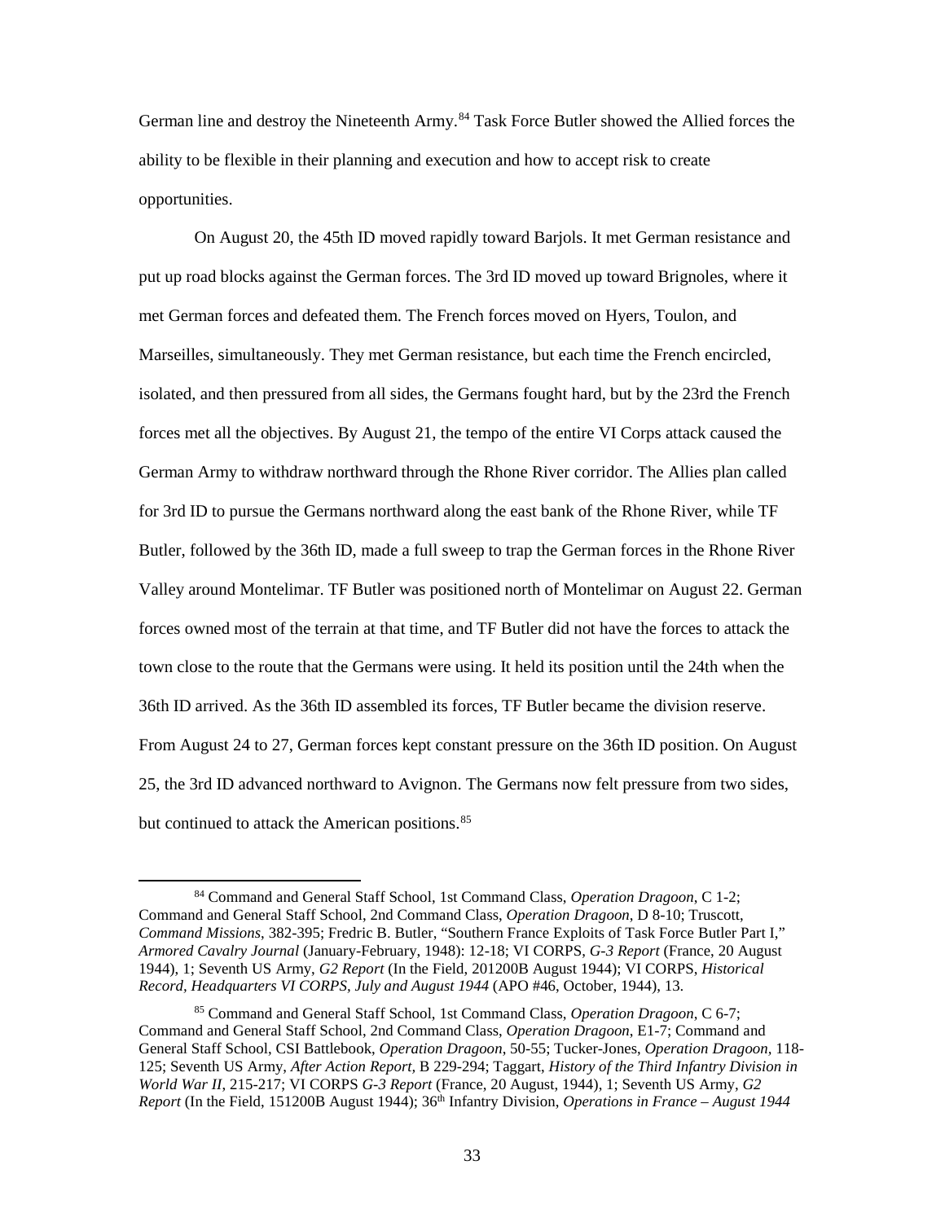German line and destroy the Nineteenth Army.[84] Task Force Butler showed the Allied forces the ability to be flexible in their planning and execution and how to accept risk to create opportunities.

On August 20, the 45th ID moved rapidly toward Barjols. It met German resistance and put up road blocks against the German forces. The 3rd ID moved up toward Brignoles, where it met German forces and defeated them. The French forces moved on Hyers, Toulon, and Marseilles, simultaneously. They met German resistance, but each time the French encircled, isolated, and then pressured from all sides, the Germans fought hard, but by the 23rd the French forces met all the objectives. By August 21, the tempo of the entire VI Corps attack caused the German Army to withdraw northward through the Rhone River corridor. The Allies plan called for 3rd ID to pursue the Germans northward along the east bank of the Rhone River, while TF Butler, followed by the 36th ID, made a full sweep to trap the German forces in the Rhone River Valley around Montelimar. TF Butler was positioned north of Montelimar on August 22. German forces owned most of the terrain at that time, and TF Butler did not have the forces to attack the town close to the route that the Germans were using. It held its position until the 24th when the 36th ID arrived. As the 36th ID assembled its forces, TF Butler became the division reserve. From August 24 to 27, German forces kept constant pressure on the 36th ID position. On August 25, the 3rd ID advanced northward to Avignon. The Germans now felt pressure from two sides, but continued to attack the American positions.[85]

[84] Command and General Staff School, 1st Command Class, *Operation Dragoon*, C 1-2; Command and General Staff School, 2nd Command Class, *Operation Dragoon*, D 8-10; Truscott, *Command Missions*, 382-395; Fredric B. Butler, "Southern France Exploits of Task Force Butler Part I," *Armored Cavalry Journal* (January-February, 1948): 12-18; VI CORPS, *G-3 Report* (France, 20 August 1944), 1; Seventh US Army, *G2 Report* (In the Field, 201200B August 1944); VI CORPS, *Historical Record, Headquarters VI CORPS, July and August 1944* (APO #46, October, 1944), 13.

[85] Command and General Staff School, 1st Command Class, *Operation Dragoon*, C 6-7; Command and General Staff School, 2nd Command Class, *Operation Dragoon*, E1-7; Command and General Staff School, CSI Battlebook, *Operation Dragoon,* 50-55; Tucker-Jones, *Operation Dragoon,* 118-125; Seventh US Army, *After Action Report,* B 229-294; Taggart, *History of the Third Infantry Division in World War II*, 215-217; VI CORPS *G-3 Report* (France, 20 August, 1944), 1; Seventh US Army, *G2 Report* (In the Field, 151200B August 1944); 36th Infantry Division, *Operations in France – August 1944*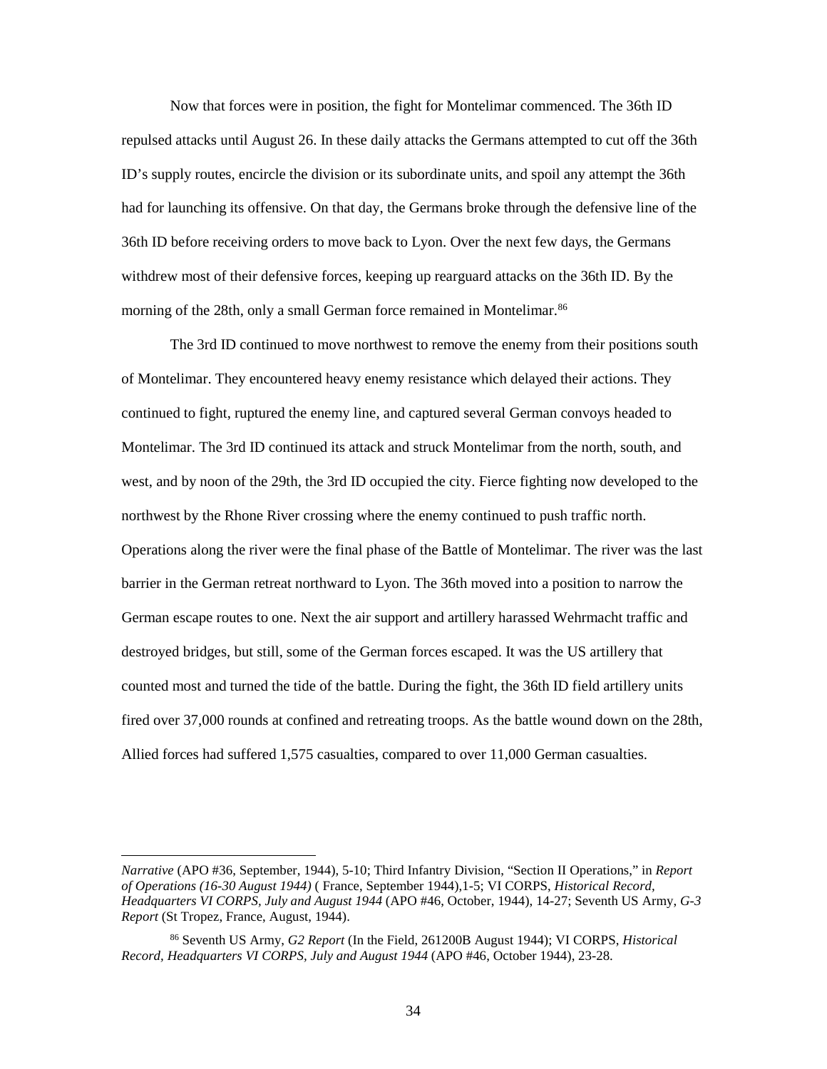Now that forces were in position, the fight for Montelimar commenced. The 36th ID repulsed attacks until August 26. In these daily attacks the Germans attempted to cut off the 36th ID's supply routes, encircle the division or its subordinate units, and spoil any attempt the 36th had for launching its offensive. On that day, the Germans broke through the defensive line of the 36th ID before receiving orders to move back to Lyon. Over the next few days, the Germans withdrew most of their defensive forces, keeping up rearguard attacks on the 36th ID. By the morning of the 28th, only a small German force remained in Montelimar.[86]

The 3rd ID continued to move northwest to remove the enemy from their positions south of Montelimar. They encountered heavy enemy resistance which delayed their actions. They continued to fight, ruptured the enemy line, and captured several German convoys headed to Montelimar. The 3rd ID continued its attack and struck Montelimar from the north, south, and west, and by noon of the 29th, the 3rd ID occupied the city. Fierce fighting now developed to the northwest by the Rhone River crossing where the enemy continued to push traffic north. Operations along the river were the final phase of the Battle of Montelimar. The river was the last barrier in the German retreat northward to Lyon. The 36th moved into a position to narrow the German escape routes to one. Next the air support and artillery harassed Wehrmacht traffic and destroyed bridges, but still, some of the German forces escaped. It was the US artillery that counted most and turned the tide of the battle. During the fight, the 36th ID field artillery units fired over 37,000 rounds at confined and retreating troops. As the battle wound down on the 28th, Allied forces had suffered 1,575 casualties, compared to over 11,000 German casualties.

---

*Narrative* (APO #36, September, 1944), 5-10; Third Infantry Division, "Section II Operations," in *Report of Operations (16-30 August 1944)* ( France, September 1944),1-5; VI CORPS, *Historical Record, Headquarters VI CORPS, July and August 1944* (APO #46, October, 1944), 14-27; Seventh US Army, *G-3 Report* (St Tropez, France, August, 1944).

[86] Seventh US Army, *G2 Report* (In the Field, 261200B August 1944); VI CORPS, *Historical Record, Headquarters VI CORPS, July and August 1944* (APO #46, October 1944), 23-28.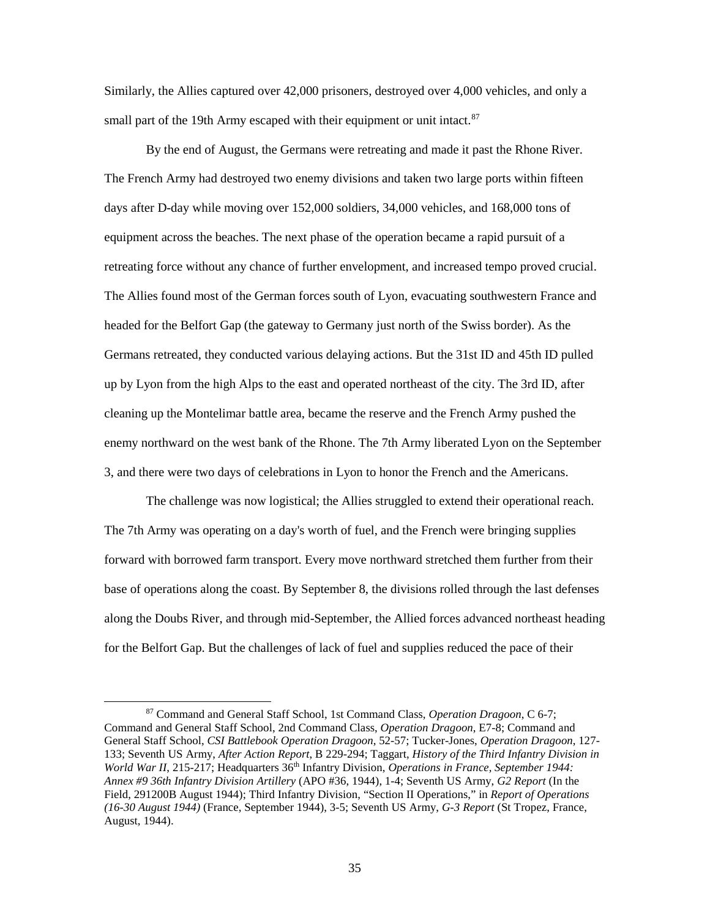Similarly, the Allies captured over 42,000 prisoners, destroyed over 4,000 vehicles, and only a small part of the 19th Army escaped with their equipment or unit intact.[87]

By the end of August, the Germans were retreating and made it past the Rhone River. The French Army had destroyed two enemy divisions and taken two large ports within fifteen days after D-day while moving over 152,000 soldiers, 34,000 vehicles, and 168,000 tons of equipment across the beaches. The next phase of the operation became a rapid pursuit of a retreating force without any chance of further envelopment, and increased tempo proved crucial. The Allies found most of the German forces south of Lyon, evacuating southwestern France and headed for the Belfort Gap (the gateway to Germany just north of the Swiss border). As the Germans retreated, they conducted various delaying actions. But the 31st ID and 45th ID pulled up by Lyon from the high Alps to the east and operated northeast of the city. The 3rd ID, after cleaning up the Montelimar battle area, became the reserve and the French Army pushed the enemy northward on the west bank of the Rhone. The 7th Army liberated Lyon on the September 3, and there were two days of celebrations in Lyon to honor the French and the Americans.

The challenge was now logistical; the Allies struggled to extend their operational reach. The 7th Army was operating on a day's worth of fuel, and the French were bringing supplies forward with borrowed farm transport. Every move northward stretched them further from their base of operations along the coast. By September 8, the divisions rolled through the last defenses along the Doubs River, and through mid-September, the Allied forces advanced northeast heading for the Belfort Gap. But the challenges of lack of fuel and supplies reduced the pace of their

---

[87] Command and General Staff School, 1st Command Class, *Operation Dragoon*, C 6-7; Command and General Staff School, 2nd Command Class, *Operation Dragoon*, E7-8; Command and General Staff School, *CSI Battlebook Operation Dragoon*, 52-57; Tucker-Jones, *Operation Dragoon*, 127-133; Seventh US Army, *After Action Report*, B 229-294; Taggart, *History of the Third Infantry Division in World War II*, 215-217; Headquarters 36th Infantry Division, *Operations in France, September 1944: Annex #9 36th Infantry Division Artillery* (APO #36, 1944), 1-4; Seventh US Army, *G2 Report* (In the Field, 291200B August 1944); Third Infantry Division, "Section II Operations," in *Report of Operations (16-30 August 1944)* (France, September 1944), 3-5; Seventh US Army, *G-3 Report* (St Tropez, France, August, 1944).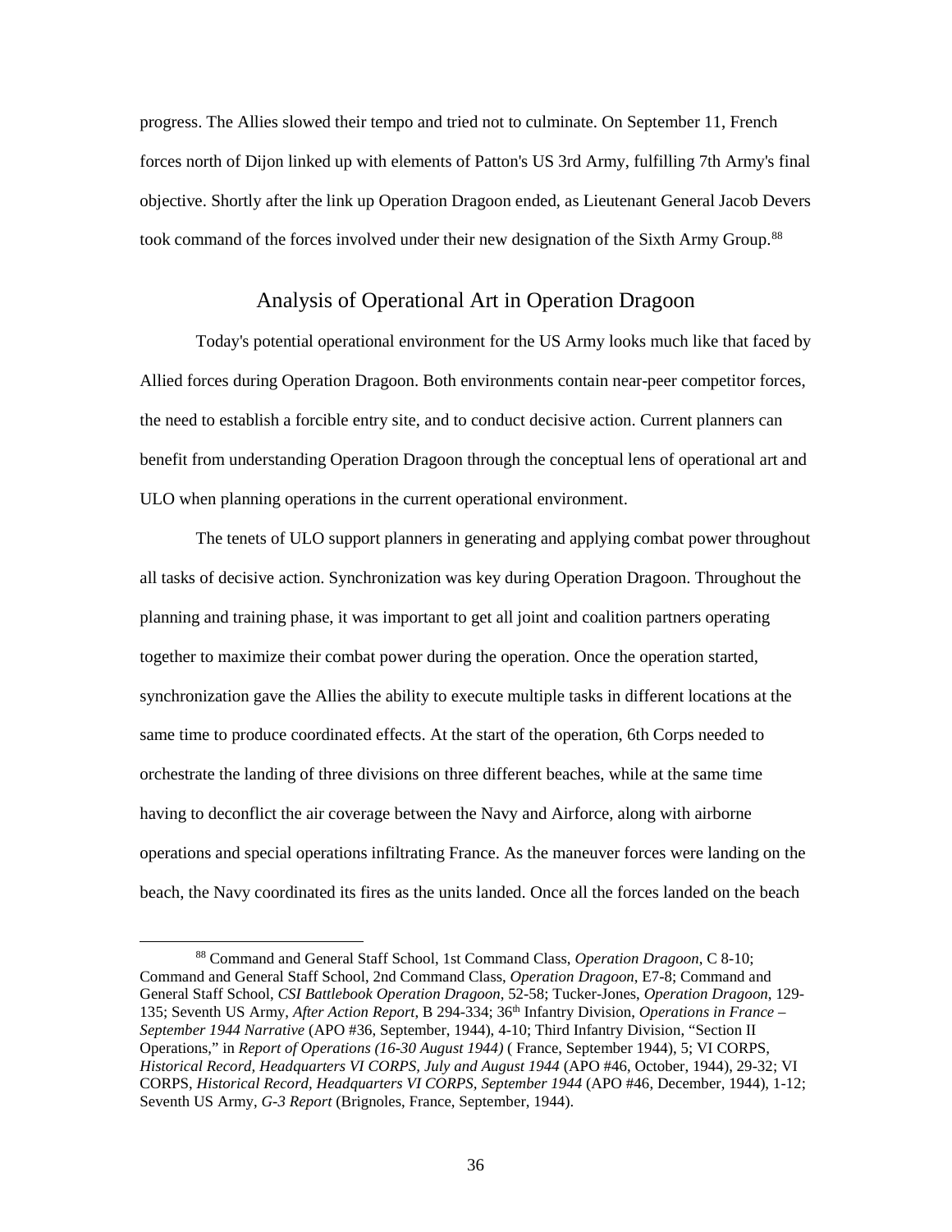progress. The Allies slowed their tempo and tried not to culminate. On September 11, French forces north of Dijon linked up with elements of Patton's US 3rd Army, fulfilling 7th Army's final objective. Shortly after the link up Operation Dragoon ended, as Lieutenant General Jacob Devers took command of the forces involved under their new designation of the Sixth Army Group.[88]

## Analysis of Operational Art in Operation Dragoon

Today's potential operational environment for the US Army looks much like that faced by Allied forces during Operation Dragoon. Both environments contain near-peer competitor forces, the need to establish a forcible entry site, and to conduct decisive action. Current planners can benefit from understanding Operation Dragoon through the conceptual lens of operational art and ULO when planning operations in the current operational environment.

The tenets of ULO support planners in generating and applying combat power throughout all tasks of decisive action. Synchronization was key during Operation Dragoon. Throughout the planning and training phase, it was important to get all joint and coalition partners operating together to maximize their combat power during the operation. Once the operation started, synchronization gave the Allies the ability to execute multiple tasks in different locations at the same time to produce coordinated effects. At the start of the operation, 6th Corps needed to orchestrate the landing of three divisions on three different beaches, while at the same time having to deconflict the air coverage between the Navy and Airforce, along with airborne operations and special operations infiltrating France. As the maneuver forces were landing on the beach, the Navy coordinated its fires as the units landed. Once all the forces landed on the beach

---

[88] Command and General Staff School, 1st Command Class, *Operation Dragoon*, C 8-10; Command and General Staff School, 2nd Command Class, *Operation Dragoon*, E7-8; Command and General Staff School, *CSI Battlebook Operation Dragoon*, 52-58; Tucker-Jones, *Operation Dragoon*, 129-135; Seventh US Army, *After Action Report*, B 294-334; 36th Infantry Division, *Operations in France – September 1944 Narrative* (APO #36, September, 1944), 4-10; Third Infantry Division, "Section II Operations," in *Report of Operations (16-30 August 1944)* ( France, September 1944), 5; VI CORPS, *Historical Record, Headquarters VI CORPS, July and August 1944* (APO #46, October, 1944), 29-32; VI CORPS, *Historical Record, Headquarters VI CORPS, September 1944* (APO #46, December, 1944), 1-12; Seventh US Army, *G-3 Report* (Brignoles, France, September, 1944).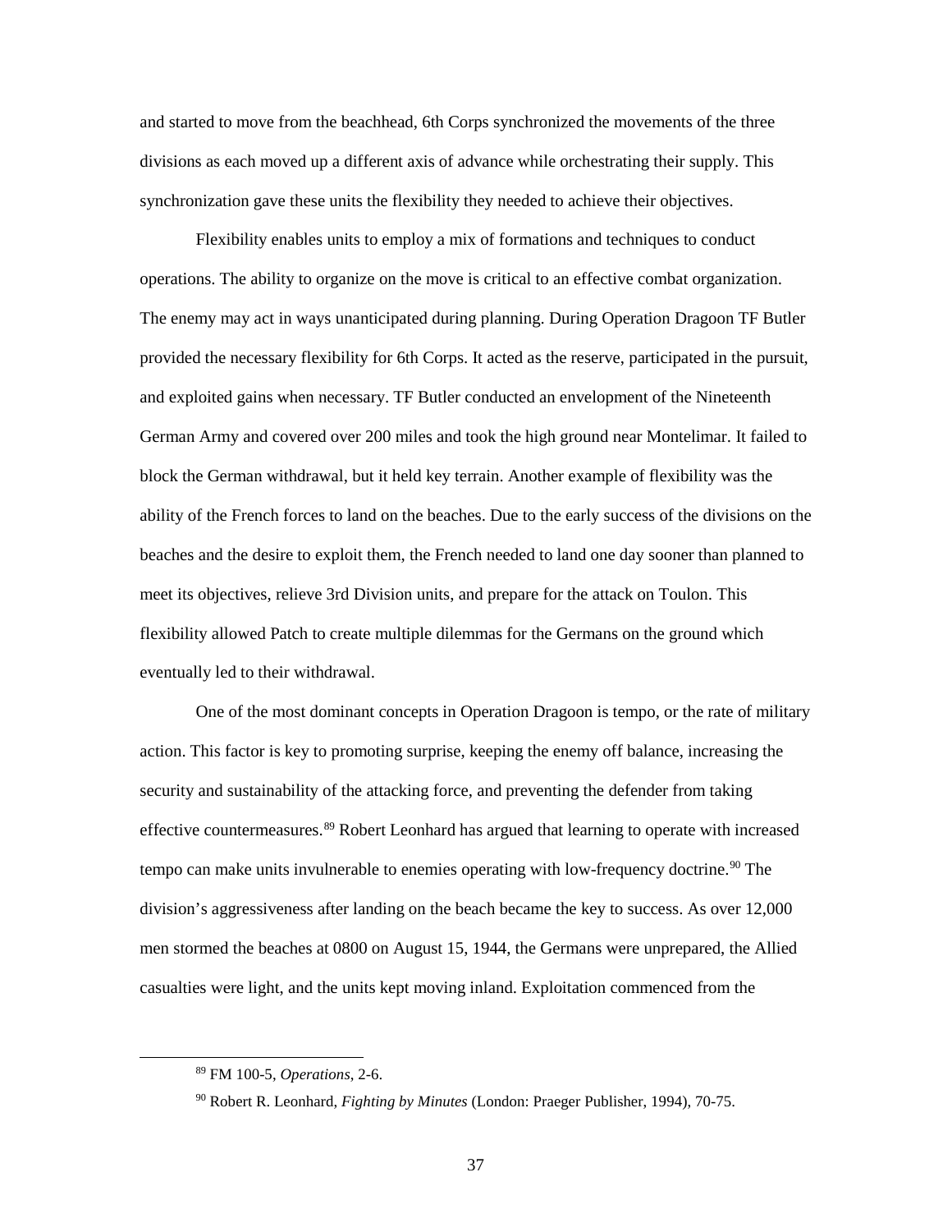and started to move from the beachhead, 6th Corps synchronized the movements of the three divisions as each moved up a different axis of advance while orchestrating their supply. This synchronization gave these units the flexibility they needed to achieve their objectives.

Flexibility enables units to employ a mix of formations and techniques to conduct operations. The ability to organize on the move is critical to an effective combat organization. The enemy may act in ways unanticipated during planning. During Operation Dragoon TF Butler provided the necessary flexibility for 6th Corps. It acted as the reserve, participated in the pursuit, and exploited gains when necessary. TF Butler conducted an envelopment of the Nineteenth German Army and covered over 200 miles and took the high ground near Montelimar. It failed to block the German withdrawal, but it held key terrain. Another example of flexibility was the ability of the French forces to land on the beaches. Due to the early success of the divisions on the beaches and the desire to exploit them, the French needed to land one day sooner than planned to meet its objectives, relieve 3rd Division units, and prepare for the attack on Toulon. This flexibility allowed Patch to create multiple dilemmas for the Germans on the ground which eventually led to their withdrawal.

One of the most dominant concepts in Operation Dragoon is tempo, or the rate of military action. This factor is key to promoting surprise, keeping the enemy off balance, increasing the security and sustainability of the attacking force, and preventing the defender from taking effective countermeasures.[89] Robert Leonhard has argued that learning to operate with increased tempo can make units invulnerable to enemies operating with low-frequency doctrine.[90] The division's aggressiveness after landing on the beach became the key to success. As over 12,000 men stormed the beaches at 0800 on August 15, 1944, the Germans were unprepared, the Allied casualties were light, and the units kept moving inland. Exploitation commenced from the

[89] FM 100-5, *Operations*, 2-6.

[90] Robert R. Leonhard, *Fighting by Minutes* (London: Praeger Publisher, 1994), 70-75.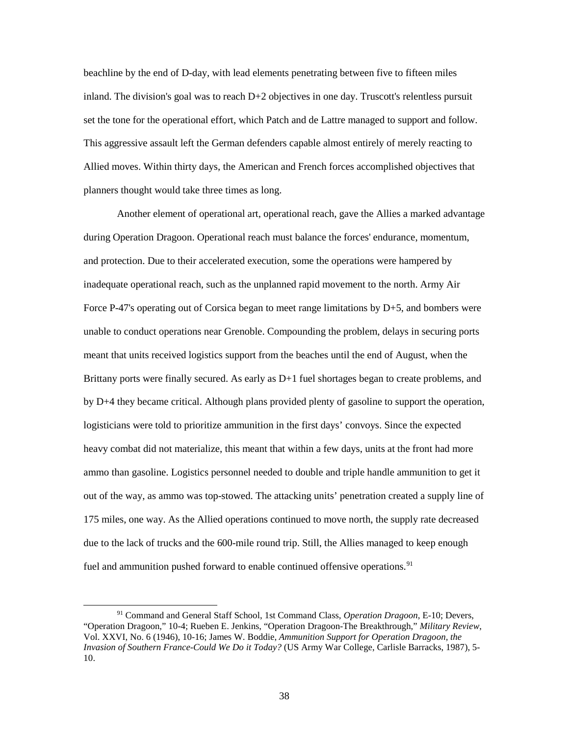beachline by the end of D-day, with lead elements penetrating between five to fifteen miles inland. The division's goal was to reach D+2 objectives in one day. Truscott's relentless pursuit set the tone for the operational effort, which Patch and de Lattre managed to support and follow. This aggressive assault left the German defenders capable almost entirely of merely reacting to Allied moves. Within thirty days, the American and French forces accomplished objectives that planners thought would take three times as long.

Another element of operational art, operational reach, gave the Allies a marked advantage during Operation Dragoon. Operational reach must balance the forces' endurance, momentum, and protection. Due to their accelerated execution, some the operations were hampered by inadequate operational reach, such as the unplanned rapid movement to the north. Army Air Force P-47's operating out of Corsica began to meet range limitations by D+5, and bombers were unable to conduct operations near Grenoble. Compounding the problem, delays in securing ports meant that units received logistics support from the beaches until the end of August, when the Brittany ports were finally secured. As early as D+1 fuel shortages began to create problems, and by D+4 they became critical. Although plans provided plenty of gasoline to support the operation, logisticians were told to prioritize ammunition in the first days' convoys. Since the expected heavy combat did not materialize, this meant that within a few days, units at the front had more ammo than gasoline. Logistics personnel needed to double and triple handle ammunition to get it out of the way, as ammo was top-stowed. The attacking units' penetration created a supply line of 175 miles, one way. As the Allied operations continued to move north, the supply rate decreased due to the lack of trucks and the 600-mile round trip. Still, the Allies managed to keep enough fuel and ammunition pushed forward to enable continued offensive operations.[91]

---

[91] Command and General Staff School, 1st Command Class, *Operation Dragoon*, E-10; Devers, "Operation Dragoon," 10-4; Rueben E. Jenkins, "Operation Dragoon-The Breakthrough," *Military Review*, Vol. XXVI, No. 6 (1946), 10-16; James W. Boddie, *Ammunition Support for Operation Dragoon, the Invasion of Southern France-Could We Do it Today?* (US Army War College, Carlisle Barracks, 1987), 5-10.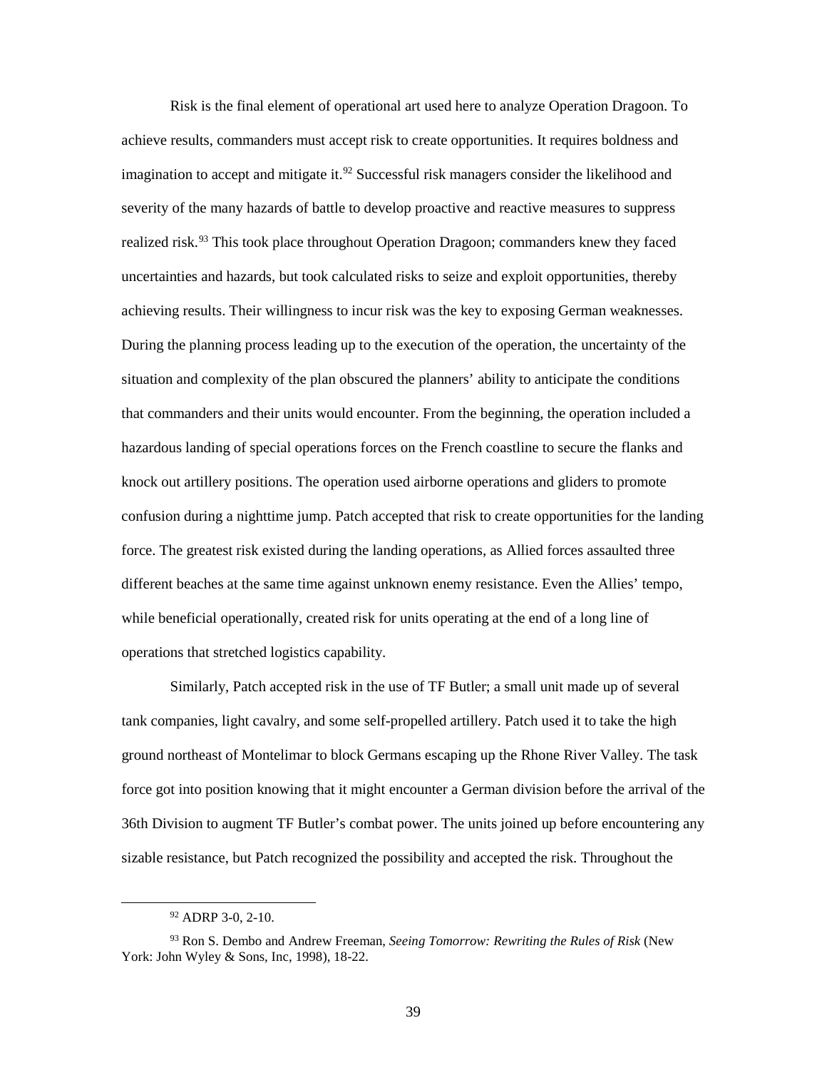Risk is the final element of operational art used here to analyze Operation Dragoon. To achieve results, commanders must accept risk to create opportunities. It requires boldness and imagination to accept and mitigate it.[92] Successful risk managers consider the likelihood and severity of the many hazards of battle to develop proactive and reactive measures to suppress realized risk.[93] This took place throughout Operation Dragoon; commanders knew they faced uncertainties and hazards, but took calculated risks to seize and exploit opportunities, thereby achieving results. Their willingness to incur risk was the key to exposing German weaknesses. During the planning process leading up to the execution of the operation, the uncertainty of the situation and complexity of the plan obscured the planners' ability to anticipate the conditions that commanders and their units would encounter. From the beginning, the operation included a hazardous landing of special operations forces on the French coastline to secure the flanks and knock out artillery positions. The operation used airborne operations and gliders to promote confusion during a nighttime jump. Patch accepted that risk to create opportunities for the landing force. The greatest risk existed during the landing operations, as Allied forces assaulted three different beaches at the same time against unknown enemy resistance. Even the Allies' tempo, while beneficial operationally, created risk for units operating at the end of a long line of operations that stretched logistics capability.

Similarly, Patch accepted risk in the use of TF Butler; a small unit made up of several tank companies, light cavalry, and some self-propelled artillery. Patch used it to take the high ground northeast of Montelimar to block Germans escaping up the Rhone River Valley. The task force got into position knowing that it might encounter a German division before the arrival of the 36th Division to augment TF Butler's combat power. The units joined up before encountering any sizable resistance, but Patch recognized the possibility and accepted the risk. Throughout the

[92] ADRP 3-0, 2-10.

[93] Ron S. Dembo and Andrew Freeman, *Seeing Tomorrow: Rewriting the Rules of Risk* (New York: John Wyley & Sons, Inc, 1998), 18-22.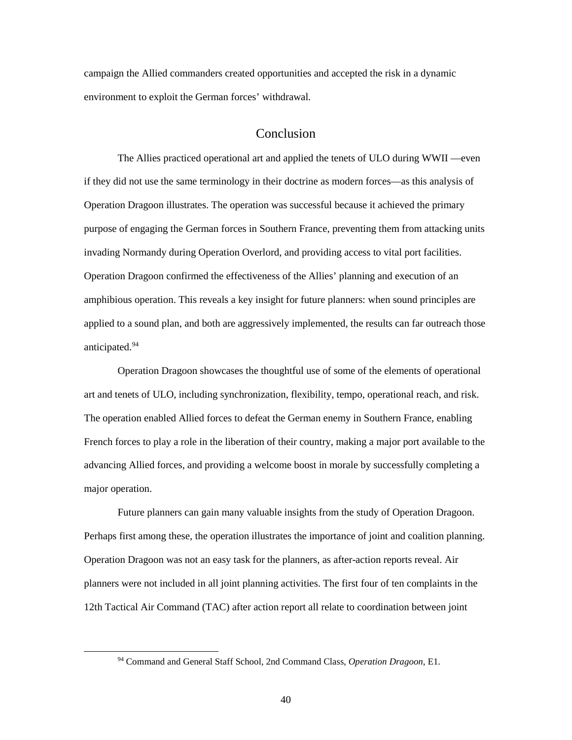campaign the Allied commanders created opportunities and accepted the risk in a dynamic environment to exploit the German forces' withdrawal.

## Conclusion

The Allies practiced operational art and applied the tenets of ULO during WWII —even if they did not use the same terminology in their doctrine as modern forces—as this analysis of Operation Dragoon illustrates. The operation was successful because it achieved the primary purpose of engaging the German forces in Southern France, preventing them from attacking units invading Normandy during Operation Overlord, and providing access to vital port facilities. Operation Dragoon confirmed the effectiveness of the Allies' planning and execution of an amphibious operation. This reveals a key insight for future planners: when sound principles are applied to a sound plan, and both are aggressively implemented, the results can far outreach those anticipated.[94]

Operation Dragoon showcases the thoughtful use of some of the elements of operational art and tenets of ULO, including synchronization, flexibility, tempo, operational reach, and risk. The operation enabled Allied forces to defeat the German enemy in Southern France, enabling French forces to play a role in the liberation of their country, making a major port available to the advancing Allied forces, and providing a welcome boost in morale by successfully completing a major operation.

Future planners can gain many valuable insights from the study of Operation Dragoon. Perhaps first among these, the operation illustrates the importance of joint and coalition planning. Operation Dragoon was not an easy task for the planners, as after-action reports reveal. Air planners were not included in all joint planning activities. The first four of ten complaints in the 12th Tactical Air Command (TAC) after action report all relate to coordination between joint

[94] Command and General Staff School, 2nd Command Class, *Operation Dragoon*, E1.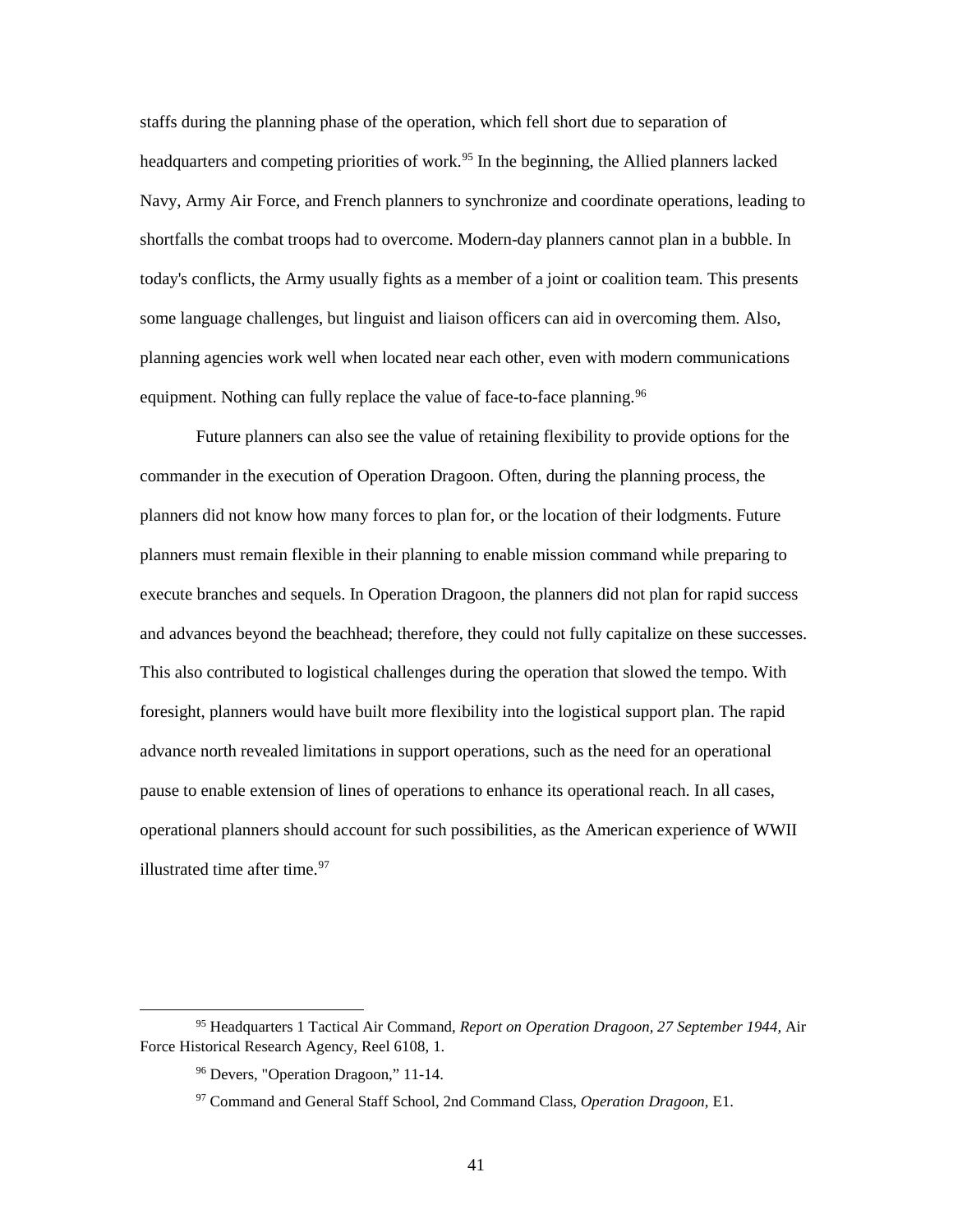staffs during the planning phase of the operation, which fell short due to separation of headquarters and competing priorities of work.[95] In the beginning, the Allied planners lacked Navy, Army Air Force, and French planners to synchronize and coordinate operations, leading to shortfalls the combat troops had to overcome. Modern-day planners cannot plan in a bubble. In today's conflicts, the Army usually fights as a member of a joint or coalition team. This presents some language challenges, but linguist and liaison officers can aid in overcoming them. Also, planning agencies work well when located near each other, even with modern communications equipment. Nothing can fully replace the value of face-to-face planning.[96]

Future planners can also see the value of retaining flexibility to provide options for the commander in the execution of Operation Dragoon. Often, during the planning process, the planners did not know how many forces to plan for, or the location of their lodgments. Future planners must remain flexible in their planning to enable mission command while preparing to execute branches and sequels. In Operation Dragoon, the planners did not plan for rapid success and advances beyond the beachhead; therefore, they could not fully capitalize on these successes. This also contributed to logistical challenges during the operation that slowed the tempo. With foresight, planners would have built more flexibility into the logistical support plan. The rapid advance north revealed limitations in support operations, such as the need for an operational pause to enable extension of lines of operations to enhance its operational reach. In all cases, operational planners should account for such possibilities, as the American experience of WWII illustrated time after time.[97]

---

[95] Headquarters 1 Tactical Air Command, *Report on Operation Dragoon, 27 September 1944*, Air Force Historical Research Agency, Reel 6108, 1.

[96] Devers, "Operation Dragoon," 11-14.

[97] Command and General Staff School, 2nd Command Class, *Operation Dragoon*, E1.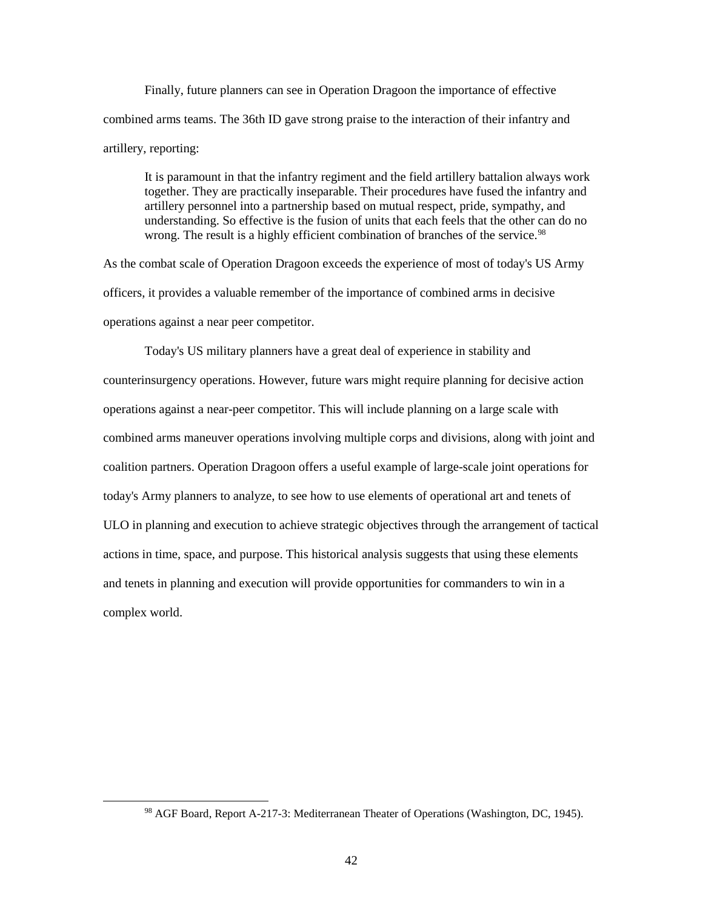Finally, future planners can see in Operation Dragoon the importance of effective combined arms teams. The 36th ID gave strong praise to the interaction of their infantry and artillery, reporting:

> It is paramount in that the infantry regiment and the field artillery battalion always work together. They are practically inseparable. Their procedures have fused the infantry and artillery personnel into a partnership based on mutual respect, pride, sympathy, and understanding. So effective is the fusion of units that each feels that the other can do no wrong. The result is a highly efficient combination of branches of the service.[98]

As the combat scale of Operation Dragoon exceeds the experience of most of today's US Army officers, it provides a valuable remember of the importance of combined arms in decisive operations against a near peer competitor.

Today's US military planners have a great deal of experience in stability and counterinsurgency operations. However, future wars might require planning for decisive action operations against a near-peer competitor. This will include planning on a large scale with combined arms maneuver operations involving multiple corps and divisions, along with joint and coalition partners. Operation Dragoon offers a useful example of large-scale joint operations for today's Army planners to analyze, to see how to use elements of operational art and tenets of ULO in planning and execution to achieve strategic objectives through the arrangement of tactical actions in time, space, and purpose. This historical analysis suggests that using these elements and tenets in planning and execution will provide opportunities for commanders to win in a complex world.

---

[98] AGF Board, Report A-217-3: Mediterranean Theater of Operations (Washington, DC, 1945).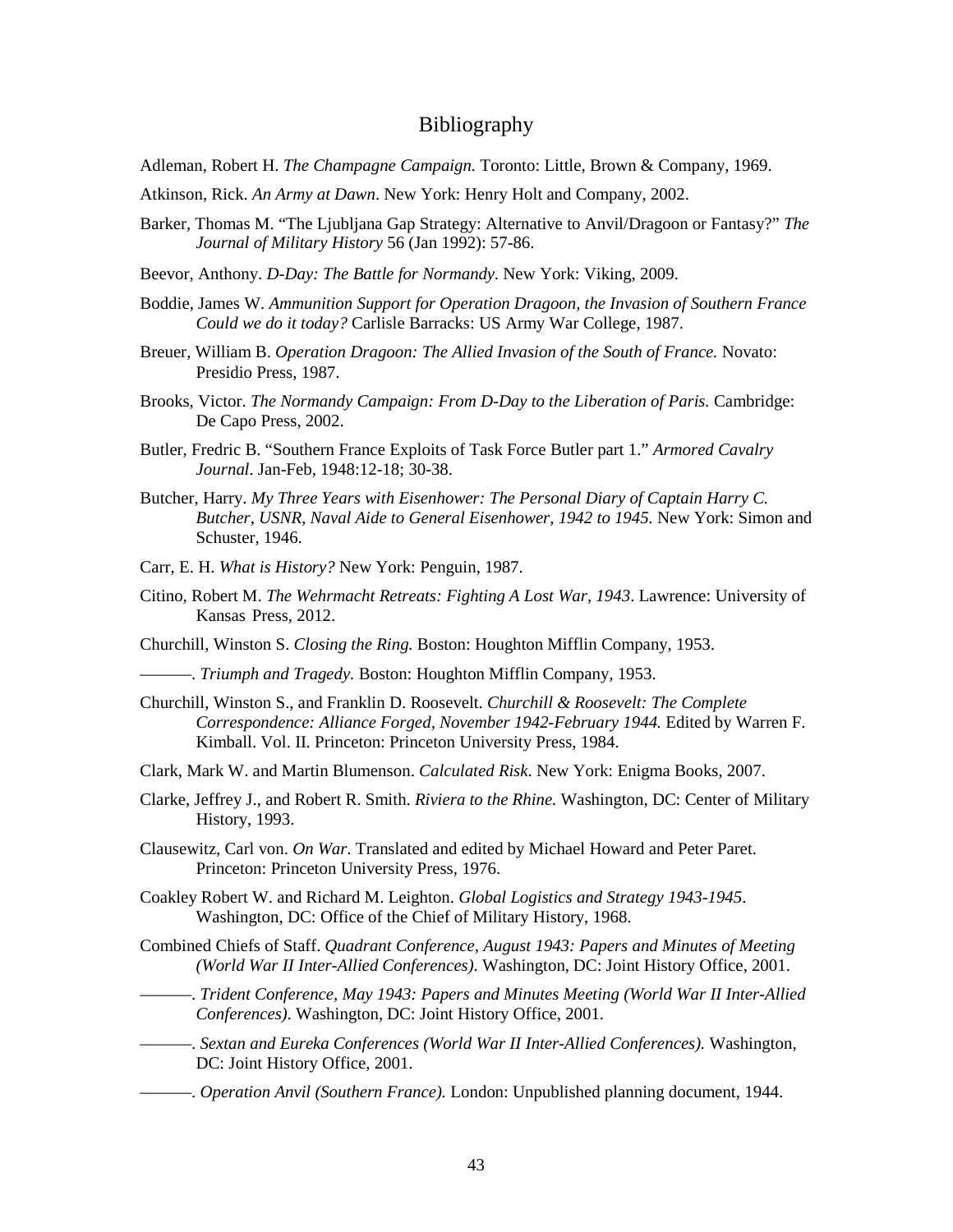# Bibliography

Adleman, Robert H. *The Champagne Campaign.* Toronto: Little, Brown & Company, 1969.

Atkinson, Rick. *An Army at Dawn*. New York: Henry Holt and Company, 2002.

Barker, Thomas M. "The Ljubljana Gap Strategy: Alternative to Anvil/Dragoon or Fantasy?" *The Journal of Military History* 56 (Jan 1992): 57-86.

Beevor, Anthony. *D-Day: The Battle for Normandy.* New York: Viking, 2009.

Boddie, James W. *Ammunition Support for Operation Dragoon, the Invasion of Southern France Could we do it today?* Carlisle Barracks: US Army War College, 1987.

Breuer, William B. *Operation Dragoon: The Allied Invasion of the South of France.* Novato: Presidio Press, 1987.

Brooks, Victor. *The Normandy Campaign: From D-Day to the Liberation of Paris.* Cambridge: De Capo Press, 2002.

Butler, Fredric B. "Southern France Exploits of Task Force Butler part 1." *Armored Cavalry Journal*. Jan-Feb, 1948:12-18; 30-38.

Butcher, Harry. *My Three Years with Eisenhower: The Personal Diary of Captain Harry C. Butcher, USNR, Naval Aide to General Eisenhower, 1942 to 1945*. New York: Simon and Schuster, 1946.

Carr, E. H. *What is History?* New York: Penguin, 1987.

Citino, Robert M. *The Wehrmacht Retreats: Fighting A Lost War, 1943*. Lawrence: University of Kansas Press, 2012.

Churchill, Winston S. *Closing the Ring.* Boston: Houghton Mifflin Company, 1953.

———. *Triumph and Tragedy.* Boston: Houghton Mifflin Company, 1953.

Churchill, Winston S., and Franklin D. Roosevelt. *Churchill & Roosevelt: The Complete Correspondence: Alliance Forged, November 1942-February 1944.* Edited by Warren F. Kimball. Vol. II. Princeton: Princeton University Press, 1984.

Clark, Mark W. and Martin Blumenson. *Calculated Risk*. New York: Enigma Books, 2007.

Clarke, Jeffrey J., and Robert R. Smith. *Riviera to the Rhine.* Washington, DC: Center of Military History, 1993.

Clausewitz, Carl von. *On War*. Translated and edited by Michael Howard and Peter Paret. Princeton: Princeton University Press, 1976.

Coakley Robert W. and Richard M. Leighton. *Global Logistics and Strategy 1943-1945*. Washington, DC: Office of the Chief of Military History, 1968.

Combined Chiefs of Staff. *Quadrant Conference, August 1943: Papers and Minutes of Meeting (World War II Inter-Allied Conferences).* Washington, DC: Joint History Office, 2001.

———. *Trident Conference, May 1943: Papers and Minutes Meeting (World War II Inter-Allied Conferences).* Washington, DC: Joint History Office, 2001.

———. *Sextan and Eureka Conferences (World War II Inter-Allied Conferences).* Washington, DC: Joint History Office, 2001.

———. *Operation Anvil (Southern France).* London: Unpublished planning document, 1944.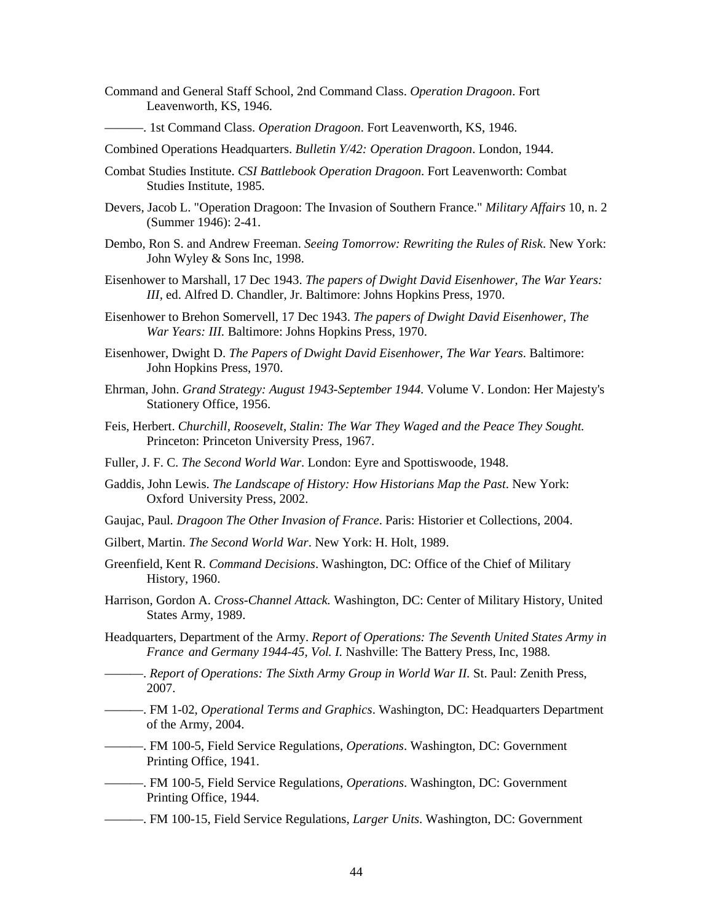Command and General Staff School, 2nd Command Class. *Operation Dragoon*. Fort Leavenworth, KS, 1946.

———. 1st Command Class. *Operation Dragoon*. Fort Leavenworth, KS, 1946.

Combined Operations Headquarters. *Bulletin Y/42: Operation Dragoon*. London, 1944.

Combat Studies Institute. *CSI Battlebook Operation Dragoon*. Fort Leavenworth: Combat Studies Institute, 1985.

Devers, Jacob L. "Operation Dragoon: The Invasion of Southern France." *Military Affairs* 10, n. 2 (Summer 1946): 2-41.

Dembo, Ron S. and Andrew Freeman. *Seeing Tomorrow: Rewriting the Rules of Risk*. New York: John Wyley & Sons Inc, 1998.

Eisenhower to Marshall, 17 Dec 1943. *The papers of Dwight David Eisenhower, The War Years: III*, ed. Alfred D. Chandler, Jr. Baltimore: Johns Hopkins Press, 1970.

Eisenhower to Brehon Somervell, 17 Dec 1943. *The papers of Dwight David Eisenhower, The War Years: III.* Baltimore: Johns Hopkins Press, 1970.

Eisenhower, Dwight D. *The Papers of Dwight David Eisenhower, The War Years*. Baltimore: John Hopkins Press, 1970.

Ehrman, John. *Grand Strategy: August 1943-September 1944.* Volume V. London: Her Majesty's Stationery Office, 1956.

Feis, Herbert. *Churchill, Roosevelt, Stalin: The War They Waged and the Peace They Sought.* Princeton: Princeton University Press, 1967.

Fuller, J. F. C. *The Second World War*. London: Eyre and Spottiswoode, 1948.

Gaddis, John Lewis. *The Landscape of History: How Historians Map the Past*. New York: Oxford University Press, 2002.

Gaujac, Paul. *Dragoon The Other Invasion of France*. Paris: Historier et Collections, 2004.

Gilbert, Martin. *The Second World War*. New York: H. Holt, 1989.

Greenfield, Kent R. *Command Decisions*. Washington, DC: Office of the Chief of Military History, 1960.

Harrison, Gordon A. *Cross-Channel Attack.* Washington, DC: Center of Military History, United States Army, 1989.

Headquarters, Department of the Army. *Report of Operations: The Seventh United States Army in France and Germany 1944-45, Vol. I.* Nashville: The Battery Press, Inc, 1988.

———. *Report of Operations: The Sixth Army Group in World War II.* St. Paul: Zenith Press, 2007.

———. FM 1-02, *Operational Terms and Graphics*. Washington, DC: Headquarters Department of the Army, 2004.

———. FM 100-5, Field Service Regulations, *Operations*. Washington, DC: Government Printing Office, 1941.

———. FM 100-5, Field Service Regulations, *Operations*. Washington, DC: Government Printing Office, 1944.

———. FM 100-15, Field Service Regulations, *Larger Units*. Washington, DC: Government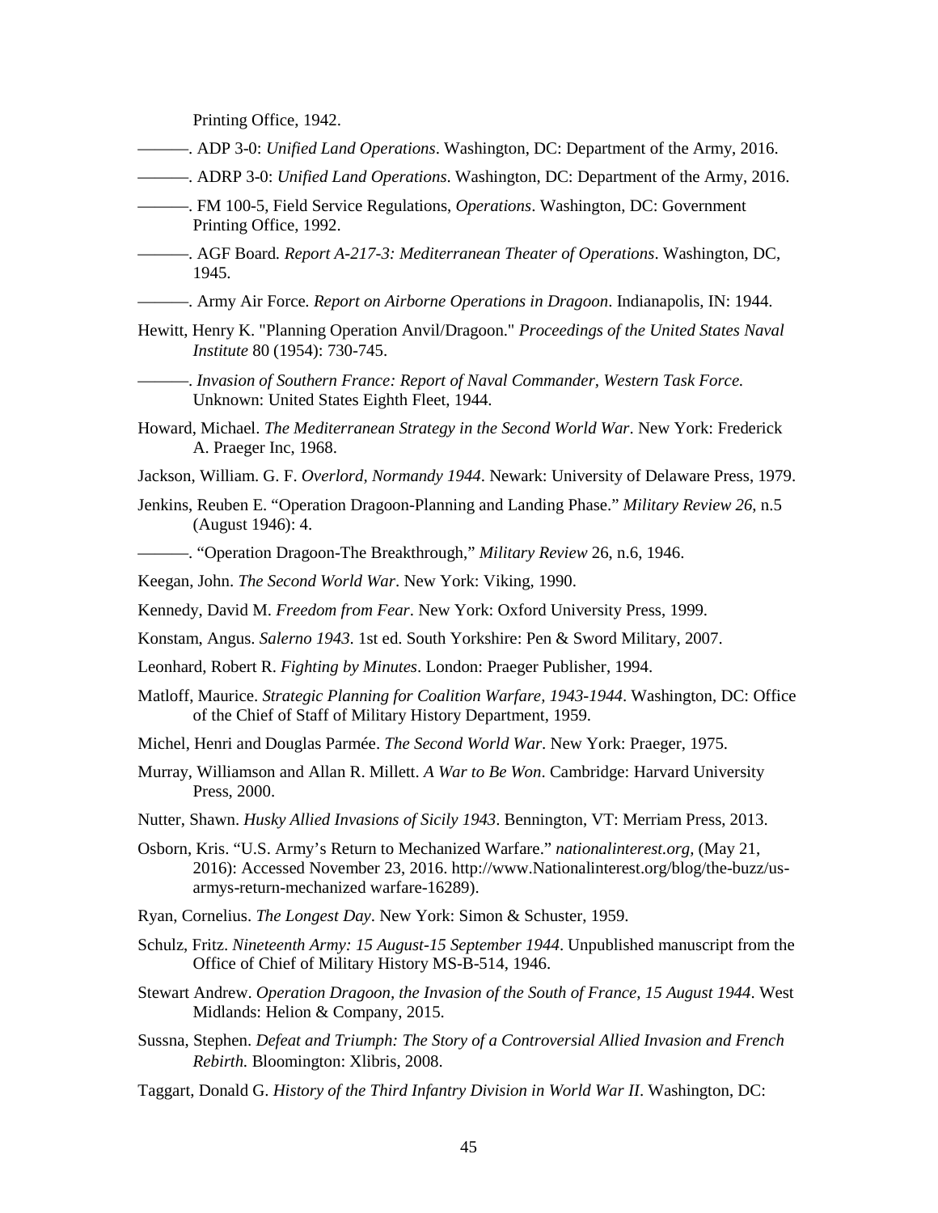Printing Office, 1942.

———. ADP 3-0: *Unified Land Operations*. Washington, DC: Department of the Army, 2016.

———. ADRP 3-0: *Unified Land Operations*. Washington, DC: Department of the Army, 2016.

———. FM 100-5, Field Service Regulations, *Operations*. Washington, DC: Government Printing Office, 1992.

———. AGF Board. *Report A-217-3: Mediterranean Theater of Operations*. Washington, DC, 1945.

———. Army Air Force. *Report on Airborne Operations in Dragoon*. Indianapolis, IN: 1944.

Hewitt, Henry K. "Planning Operation Anvil/Dragoon." *Proceedings of the United States Naval Institute* 80 (1954): 730-745.

———. *Invasion of Southern France: Report of Naval Commander, Western Task Force.* Unknown: United States Eighth Fleet, 1944.

Howard, Michael. *The Mediterranean Strategy in the Second World War*. New York: Frederick A. Praeger Inc, 1968.

Jackson, William. G. F. *Overlord, Normandy 1944*. Newark: University of Delaware Press, 1979.

Jenkins, Reuben E. "Operation Dragoon-Planning and Landing Phase." *Military Review 26*, n.5 (August 1946): 4.

———. "Operation Dragoon-The Breakthrough," *Military Review* 26, n.6, 1946.

Keegan, John. *The Second World War*. New York: Viking, 1990.

Kennedy, David M. *Freedom from Fear*. New York: Oxford University Press, 1999.

Konstam, Angus. *Salerno 1943*. 1st ed. South Yorkshire: Pen & Sword Military, 2007.

Leonhard, Robert R. *Fighting by Minutes*. London: Praeger Publisher, 1994.

Matloff, Maurice. *Strategic Planning for Coalition Warfare, 1943-1944*. Washington, DC: Office of the Chief of Staff of Military History Department, 1959.

Michel, Henri and Douglas Parmée. *The Second World War*. New York: Praeger, 1975.

Murray, Williamson and Allan R. Millett. *A War to Be Won*. Cambridge: Harvard University Press, 2000.

Nutter, Shawn. *Husky Allied Invasions of Sicily 1943*. Bennington, VT: Merriam Press, 2013.

Osborn, Kris. "U.S. Army's Return to Mechanized Warfare." *nationalinterest.org,* (May 21, 2016): Accessed November 23, 2016. http://www.Nationalinterest.org/blog/the-buzz/us-armys-return-mechanized warfare-16289).

Ryan, Cornelius. *The Longest Day*. New York: Simon & Schuster, 1959.

Schulz, Fritz. *Nineteenth Army: 15 August-15 September 1944*. Unpublished manuscript from the Office of Chief of Military History MS-B-514, 1946.

Stewart Andrew. *Operation Dragoon, the Invasion of the South of France, 15 August 1944*. West Midlands: Helion & Company, 2015.

Sussna, Stephen. *Defeat and Triumph: The Story of a Controversial Allied Invasion and French Rebirth.* Bloomington: Xlibris, 2008.

Taggart, Donald G. *History of the Third Infantry Division in World War II*. Washington, DC: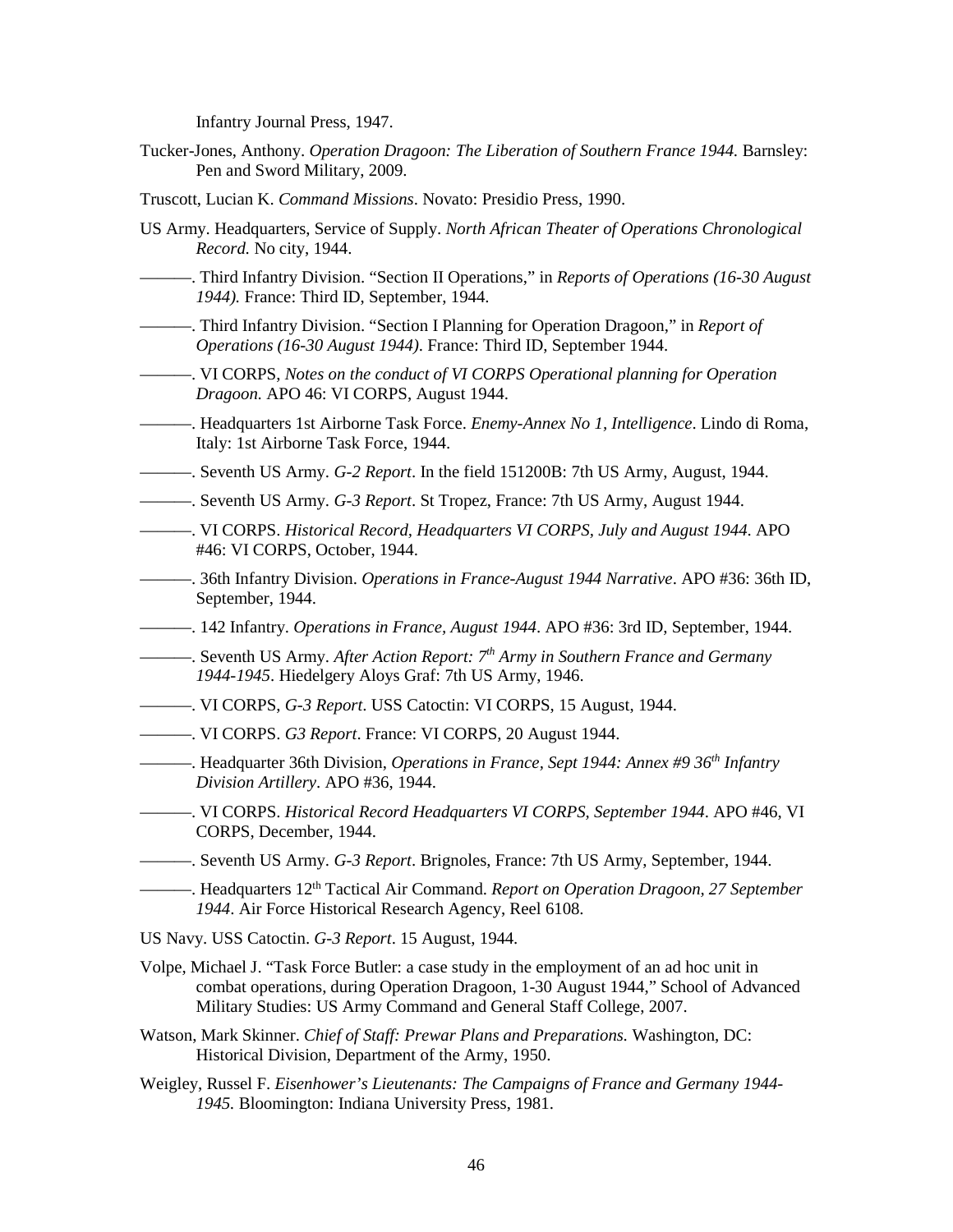Infantry Journal Press, 1947.

Tucker-Jones, Anthony. *Operation Dragoon: The Liberation of Southern France 1944.* Barnsley: Pen and Sword Military, 2009.

Truscott, Lucian K. *Command Missions*. Novato: Presidio Press, 1990.

US Army. Headquarters, Service of Supply. *North African Theater of Operations Chronological Record.* No city, 1944.

———. Third Infantry Division. "Section II Operations," in *Reports of Operations (16-30 August 1944).* France: Third ID, September, 1944.

———. Third Infantry Division. "Section I Planning for Operation Dragoon," in *Report of Operations (16-30 August 1944)*. France: Third ID, September 1944.

———. VI CORPS, *Notes on the conduct of VI CORPS Operational planning for Operation Dragoon.* APO 46: VI CORPS, August 1944.

———. Headquarters 1st Airborne Task Force. *Enemy-Annex No 1, Intelligence*. Lindo di Roma, Italy: 1st Airborne Task Force, 1944.

———. Seventh US Army. *G-2 Report*. In the field 151200B: 7th US Army, August, 1944.

———. Seventh US Army. *G-3 Report*. St Tropez, France: 7th US Army, August 1944.

———. VI CORPS. *Historical Record, Headquarters VI CORPS, July and August 1944.* APO #46: VI CORPS, October, 1944.

———. 36th Infantry Division. *Operations in France-August 1944 Narrative*. APO #36: 36th ID, September, 1944.

———. 142 Infantry. *Operations in France, August 1944*. APO #36: 3rd ID, September, 1944.

———. Seventh US Army. *After Action Report: 7th Army in Southern France and Germany 1944-1945*. Hiedelgery Aloys Graf: 7th US Army, 1946.

———. VI CORPS, *G-3 Report*. USS Catoctin: VI CORPS, 15 August, 1944.

———. VI CORPS. *G3 Report*. France: VI CORPS, 20 August 1944.

———. Headquarter 36th Division, *Operations in France, Sept 1944: Annex #9 36th Infantry Division Artillery*. APO #36, 1944.

———. VI CORPS. *Historical Record Headquarters VI CORPS, September 1944*. APO #46, VI CORPS, December, 1944.

———. Seventh US Army. *G-3 Report*. Brignoles, France: 7th US Army, September, 1944.

———. Headquarters 12th Tactical Air Command. *Report on Operation Dragoon, 27 September 1944*. Air Force Historical Research Agency, Reel 6108.

US Navy. USS Catoctin. *G-3 Report*. 15 August, 1944.

Volpe, Michael J. "Task Force Butler: a case study in the employment of an ad hoc unit in combat operations, during Operation Dragoon, 1-30 August 1944," School of Advanced Military Studies: US Army Command and General Staff College, 2007.

Watson, Mark Skinner. *Chief of Staff: Prewar Plans and Preparations.* Washington, DC: Historical Division, Department of the Army, 1950.

Weigley, Russel F. *Eisenhower's Lieutenants: The Campaigns of France and Germany 1944-1945.* Bloomington: Indiana University Press, 1981.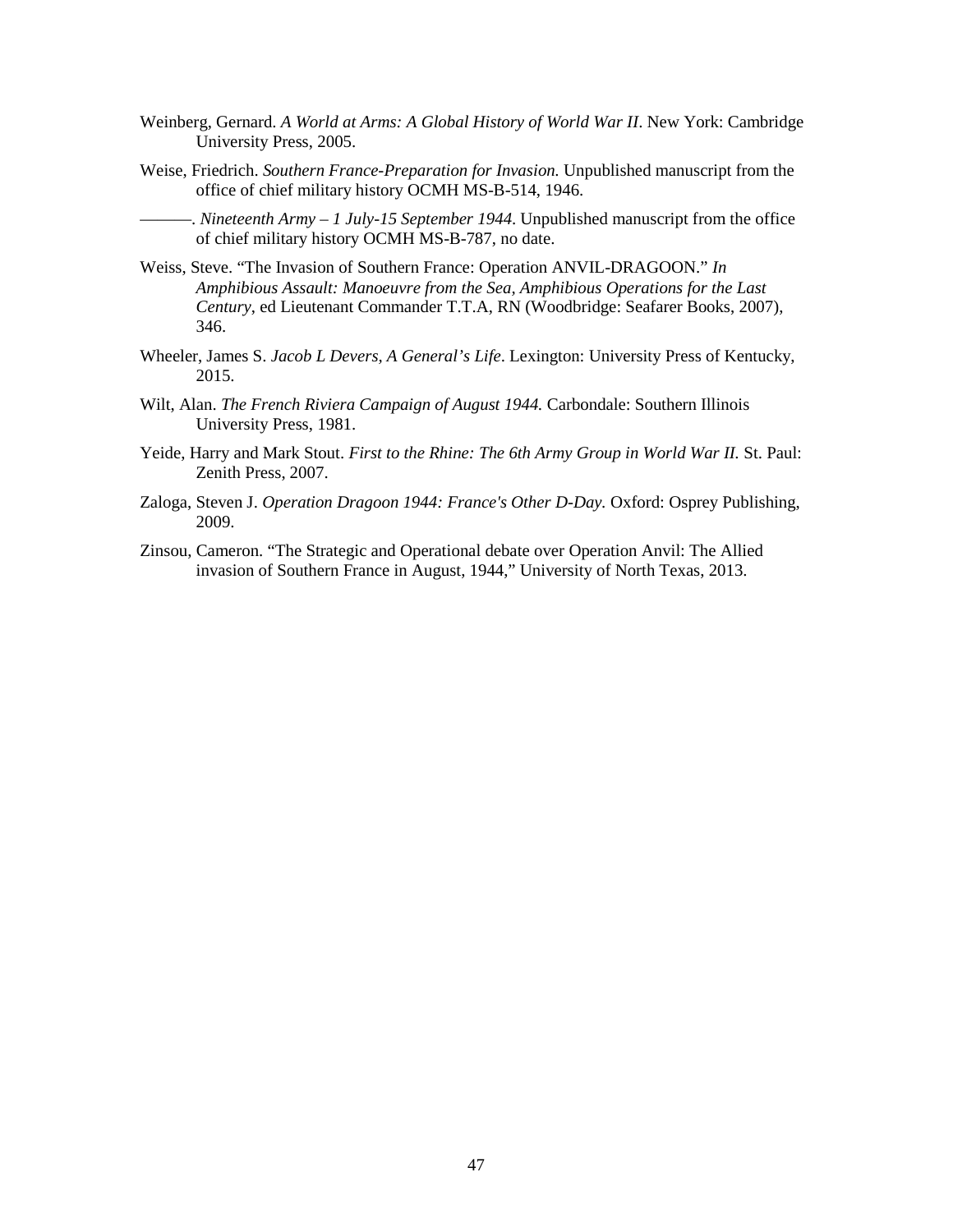Weinberg, Gernard. *A World at Arms: A Global History of World War II*. New York: Cambridge University Press, 2005.

Weise, Friedrich. *Southern France-Preparation for Invasion.* Unpublished manuscript from the office of chief military history OCMH MS-B-514, 1946.

———. *Nineteenth Army – 1 July-15 September 1944*. Unpublished manuscript from the office of chief military history OCMH MS-B-787, no date.

Weiss, Steve. "The Invasion of Southern France: Operation ANVIL-DRAGOON." *In Amphibious Assault: Manoeuvre from the Sea, Amphibious Operations for the Last Century*, ed Lieutenant Commander T.T.A, RN (Woodbridge: Seafarer Books, 2007), 346.

Wheeler, James S. *Jacob L Devers, A General's Life*. Lexington: University Press of Kentucky, 2015.

Wilt, Alan. *The French Riviera Campaign of August 1944.* Carbondale: Southern Illinois University Press, 1981.

Yeide, Harry and Mark Stout. *First to the Rhine: The 6th Army Group in World War II.* St. Paul: Zenith Press, 2007.

Zaloga, Steven J. *Operation Dragoon 1944: France's Other D-Day.* Oxford: Osprey Publishing, 2009.

Zinsou, Cameron. "The Strategic and Operational debate over Operation Anvil: The Allied invasion of Southern France in August, 1944," University of North Texas, 2013.